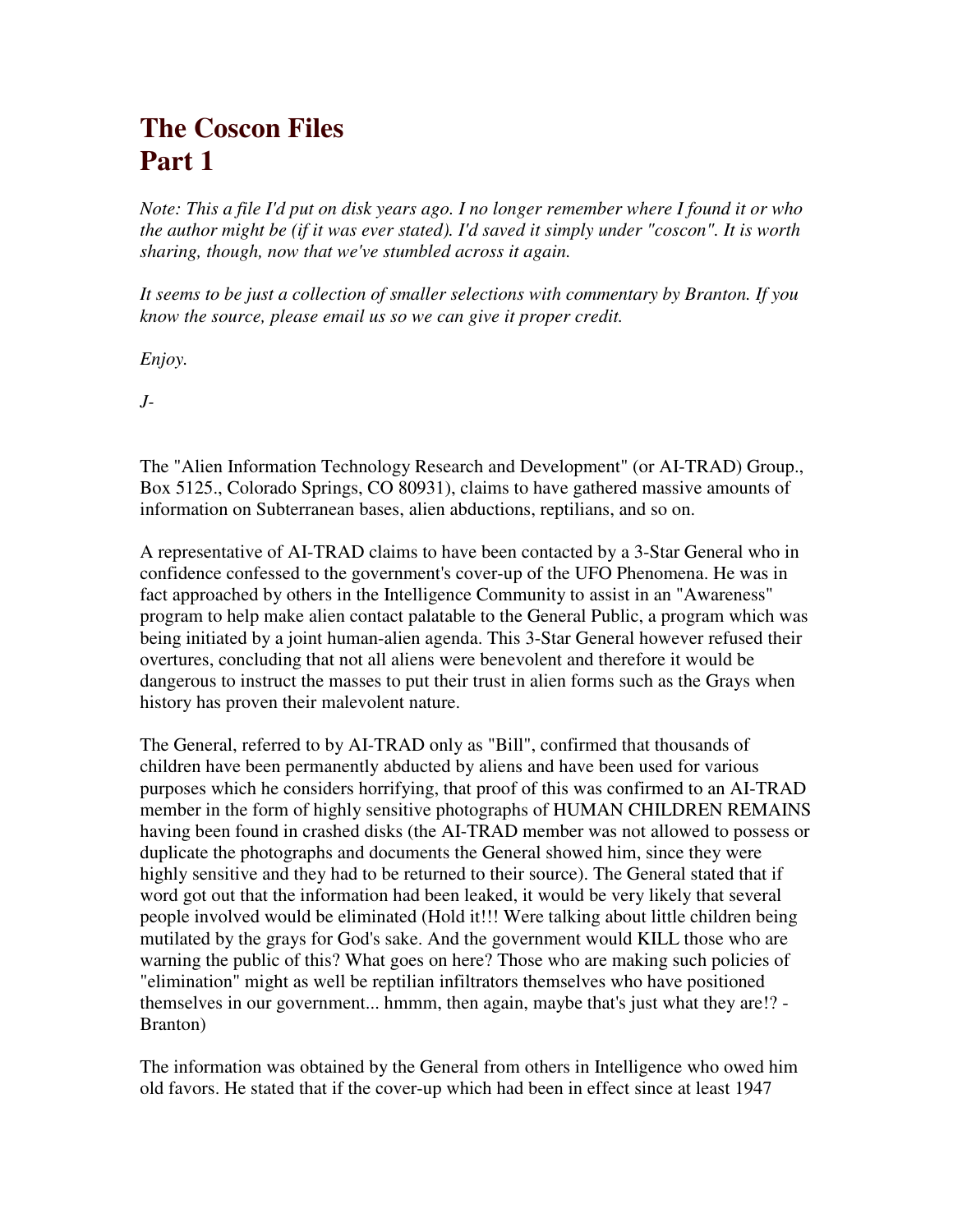# The Coscon Files
# Part 1

*Note: This a file I'd put on disk years ago. I no longer remember where I found it or who the author might be (if it was ever stated). I'd saved it simply under "coscon". It is worth sharing, though, now that we've stumbled across it again.*

*It seems to be just a collection of smaller selections with commentary by Branton. If you know the source, please email us so we can give it proper credit.*

*Enjoy.*

*J-*

The "Alien Information Technology Research and Development" (or AI-TRAD) Group., Box 5125., Colorado Springs, CO 80931), claims to have gathered massive amounts of information on Subterranean bases, alien abductions, reptilians, and so on.

A representative of AI-TRAD claims to have been contacted by a 3-Star General who in confidence confessed to the government's cover-up of the UFO Phenomena. He was in fact approached by others in the Intelligence Community to assist in an "Awareness" program to help make alien contact palatable to the General Public, a program which was being initiated by a joint human-alien agenda. This 3-Star General however refused their overtures, concluding that not all aliens were benevolent and therefore it would be dangerous to instruct the masses to put their trust in alien forms such as the Grays when history has proven their malevolent nature.

The General, referred to by AI-TRAD only as "Bill", confirmed that thousands of children have been permanently abducted by aliens and have been used for various purposes which he considers horrifying, that proof of this was confirmed to an AI-TRAD member in the form of highly sensitive photographs of HUMAN CHILDREN REMAINS having been found in crashed disks (the AI-TRAD member was not allowed to possess or duplicate the photographs and documents the General showed him, since they were highly sensitive and they had to be returned to their source). The General stated that if word got out that the information had been leaked, it would be very likely that several people involved would be eliminated (Hold it!!! Were talking about little children being mutilated by the grays for God's sake. And the government would KILL those who are warning the public of this? What goes on here? Those who are making such policies of "elimination" might as well be reptilian infiltrators themselves who have positioned themselves in our government... hmmm, then again, maybe that's just what they are!? - Branton)

The information was obtained by the General from others in Intelligence who owed him old favors. He stated that if the cover-up which had been in effect since at least 1947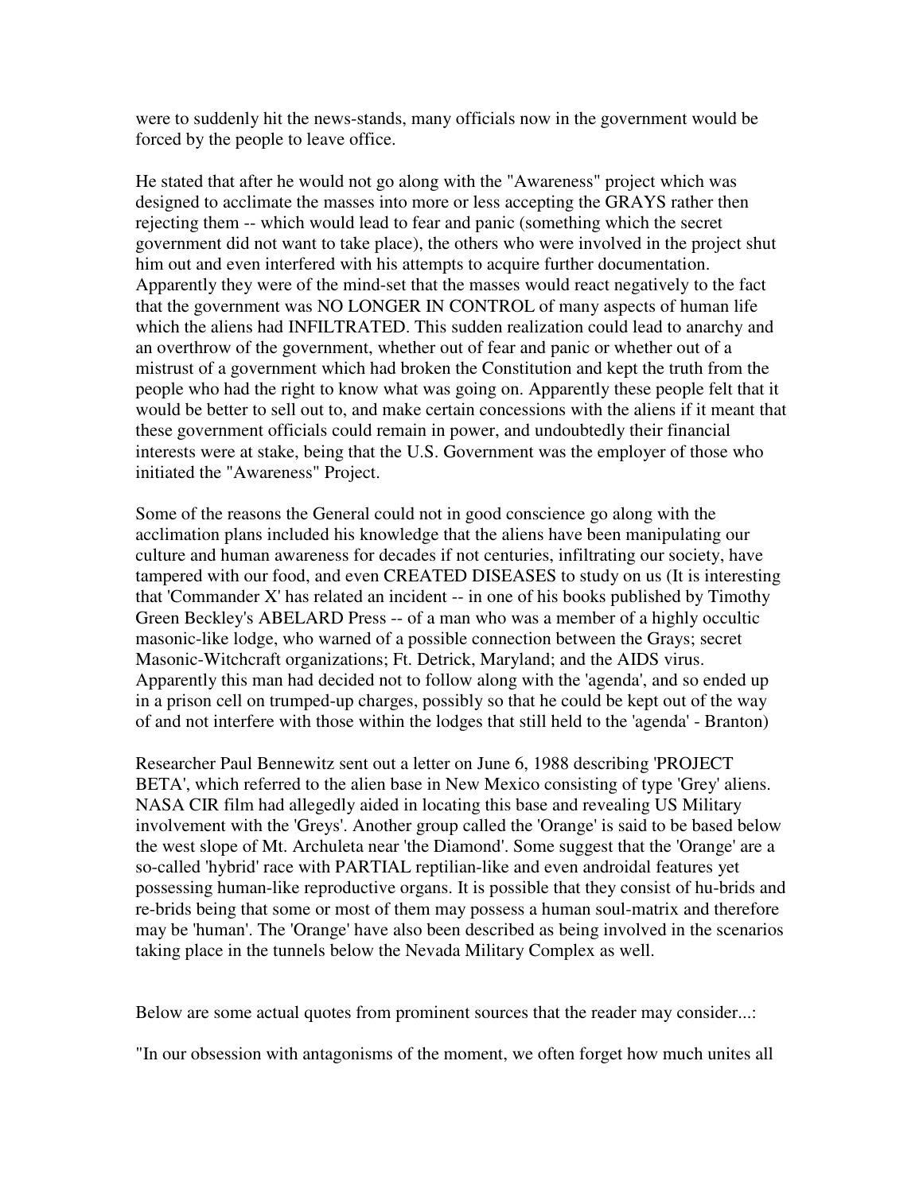were to suddenly hit the news-stands, many officials now in the government would be forced by the people to leave office.

He stated that after he would not go along with the "Awareness" project which was designed to acclimate the masses into more or less accepting the GRAYS rather then rejecting them -- which would lead to fear and panic (something which the secret government did not want to take place), the others who were involved in the project shut him out and even interfered with his attempts to acquire further documentation. Apparently they were of the mind-set that the masses would react negatively to the fact that the government was NO LONGER IN CONTROL of many aspects of human life which the aliens had INFILTRATED. This sudden realization could lead to anarchy and an overthrow of the government, whether out of fear and panic or whether out of a mistrust of a government which had broken the Constitution and kept the truth from the people who had the right to know what was going on. Apparently these people felt that it would be better to sell out to, and make certain concessions with the aliens if it meant that these government officials could remain in power, and undoubtedly their financial interests were at stake, being that the U.S. Government was the employer of those who initiated the "Awareness" Project.

Some of the reasons the General could not in good conscience go along with the acclimation plans included his knowledge that the aliens have been manipulating our culture and human awareness for decades if not centuries, infiltrating our society, have tampered with our food, and even CREATED DISEASES to study on us (It is interesting that 'Commander X' has related an incident -- in one of his books published by Timothy Green Beckley's ABELARD Press -- of a man who was a member of a highly occultic masonic-like lodge, who warned of a possible connection between the Grays; secret Masonic-Witchcraft organizations; Ft. Detrick, Maryland; and the AIDS virus. Apparently this man had decided not to follow along with the 'agenda', and so ended up in a prison cell on trumped-up charges, possibly so that he could be kept out of the way of and not interfere with those within the lodges that still held to the 'agenda' - Branton)

Researcher Paul Bennewitz sent out a letter on June 6, 1988 describing 'PROJECT BETA', which referred to the alien base in New Mexico consisting of type 'Grey' aliens. NASA CIR film had allegedly aided in locating this base and revealing US Military involvement with the 'Greys'. Another group called the 'Orange' is said to be based below the west slope of Mt. Archuleta near 'the Diamond'. Some suggest that the 'Orange' are a so-called 'hybrid' race with PARTIAL reptilian-like and even androidal features yet possessing human-like reproductive organs. It is possible that they consist of hu-brids and re-brids being that some or most of them may possess a human soul-matrix and therefore may be 'human'. The 'Orange' have also been described as being involved in the scenarios taking place in the tunnels below the Nevada Military Complex as well.

Below are some actual quotes from prominent sources that the reader may consider...:

"In our obsession with antagonisms of the moment, we often forget how much unites all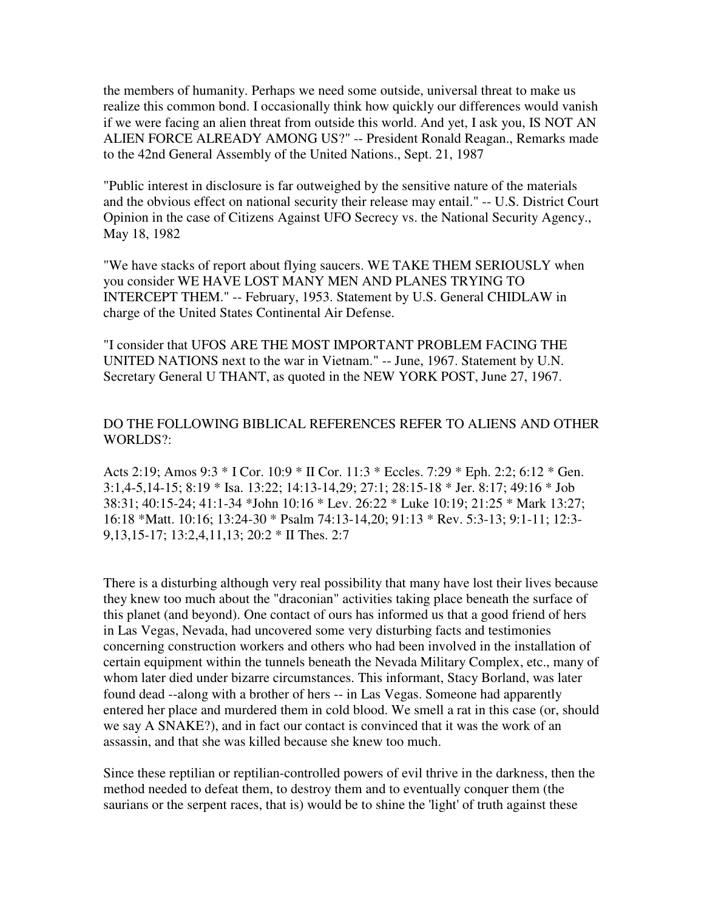the members of humanity. Perhaps we need some outside, universal threat to make us realize this common bond. I occasionally think how quickly our differences would vanish if we were facing an alien threat from outside this world. And yet, I ask you, IS NOT AN ALIEN FORCE ALREADY AMONG US?" -- President Ronald Reagan., Remarks made to the 42nd General Assembly of the United Nations., Sept. 21, 1987

"Public interest in disclosure is far outweighed by the sensitive nature of the materials and the obvious effect on national security their release may entail." -- U.S. District Court Opinion in the case of Citizens Against UFO Secrecy vs. the National Security Agency., May 18, 1982

"We have stacks of report about flying saucers. WE TAKE THEM SERIOUSLY when you consider WE HAVE LOST MANY MEN AND PLANES TRYING TO INTERCEPT THEM." -- February, 1953. Statement by U.S. General CHIDLAW in charge of the United States Continental Air Defense.

"I consider that UFOS ARE THE MOST IMPORTANT PROBLEM FACING THE UNITED NATIONS next to the war in Vietnam." -- June, 1967. Statement by U.N. Secretary General U THANT, as quoted in the NEW YORK POST, June 27, 1967.

DO THE FOLLOWING BIBLICAL REFERENCES REFER TO ALIENS AND OTHER WORLDS?:

Acts 2:19; Amos 9:3 * I Cor. 10:9 * II Cor. 11:3 * Eccles. 7:29 * Eph. 2:2; 6:12 * Gen. 3:1,4-5,14-15; 8:19 * Isa. 13:22; 14:13-14,29; 27:1; 28:15-18 * Jer. 8:17; 49:16 * Job 38:31; 40:15-24; 41:1-34 *John 10:16 * Lev. 26:22 * Luke 10:19; 21:25 * Mark 13:27; 16:18 *Matt. 10:16; 13:24-30 * Psalm 74:13-14,20; 91:13 * Rev. 5:3-13; 9:1-11; 12:3-9,13,15-17; 13:2,4,11,13; 20:2 * II Thes. 2:7

There is a disturbing although very real possibility that many have lost their lives because they knew too much about the "draconian" activities taking place beneath the surface of this planet (and beyond). One contact of ours has informed us that a good friend of hers in Las Vegas, Nevada, had uncovered some very disturbing facts and testimonies concerning construction workers and others who had been involved in the installation of certain equipment within the tunnels beneath the Nevada Military Complex, etc., many of whom later died under bizarre circumstances. This informant, Stacy Borland, was later found dead --along with a brother of hers -- in Las Vegas. Someone had apparently entered her place and murdered them in cold blood. We smell a rat in this case (or, should we say A SNAKE?), and in fact our contact is convinced that it was the work of an assassin, and that she was killed because she knew too much.

Since these reptilian or reptilian-controlled powers of evil thrive in the darkness, then the method needed to defeat them, to destroy them and to eventually conquer them (the saurians or the serpent races, that is) would be to shine the 'light' of truth against these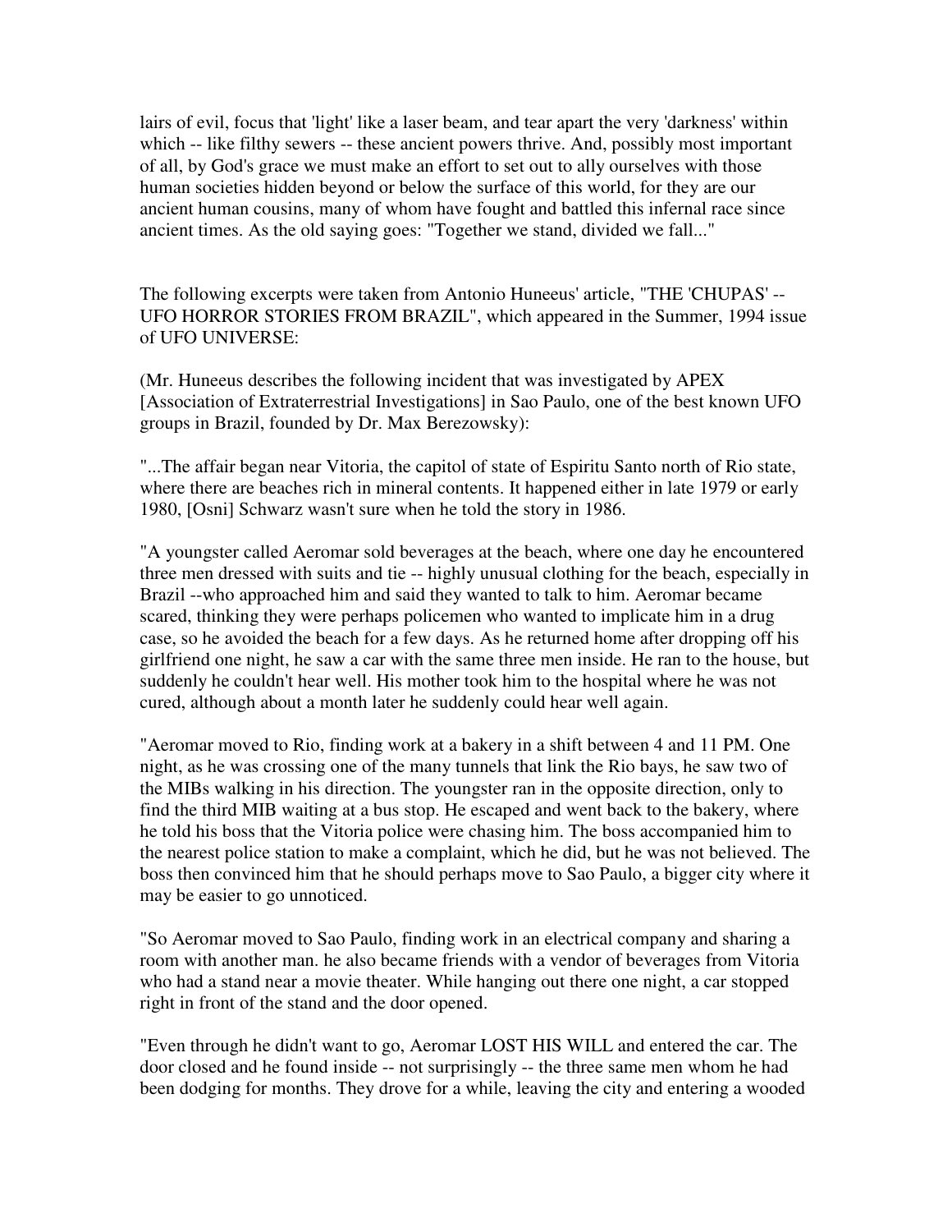lairs of evil, focus that 'light' like a laser beam, and tear apart the very 'darkness' within which -- like filthy sewers -- these ancient powers thrive. And, possibly most important of all, by God's grace we must make an effort to set out to ally ourselves with those human societies hidden beyond or below the surface of this world, for they are our ancient human cousins, many of whom have fought and battled this infernal race since ancient times. As the old saying goes: "Together we stand, divided we fall..."

The following excerpts were taken from Antonio Huneeus' article, "THE 'CHUPAS' -- UFO HORROR STORIES FROM BRAZIL", which appeared in the Summer, 1994 issue of UFO UNIVERSE:

(Mr. Huneeus describes the following incident that was investigated by APEX [Association of Extraterrestrial Investigations] in Sao Paulo, one of the best known UFO groups in Brazil, founded by Dr. Max Berezowsky):

"...The affair began near Vitoria, the capitol of state of Espiritu Santo north of Rio state, where there are beaches rich in mineral contents. It happened either in late 1979 or early 1980, [Osni] Schwarz wasn't sure when he told the story in 1986.

"A youngster called Aeromar sold beverages at the beach, where one day he encountered three men dressed with suits and tie -- highly unusual clothing for the beach, especially in Brazil --who approached him and said they wanted to talk to him. Aeromar became scared, thinking they were perhaps policemen who wanted to implicate him in a drug case, so he avoided the beach for a few days. As he returned home after dropping off his girlfriend one night, he saw a car with the same three men inside. He ran to the house, but suddenly he couldn't hear well. His mother took him to the hospital where he was not cured, although about a month later he suddenly could hear well again.

"Aeromar moved to Rio, finding work at a bakery in a shift between 4 and 11 PM. One night, as he was crossing one of the many tunnels that link the Rio bays, he saw two of the MIBs walking in his direction. The youngster ran in the opposite direction, only to find the third MIB waiting at a bus stop. He escaped and went back to the bakery, where he told his boss that the Vitoria police were chasing him. The boss accompanied him to the nearest police station to make a complaint, which he did, but he was not believed. The boss then convinced him that he should perhaps move to Sao Paulo, a bigger city where it may be easier to go unnoticed.

"So Aeromar moved to Sao Paulo, finding work in an electrical company and sharing a room with another man. he also became friends with a vendor of beverages from Vitoria who had a stand near a movie theater. While hanging out there one night, a car stopped right in front of the stand and the door opened.

"Even through he didn't want to go, Aeromar LOST HIS WILL and entered the car. The door closed and he found inside -- not surprisingly -- the three same men whom he had been dodging for months. They drove for a while, leaving the city and entering a wooded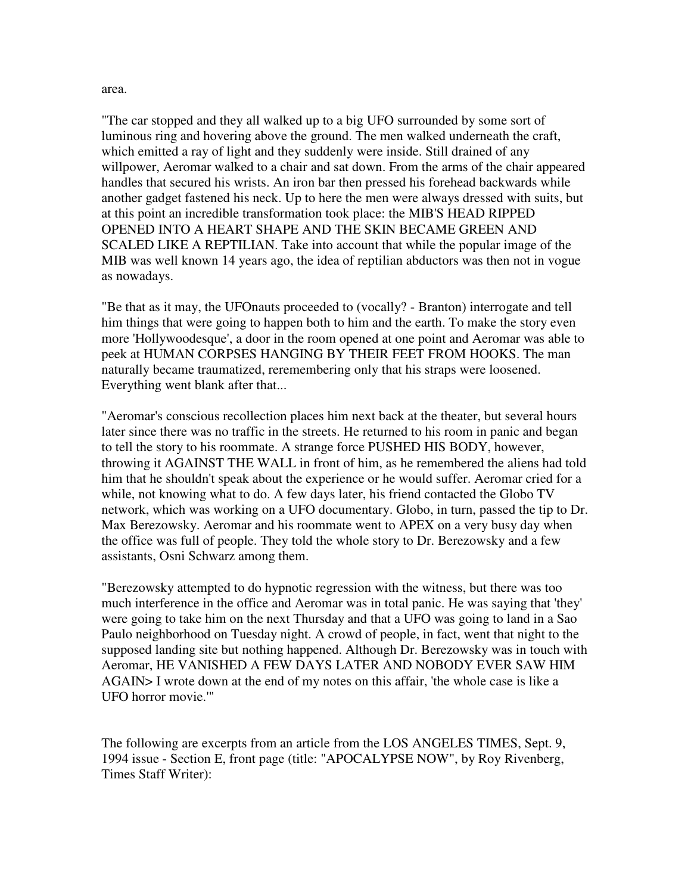area.

"The car stopped and they all walked up to a big UFO surrounded by some sort of luminous ring and hovering above the ground. The men walked underneath the craft, which emitted a ray of light and they suddenly were inside. Still drained of any willpower, Aeromar walked to a chair and sat down. From the arms of the chair appeared handles that secured his wrists. An iron bar then pressed his forehead backwards while another gadget fastened his neck. Up to here the men were always dressed with suits, but at this point an incredible transformation took place: the MIB'S HEAD RIPPED OPENED INTO A HEART SHAPE AND THE SKIN BECAME GREEN AND SCALED LIKE A REPTILIAN. Take into account that while the popular image of the MIB was well known 14 years ago, the idea of reptilian abductors was then not in vogue as nowadays.

"Be that as it may, the UFOnauts proceeded to (vocally? - Branton) interrogate and tell him things that were going to happen both to him and the earth. To make the story even more 'Hollywoodesque', a door in the room opened at one point and Aeromar was able to peek at HUMAN CORPSES HANGING BY THEIR FEET FROM HOOKS. The man naturally became traumatized, reremembering only that his straps were loosened. Everything went blank after that...

"Aeromar's conscious recollection places him next back at the theater, but several hours later since there was no traffic in the streets. He returned to his room in panic and began to tell the story to his roommate. A strange force PUSHED HIS BODY, however, throwing it AGAINST THE WALL in front of him, as he remembered the aliens had told him that he shouldn't speak about the experience or he would suffer. Aeromar cried for a while, not knowing what to do. A few days later, his friend contacted the Globo TV network, which was working on a UFO documentary. Globo, in turn, passed the tip to Dr. Max Berezowsky. Aeromar and his roommate went to APEX on a very busy day when the office was full of people. They told the whole story to Dr. Berezowsky and a few assistants, Osni Schwarz among them.

"Berezowsky attempted to do hypnotic regression with the witness, but there was too much interference in the office and Aeromar was in total panic. He was saying that 'they' were going to take him on the next Thursday and that a UFO was going to land in a Sao Paulo neighborhood on Tuesday night. A crowd of people, in fact, went that night to the supposed landing site but nothing happened. Although Dr. Berezowsky was in touch with Aeromar, HE VANISHED A FEW DAYS LATER AND NOBODY EVER SAW HIM AGAIN> I wrote down at the end of my notes on this affair, 'the whole case is like a UFO horror movie.'"

The following are excerpts from an article from the LOS ANGELES TIMES, Sept. 9, 1994 issue - Section E, front page (title: "APOCALYPSE NOW", by Roy Rivenberg, Times Staff Writer):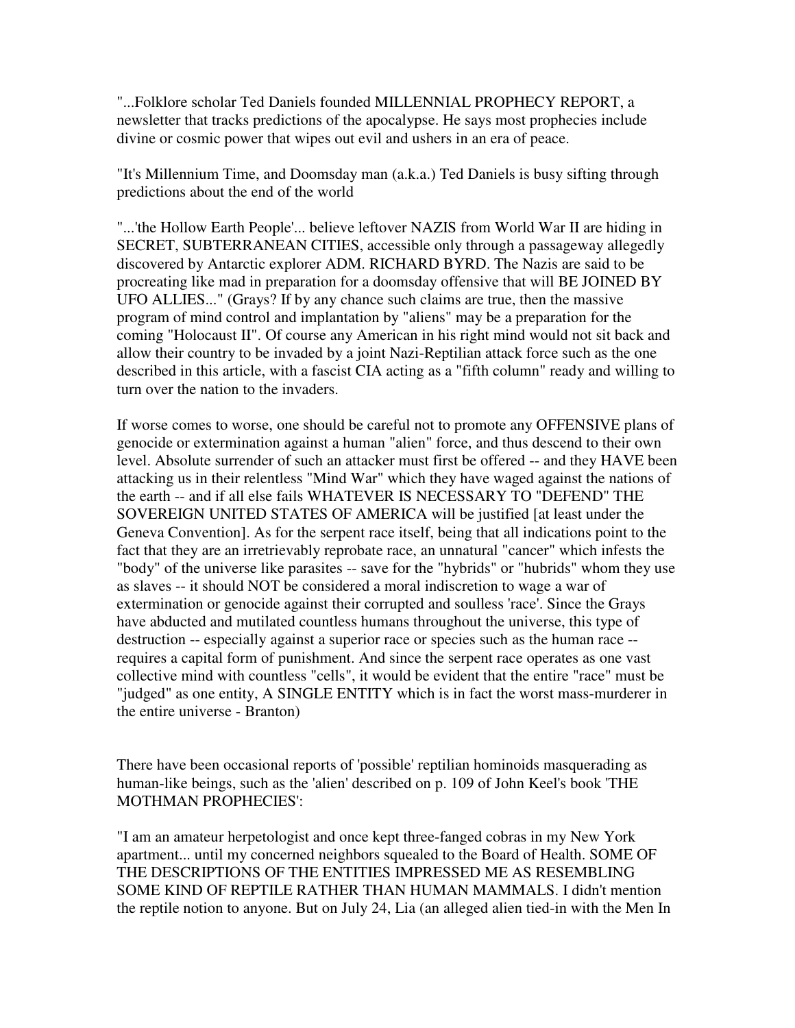"...Folklore scholar Ted Daniels founded MILLENNIAL PROPHECY REPORT, a newsletter that tracks predictions of the apocalypse. He says most prophecies include divine or cosmic power that wipes out evil and ushers in an era of peace.

"It's Millennium Time, and Doomsday man (a.k.a.) Ted Daniels is busy sifting through predictions about the end of the world

"...'the Hollow Earth People'... believe leftover NAZIS from World War II are hiding in SECRET, SUBTERRANEAN CITIES, accessible only through a passageway allegedly discovered by Antarctic explorer ADM. RICHARD BYRD. The Nazis are said to be procreating like mad in preparation for a doomsday offensive that will BE JOINED BY UFO ALLIES..." (Grays? If by any chance such claims are true, then the massive program of mind control and implantation by "aliens" may be a preparation for the coming "Holocaust II". Of course any American in his right mind would not sit back and allow their country to be invaded by a joint Nazi-Reptilian attack force such as the one described in this article, with a fascist CIA acting as a "fifth column" ready and willing to turn over the nation to the invaders.

If worse comes to worse, one should be careful not to promote any OFFENSIVE plans of genocide or extermination against a human "alien" force, and thus descend to their own level. Absolute surrender of such an attacker must first be offered -- and they HAVE been attacking us in their relentless "Mind War" which they have waged against the nations of the earth -- and if all else fails WHATEVER IS NECESSARY TO "DEFEND" THE SOVEREIGN UNITED STATES OF AMERICA will be justified [at least under the Geneva Convention]. As for the serpent race itself, being that all indications point to the fact that they are an irretrievably reprobate race, an unnatural "cancer" which infests the "body" of the universe like parasites -- save for the "hybrids" or "hubrids" whom they use as slaves -- it should NOT be considered a moral indiscretion to wage a war of extermination or genocide against their corrupted and soulless 'race'. Since the Grays have abducted and mutilated countless humans throughout the universe, this type of destruction -- especially against a superior race or species such as the human race -- requires a capital form of punishment. And since the serpent race operates as one vast collective mind with countless "cells", it would be evident that the entire "race" must be "judged" as one entity, A SINGLE ENTITY which is in fact the worst mass-murderer in the entire universe - Branton)

There have been occasional reports of 'possible' reptilian hominoids masquerading as human-like beings, such as the 'alien' described on p. 109 of John Keel's book 'THE MOTHMAN PROPHECIES':

"I am an amateur herpetologist and once kept three-fanged cobras in my New York apartment... until my concerned neighbors squealed to the Board of Health. SOME OF THE DESCRIPTIONS OF THE ENTITIES IMPRESSED ME AS RESEMBLING SOME KIND OF REPTILE RATHER THAN HUMAN MAMMALS. I didn't mention the reptile notion to anyone. But on July 24, Lia (an alleged alien tied-in with the Men In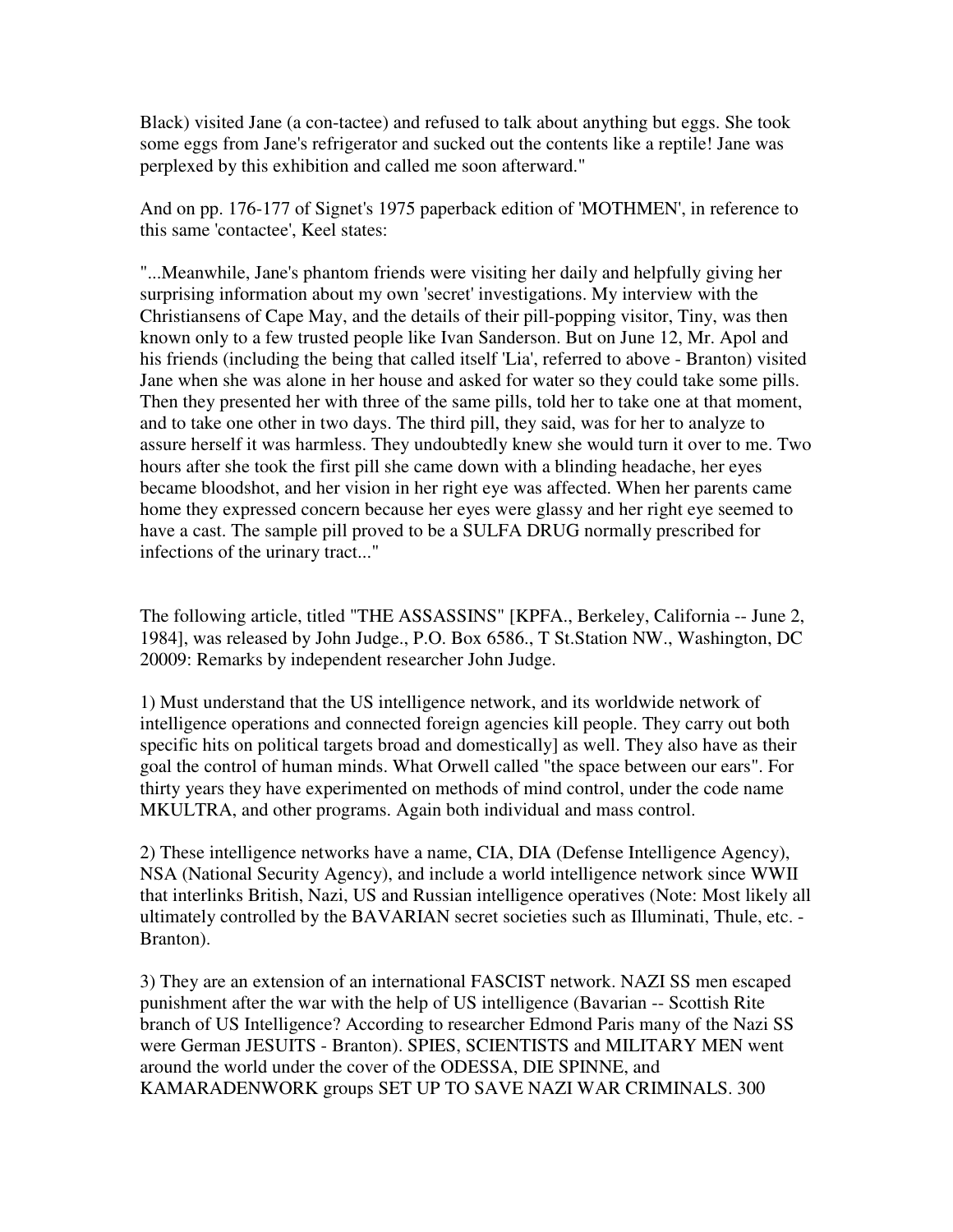Black) visited Jane (a con-tactee) and refused to talk about anything but eggs. She took some eggs from Jane's refrigerator and sucked out the contents like a reptile! Jane was perplexed by this exhibition and called me soon afterward."

And on pp. 176-177 of Signet's 1975 paperback edition of 'MOTHMEN', in reference to this same 'contactee', Keel states:

"...Meanwhile, Jane's phantom friends were visiting her daily and helpfully giving her surprising information about my own 'secret' investigations. My interview with the Christiansens of Cape May, and the details of their pill-popping visitor, Tiny, was then known only to a few trusted people like Ivan Sanderson. But on June 12, Mr. Apol and his friends (including the being that called itself 'Lia', referred to above - Branton) visited Jane when she was alone in her house and asked for water so they could take some pills. Then they presented her with three of the same pills, told her to take one at that moment, and to take one other in two days. The third pill, they said, was for her to analyze to assure herself it was harmless. They undoubtedly knew she would turn it over to me. Two hours after she took the first pill she came down with a blinding headache, her eyes became bloodshot, and her vision in her right eye was affected. When her parents came home they expressed concern because her eyes were glassy and her right eye seemed to have a cast. The sample pill proved to be a SULFA DRUG normally prescribed for infections of the urinary tract..."

The following article, titled "THE ASSASSINS" [KPFA., Berkeley, California -- June 2, 1984], was released by John Judge., P.O. Box 6586., T St.Station NW., Washington, DC 20009: Remarks by independent researcher John Judge.

1) Must understand that the US intelligence network, and its worldwide network of intelligence operations and connected foreign agencies kill people. They carry out both specific hits on political targets broad and domestically] as well. They also have as their goal the control of human minds. What Orwell called "the space between our ears". For thirty years they have experimented on methods of mind control, under the code name MKULTRA, and other programs. Again both individual and mass control.

2) These intelligence networks have a name, CIA, DIA (Defense Intelligence Agency), NSA (National Security Agency), and include a world intelligence network since WWII that interlinks British, Nazi, US and Russian intelligence operatives (Note: Most likely all ultimately controlled by the BAVARIAN secret societies such as Illuminati, Thule, etc. - Branton).

3) They are an extension of an international FASCIST network. NAZI SS men escaped punishment after the war with the help of US intelligence (Bavarian -- Scottish Rite branch of US Intelligence? According to researcher Edmond Paris many of the Nazi SS were German JESUITS - Branton). SPIES, SCIENTISTS and MILITARY MEN went around the world under the cover of the ODESSA, DIE SPINNE, and KAMARADENWORK groups SET UP TO SAVE NAZI WAR CRIMINALS. 300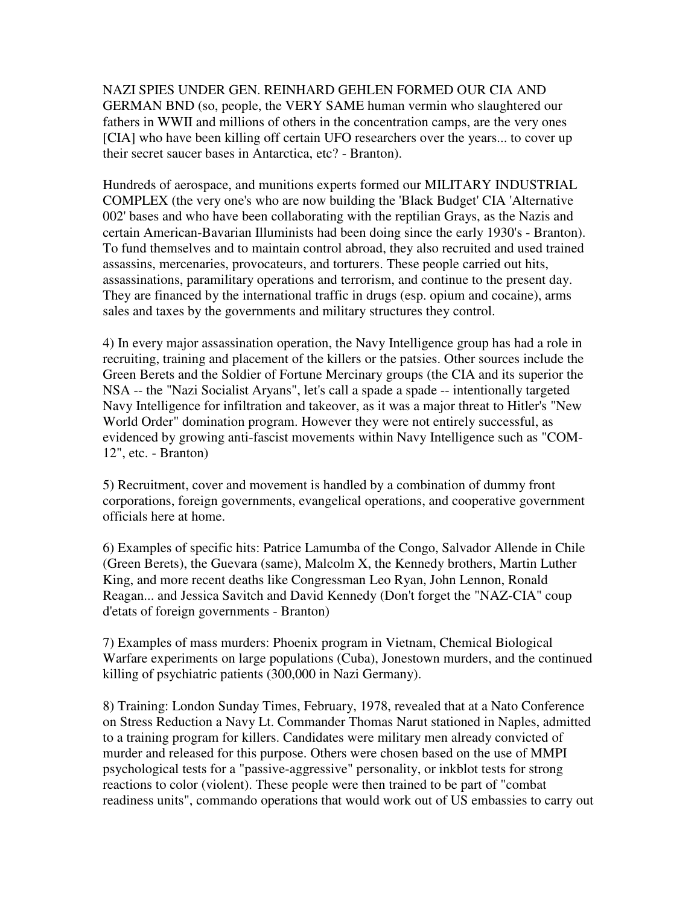NAZI SPIES UNDER GEN. REINHARD GEHLEN FORMED OUR CIA AND GERMAN BND (so, people, the VERY SAME human vermin who slaughtered our fathers in WWII and millions of others in the concentration camps, are the very ones [CIA] who have been killing off certain UFO researchers over the years... to cover up their secret saucer bases in Antarctica, etc? - Branton).

Hundreds of aerospace, and munitions experts formed our MILITARY INDUSTRIAL COMPLEX (the very one's who are now building the 'Black Budget' CIA 'Alternative 002' bases and who have been collaborating with the reptilian Grays, as the Nazis and certain American-Bavarian Illuminists had been doing since the early 1930's - Branton). To fund themselves and to maintain control abroad, they also recruited and used trained assassins, mercenaries, provocateurs, and torturers. These people carried out hits, assassinations, paramilitary operations and terrorism, and continue to the present day. They are financed by the international traffic in drugs (esp. opium and cocaine), arms sales and taxes by the governments and military structures they control.

4) In every major assassination operation, the Navy Intelligence group has had a role in recruiting, training and placement of the killers or the patsies. Other sources include the Green Berets and the Soldier of Fortune Mercinary groups (the CIA and its superior the NSA -- the "Nazi Socialist Aryans", let's call a spade a spade -- intentionally targeted Navy Intelligence for infiltration and takeover, as it was a major threat to Hitler's "New World Order" domination program. However they were not entirely successful, as evidenced by growing anti-fascist movements within Navy Intelligence such as "COM-12", etc. - Branton)

5) Recruitment, cover and movement is handled by a combination of dummy front corporations, foreign governments, evangelical operations, and cooperative government officials here at home.

6) Examples of specific hits: Patrice Lamumba of the Congo, Salvador Allende in Chile (Green Berets), the Guevara (same), Malcolm X, the Kennedy brothers, Martin Luther King, and more recent deaths like Congressman Leo Ryan, John Lennon, Ronald Reagan... and Jessica Savitch and David Kennedy (Don't forget the "NAZ-CIA" coup d'etats of foreign governments - Branton)

7) Examples of mass murders: Phoenix program in Vietnam, Chemical Biological Warfare experiments on large populations (Cuba), Jonestown murders, and the continued killing of psychiatric patients (300,000 in Nazi Germany).

8) Training: London Sunday Times, February, 1978, revealed that at a Nato Conference on Stress Reduction a Navy Lt. Commander Thomas Narut stationed in Naples, admitted to a training program for killers. Candidates were military men already convicted of murder and released for this purpose. Others were chosen based on the use of MMPI psychological tests for a "passive-aggressive" personality, or inkblot tests for strong reactions to color (violent). These people were then trained to be part of "combat readiness units", commando operations that would work out of US embassies to carry out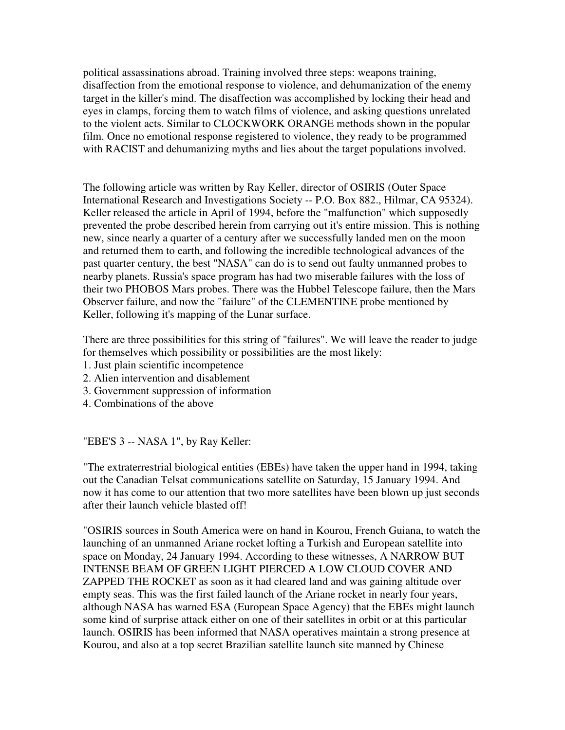political assassinations abroad. Training involved three steps: weapons training, disaffection from the emotional response to violence, and dehumanization of the enemy target in the killer's mind. The disaffection was accomplished by locking their head and eyes in clamps, forcing them to watch films of violence, and asking questions unrelated to the violent acts. Similar to CLOCKWORK ORANGE methods shown in the popular film. Once no emotional response registered to violence, they ready to be programmed with RACIST and dehumanizing myths and lies about the target populations involved.

The following article was written by Ray Keller, director of OSIRIS (Outer Space International Research and Investigations Society -- P.O. Box 882., Hilmar, CA 95324). Keller released the article in April of 1994, before the "malfunction" which supposedly prevented the probe described herein from carrying out it's entire mission. This is nothing new, since nearly a quarter of a century after we successfully landed men on the moon and returned them to earth, and following the incredible technological advances of the past quarter century, the best "NASA" can do is to send out faulty unmanned probes to nearby planets. Russia's space program has had two miserable failures with the loss of their two PHOBOS Mars probes. There was the Hubbel Telescope failure, then the Mars Observer failure, and now the "failure" of the CLEMENTINE probe mentioned by Keller, following it's mapping of the Lunar surface.

There are three possibilities for this string of "failures". We will leave the reader to judge for themselves which possibility or possibilities are the most likely:

1. Just plain scientific incompetence
2. Alien intervention and disablement
3. Government suppression of information
4. Combinations of the above

"EBE'S 3 -- NASA 1", by Ray Keller:

"The extraterrestrial biological entities (EBEs) have taken the upper hand in 1994, taking out the Canadian Telsat communications satellite on Saturday, 15 January 1994. And now it has come to our attention that two more satellites have been blown up just seconds after their launch vehicle blasted off!

"OSIRIS sources in South America were on hand in Kourou, French Guiana, to watch the launching of an unmanned Ariane rocket lofting a Turkish and European satellite into space on Monday, 24 January 1994. According to these witnesses, A NARROW BUT INTENSE BEAM OF GREEN LIGHT PIERCED A LOW CLOUD COVER AND ZAPPED THE ROCKET as soon as it had cleared land and was gaining altitude over empty seas. This was the first failed launch of the Ariane rocket in nearly four years, although NASA has warned ESA (European Space Agency) that the EBEs might launch some kind of surprise attack either on one of their satellites in orbit or at this particular launch. OSIRIS has been informed that NASA operatives maintain a strong presence at Kourou, and also at a top secret Brazilian satellite launch site manned by Chinese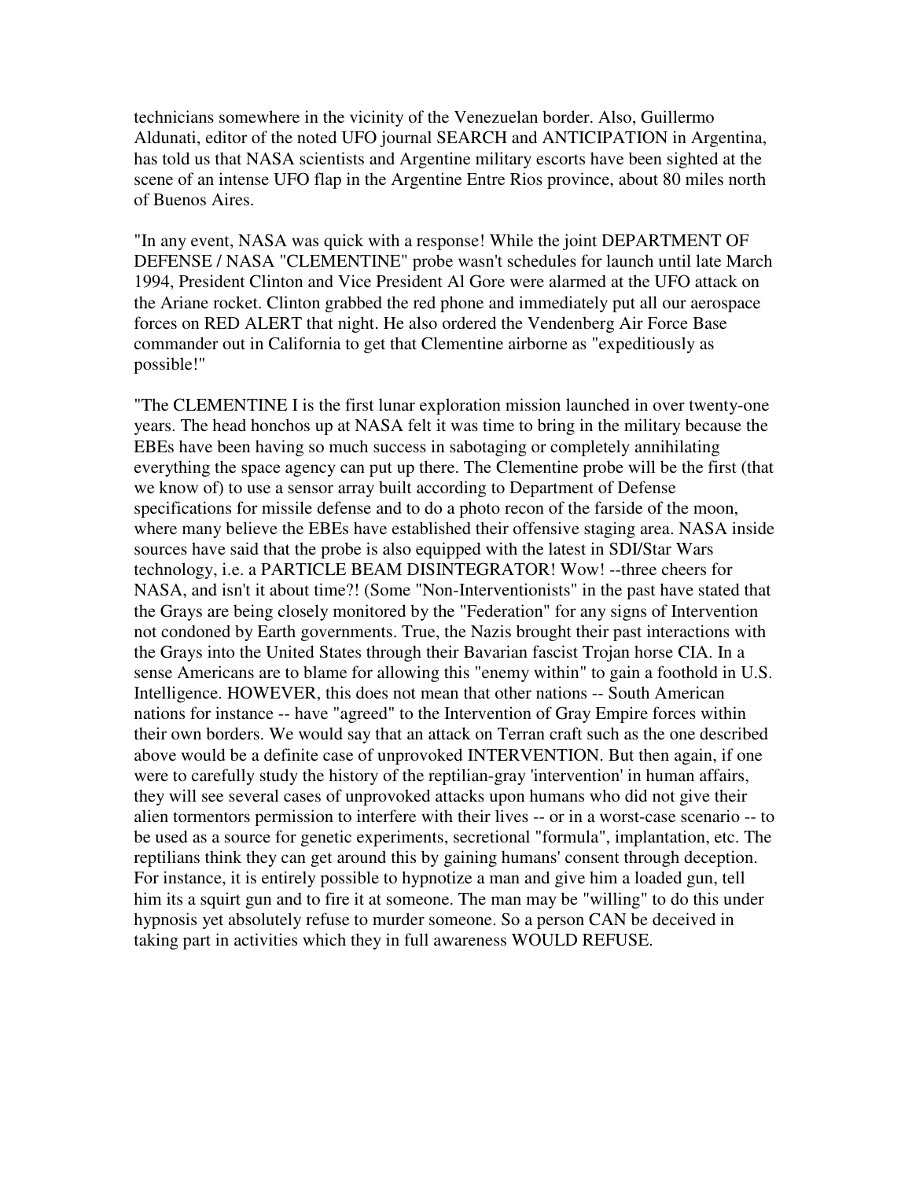technicians somewhere in the vicinity of the Venezuelan border. Also, Guillermo Aldunati, editor of the noted UFO journal SEARCH and ANTICIPATION in Argentina, has told us that NASA scientists and Argentine military escorts have been sighted at the scene of an intense UFO flap in the Argentine Entre Rios province, about 80 miles north of Buenos Aires.

"In any event, NASA was quick with a response! While the joint DEPARTMENT OF DEFENSE / NASA "CLEMENTINE" probe wasn't schedules for launch until late March 1994, President Clinton and Vice President Al Gore were alarmed at the UFO attack on the Ariane rocket. Clinton grabbed the red phone and immediately put all our aerospace forces on RED ALERT that night. He also ordered the Vendenberg Air Force Base commander out in California to get that Clementine airborne as "expeditiously as possible!"

"The CLEMENTINE I is the first lunar exploration mission launched in over twenty-one years. The head honchos up at NASA felt it was time to bring in the military because the EBEs have been having so much success in sabotaging or completely annihilating everything the space agency can put up there. The Clementine probe will be the first (that we know of) to use a sensor array built according to Department of Defense specifications for missile defense and to do a photo recon of the farside of the moon, where many believe the EBEs have established their offensive staging area. NASA inside sources have said that the probe is also equipped with the latest in SDI/Star Wars technology, i.e. a PARTICLE BEAM DISINTEGRATOR! Wow! --three cheers for NASA, and isn't it about time?! (Some "Non-Interventionists" in the past have stated that the Grays are being closely monitored by the "Federation" for any signs of Intervention not condoned by Earth governments. True, the Nazis brought their past interactions with the Grays into the United States through their Bavarian fascist Trojan horse CIA. In a sense Americans are to blame for allowing this "enemy within" to gain a foothold in U.S. Intelligence. HOWEVER, this does not mean that other nations -- South American nations for instance -- have "agreed" to the Intervention of Gray Empire forces within their own borders. We would say that an attack on Terran craft such as the one described above would be a definite case of unprovoked INTERVENTION. But then again, if one were to carefully study the history of the reptilian-gray 'intervention' in human affairs, they will see several cases of unprovoked attacks upon humans who did not give their alien tormentors permission to interfere with their lives -- or in a worst-case scenario -- to be used as a source for genetic experiments, secretional "formula", implantation, etc. The reptilians think they can get around this by gaining humans' consent through deception. For instance, it is entirely possible to hypnotize a man and give him a loaded gun, tell him its a squirt gun and to fire it at someone. The man may be "willing" to do this under hypnosis yet absolutely refuse to murder someone. So a person CAN be deceived in taking part in activities which they in full awareness WOULD REFUSE.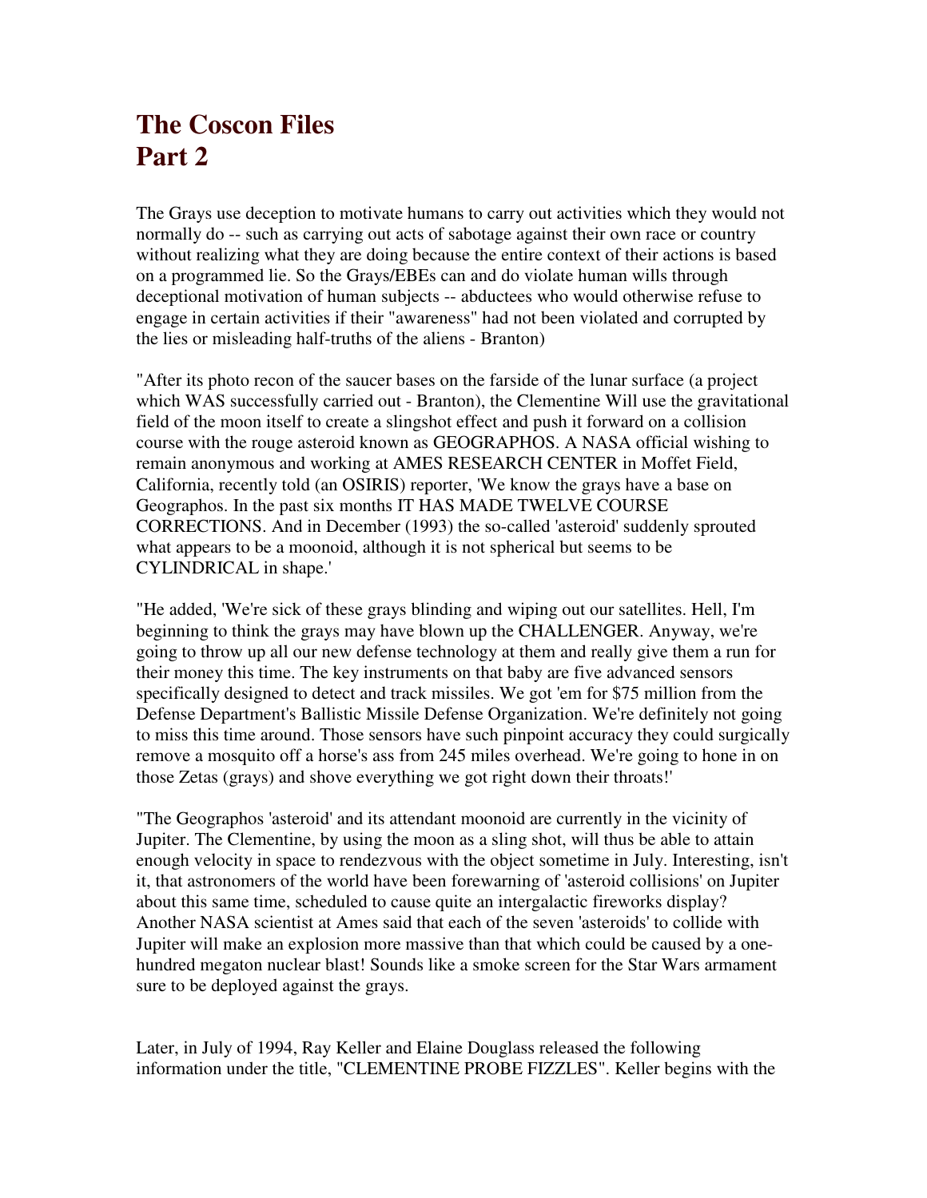# The Coscon Files
# Part 2

The Grays use deception to motivate humans to carry out activities which they would not normally do -- such as carrying out acts of sabotage against their own race or country without realizing what they are doing because the entire context of their actions is based on a programmed lie. So the Grays/EBEs can and do violate human wills through deceptional motivation of human subjects -- abductees who would otherwise refuse to engage in certain activities if their "awareness" had not been violated and corrupted by the lies or misleading half-truths of the aliens - Branton)

"After its photo recon of the saucer bases on the farside of the lunar surface (a project which WAS successfully carried out - Branton), the Clementine Will use the gravitational field of the moon itself to create a slingshot effect and push it forward on a collision course with the rouge asteroid known as GEOGRAPHOS. A NASA official wishing to remain anonymous and working at AMES RESEARCH CENTER in Moffet Field, California, recently told (an OSIRIS) reporter, 'We know the grays have a base on Geographos. In the past six months IT HAS MADE TWELVE COURSE CORRECTIONS. And in December (1993) the so-called 'asteroid' suddenly sprouted what appears to be a moonoid, although it is not spherical but seems to be CYLINDRICAL in shape.'

"He added, 'We're sick of these grays blinding and wiping out our satellites. Hell, I'm beginning to think the grays may have blown up the CHALLENGER. Anyway, we're going to throw up all our new defense technology at them and really give them a run for their money this time. The key instruments on that baby are five advanced sensors specifically designed to detect and track missiles. We got 'em for $75 million from the Defense Department's Ballistic Missile Defense Organization. We're definitely not going to miss this time around. Those sensors have such pinpoint accuracy they could surgically remove a mosquito off a horse's ass from 245 miles overhead. We're going to hone in on those Zetas (grays) and shove everything we got right down their throats!'

"The Geographos 'asteroid' and its attendant moonoid are currently in the vicinity of Jupiter. The Clementine, by using the moon as a sling shot, will thus be able to attain enough velocity in space to rendezvous with the object sometime in July. Interesting, isn't it, that astronomers of the world have been forewarning of 'asteroid collisions' on Jupiter about this same time, scheduled to cause quite an intergalactic fireworks display? Another NASA scientist at Ames said that each of the seven 'asteroids' to collide with Jupiter will make an explosion more massive than that which could be caused by a one-hundred megaton nuclear blast! Sounds like a smoke screen for the Star Wars armament sure to be deployed against the grays.

Later, in July of 1994, Ray Keller and Elaine Douglass released the following information under the title, "CLEMENTINE PROBE FIZZLES". Keller begins with the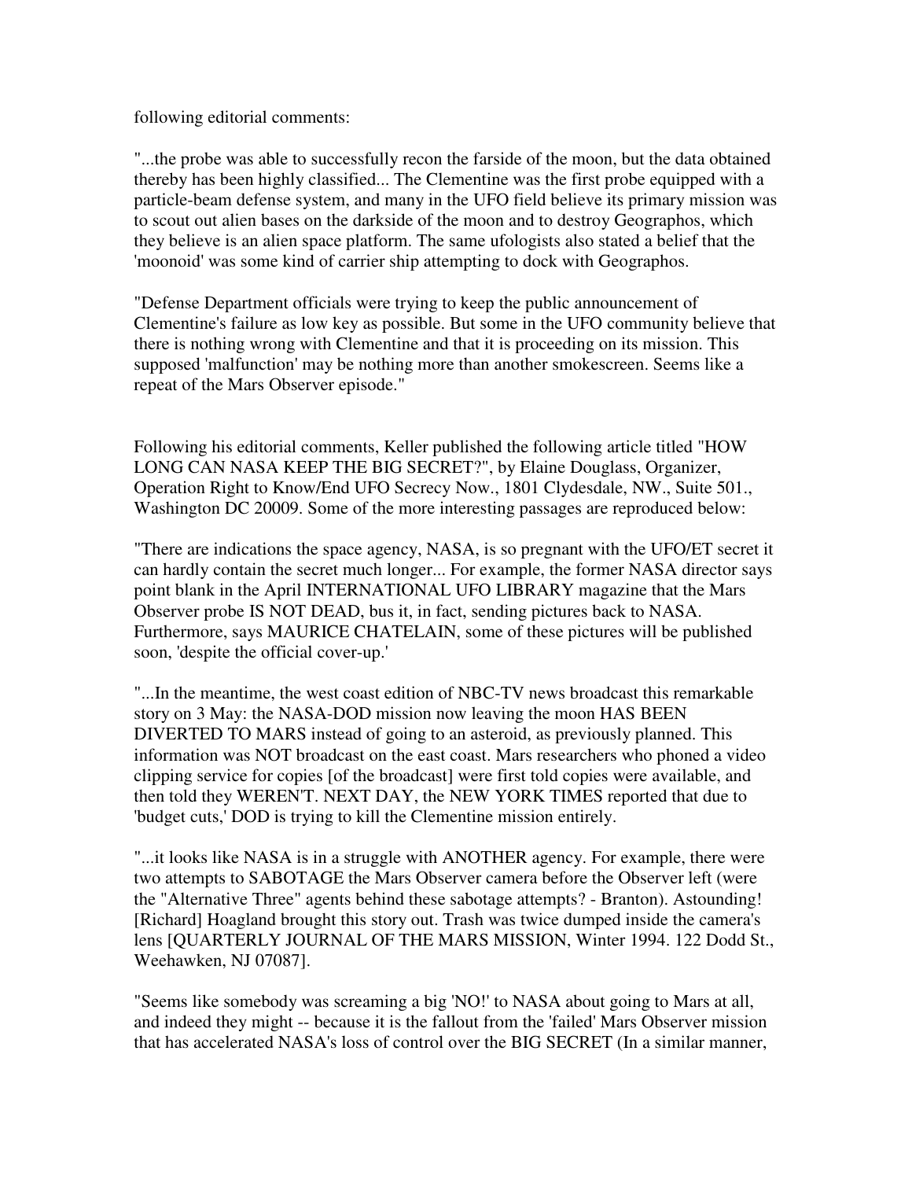following editorial comments:

"...the probe was able to successfully recon the farside of the moon, but the data obtained thereby has been highly classified... The Clementine was the first probe equipped with a particle-beam defense system, and many in the UFO field believe its primary mission was to scout out alien bases on the darkside of the moon and to destroy Geographos, which they believe is an alien space platform. The same ufologists also stated a belief that the 'moonoid' was some kind of carrier ship attempting to dock with Geographos.

"Defense Department officials were trying to keep the public announcement of Clementine's failure as low key as possible. But some in the UFO community believe that there is nothing wrong with Clementine and that it is proceeding on its mission. This supposed 'malfunction' may be nothing more than another smokescreen. Seems like a repeat of the Mars Observer episode."

Following his editorial comments, Keller published the following article titled "HOW LONG CAN NASA KEEP THE BIG SECRET?", by Elaine Douglass, Organizer, Operation Right to Know/End UFO Secrecy Now., 1801 Clydesdale, NW., Suite 501., Washington DC 20009. Some of the more interesting passages are reproduced below:

"There are indications the space agency, NASA, is so pregnant with the UFO/ET secret it can hardly contain the secret much longer... For example, the former NASA director says point blank in the April INTERNATIONAL UFO LIBRARY magazine that the Mars Observer probe IS NOT DEAD, bus it, in fact, sending pictures back to NASA. Furthermore, says MAURICE CHATELAIN, some of these pictures will be published soon, 'despite the official cover-up.'

"...In the meantime, the west coast edition of NBC-TV news broadcast this remarkable story on 3 May: the NASA-DOD mission now leaving the moon HAS BEEN DIVERTED TO MARS instead of going to an asteroid, as previously planned. This information was NOT broadcast on the east coast. Mars researchers who phoned a video clipping service for copies [of the broadcast] were first told copies were available, and then told they WEREN'T. NEXT DAY, the NEW YORK TIMES reported that due to 'budget cuts,' DOD is trying to kill the Clementine mission entirely.

"...it looks like NASA is in a struggle with ANOTHER agency. For example, there were two attempts to SABOTAGE the Mars Observer camera before the Observer left (were the "Alternative Three" agents behind these sabotage attempts? - Branton). Astounding! [Richard] Hoagland brought this story out. Trash was twice dumped inside the camera's lens [QUARTERLY JOURNAL OF THE MARS MISSION, Winter 1994. 122 Dodd St., Weehawken, NJ 07087].

"Seems like somebody was screaming a big 'NO!' to NASA about going to Mars at all, and indeed they might -- because it is the fallout from the 'failed' Mars Observer mission that has accelerated NASA's loss of control over the BIG SECRET (In a similar manner,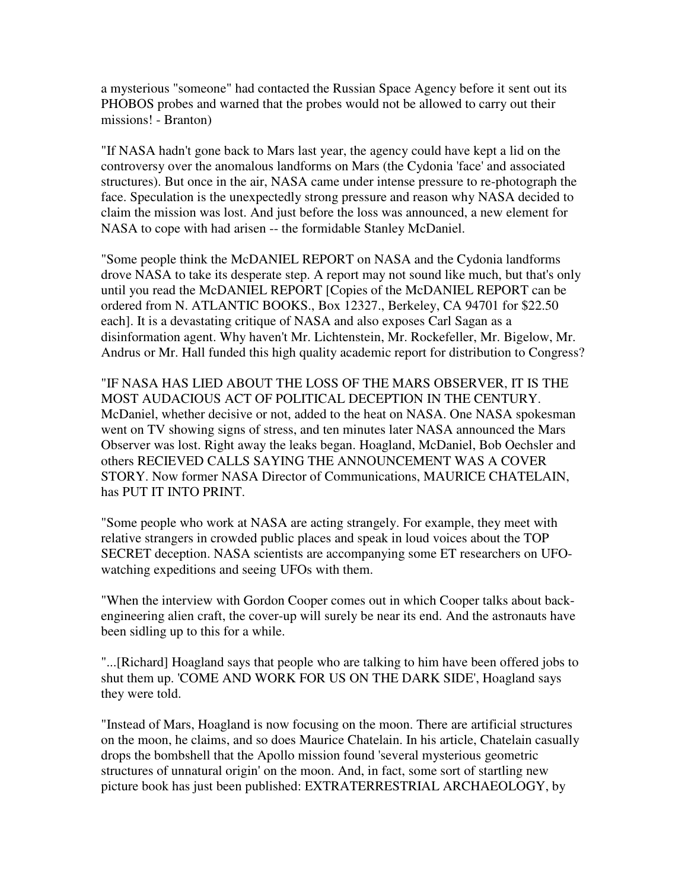a mysterious "someone" had contacted the Russian Space Agency before it sent out its PHOBOS probes and warned that the probes would not be allowed to carry out their missions! - Branton)

"If NASA hadn't gone back to Mars last year, the agency could have kept a lid on the controversy over the anomalous landforms on Mars (the Cydonia 'face' and associated structures). But once in the air, NASA came under intense pressure to re-photograph the face. Speculation is the unexpectedly strong pressure and reason why NASA decided to claim the mission was lost. And just before the loss was announced, a new element for NASA to cope with had arisen -- the formidable Stanley McDaniel.

"Some people think the McDANIEL REPORT on NASA and the Cydonia landforms drove NASA to take its desperate step. A report may not sound like much, but that's only until you read the McDANIEL REPORT [Copies of the McDANIEL REPORT can be ordered from N. ATLANTIC BOOKS., Box 12327., Berkeley, CA 94701 for $22.50 each]. It is a devastating critique of NASA and also exposes Carl Sagan as a disinformation agent. Why haven't Mr. Lichtenstein, Mr. Rockefeller, Mr. Bigelow, Mr. Andrus or Mr. Hall funded this high quality academic report for distribution to Congress?

"IF NASA HAS LIED ABOUT THE LOSS OF THE MARS OBSERVER, IT IS THE MOST AUDACIOUS ACT OF POLITICAL DECEPTION IN THE CENTURY. McDaniel, whether decisive or not, added to the heat on NASA. One NASA spokesman went on TV showing signs of stress, and ten minutes later NASA announced the Mars Observer was lost. Right away the leaks began. Hoagland, McDaniel, Bob Oechsler and others RECIEVED CALLS SAYING THE ANNOUNCEMENT WAS A COVER STORY. Now former NASA Director of Communications, MAURICE CHATELAIN, has PUT IT INTO PRINT.

"Some people who work at NASA are acting strangely. For example, they meet with relative strangers in crowded public places and speak in loud voices about the TOP SECRET deception. NASA scientists are accompanying some ET researchers on UFO-watching expeditions and seeing UFOs with them.

"When the interview with Gordon Cooper comes out in which Cooper talks about back-engineering alien craft, the cover-up will surely be near its end. And the astronauts have been sidling up to this for a while.

"...[Richard] Hoagland says that people who are talking to him have been offered jobs to shut them up. 'COME AND WORK FOR US ON THE DARK SIDE', Hoagland says they were told.

"Instead of Mars, Hoagland is now focusing on the moon. There are artificial structures on the moon, he claims, and so does Maurice Chatelain. In his article, Chatelain casually drops the bombshell that the Apollo mission found 'several mysterious geometric structures of unnatural origin' on the moon. And, in fact, some sort of startling new picture book has just been published: EXTRATERRESTRIAL ARCHAEOLOGY, by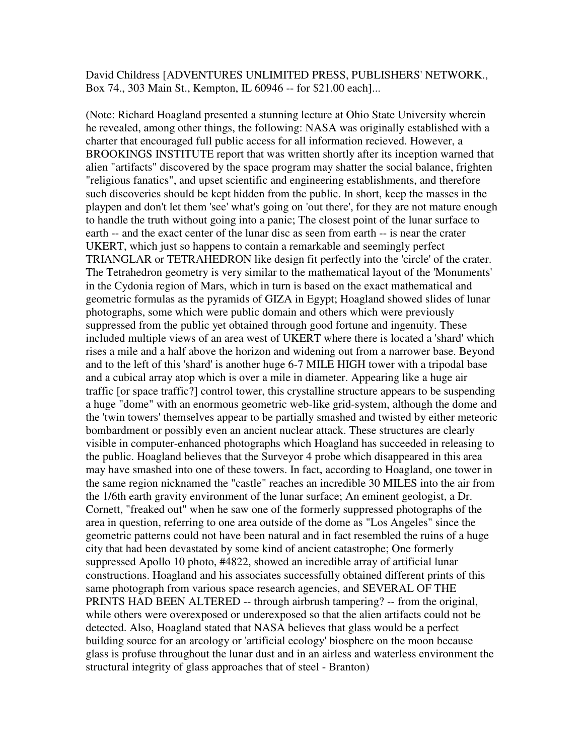David Childress [ADVENTURES UNLIMITED PRESS, PUBLISHERS' NETWORK., Box 74., 303 Main St., Kempton, IL 60946 -- for $21.00 each]...

(Note: Richard Hoagland presented a stunning lecture at Ohio State University wherein he revealed, among other things, the following: NASA was originally established with a charter that encouraged full public access for all information recieved. However, a BROOKINGS INSTITUTE report that was written shortly after its inception warned that alien "artifacts" discovered by the space program may shatter the social balance, frighten "religious fanatics", and upset scientific and engineering establishments, and therefore such discoveries should be kept hidden from the public. In short, keep the masses in the playpen and don't let them 'see' what's going on 'out there', for they are not mature enough to handle the truth without going into a panic; The closest point of the lunar surface to earth -- and the exact center of the lunar disc as seen from earth -- is near the crater UKERT, which just so happens to contain a remarkable and seemingly perfect TRIANGLAR or TETRAHEDRON like design fit perfectly into the 'circle' of the crater. The Tetrahedron geometry is very similar to the mathematical layout of the 'Monuments' in the Cydonia region of Mars, which in turn is based on the exact mathematical and geometric formulas as the pyramids of GIZA in Egypt; Hoagland showed slides of lunar photographs, some which were public domain and others which were previously suppressed from the public yet obtained through good fortune and ingenuity. These included multiple views of an area west of UKERT where there is located a 'shard' which rises a mile and a half above the horizon and widening out from a narrower base. Beyond and to the left of this 'shard' is another huge 6-7 MILE HIGH tower with a tripodal base and a cubical array atop which is over a mile in diameter. Appearing like a huge air traffic [or space traffic?] control tower, this crystalline structure appears to be suspending a huge "dome" with an enormous geometric web-like grid-system, although the dome and the 'twin towers' themselves appear to be partially smashed and twisted by either meteoric bombardment or possibly even an ancient nuclear attack. These structures are clearly visible in computer-enhanced photographs which Hoagland has succeeded in releasing to the public. Hoagland believes that the Surveyor 4 probe which disappeared in this area may have smashed into one of these towers. In fact, according to Hoagland, one tower in the same region nicknamed the "castle" reaches an incredible 30 MILES into the air from the 1/6th earth gravity environment of the lunar surface; An eminent geologist, a Dr. Cornett, "freaked out" when he saw one of the formerly suppressed photographs of the area in question, referring to one area outside of the dome as "Los Angeles" since the geometric patterns could not have been natural and in fact resembled the ruins of a huge city that had been devastated by some kind of ancient catastrophe; One formerly suppressed Apollo 10 photo, #4822, showed an incredible array of artificial lunar constructions. Hoagland and his associates successfully obtained different prints of this same photograph from various space research agencies, and SEVERAL OF THE PRINTS HAD BEEN ALTERED -- through airbrush tampering? -- from the original, while others were overexposed or underexposed so that the alien artifacts could not be detected. Also, Hoagland stated that NASA believes that glass would be a perfect building source for an arcology or 'artificial ecology' biosphere on the moon because glass is profuse throughout the lunar dust and in an airless and waterless environment the structural integrity of glass approaches that of steel - Branton)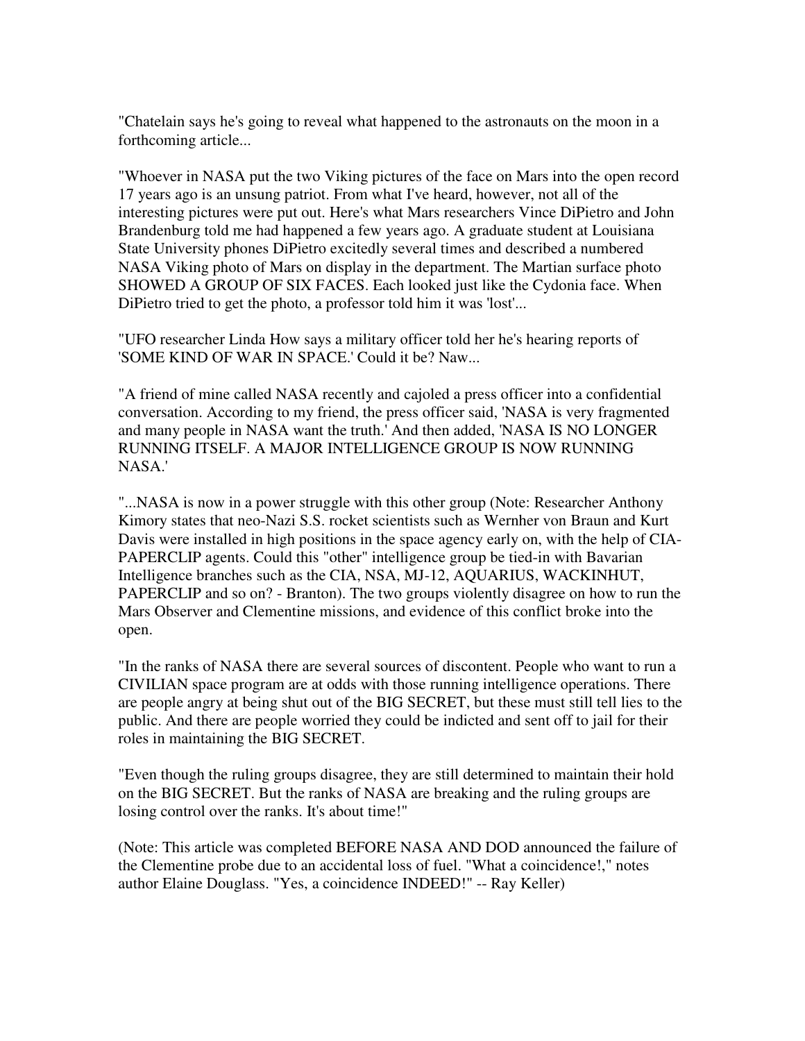"Chatelain says he's going to reveal what happened to the astronauts on the moon in a forthcoming article...

"Whoever in NASA put the two Viking pictures of the face on Mars into the open record 17 years ago is an unsung patriot. From what I've heard, however, not all of the interesting pictures were put out. Here's what Mars researchers Vince DiPietro and John Brandenburg told me had happened a few years ago. A graduate student at Louisiana State University phones DiPietro excitedly several times and described a numbered NASA Viking photo of Mars on display in the department. The Martian surface photo SHOWED A GROUP OF SIX FACES. Each looked just like the Cydonia face. When DiPietro tried to get the photo, a professor told him it was 'lost'...

"UFO researcher Linda How says a military officer told her he's hearing reports of 'SOME KIND OF WAR IN SPACE.' Could it be? Naw...

"A friend of mine called NASA recently and cajoled a press officer into a confidential conversation. According to my friend, the press officer said, 'NASA is very fragmented and many people in NASA want the truth.' And then added, 'NASA IS NO LONGER RUNNING ITSELF. A MAJOR INTELLIGENCE GROUP IS NOW RUNNING NASA.'

"...NASA is now in a power struggle with this other group (Note: Researcher Anthony Kimory states that neo-Nazi S.S. rocket scientists such as Wernher von Braun and Kurt Davis were installed in high positions in the space agency early on, with the help of CIA-PAPERCLIP agents. Could this "other" intelligence group be tied-in with Bavarian Intelligence branches such as the CIA, NSA, MJ-12, AQUARIUS, WACKINHUT, PAPERCLIP and so on? - Branton). The two groups violently disagree on how to run the Mars Observer and Clementine missions, and evidence of this conflict broke into the open.

"In the ranks of NASA there are several sources of discontent. People who want to run a CIVILIAN space program are at odds with those running intelligence operations. There are people angry at being shut out of the BIG SECRET, but these must still tell lies to the public. And there are people worried they could be indicted and sent off to jail for their roles in maintaining the BIG SECRET.

"Even though the ruling groups disagree, they are still determined to maintain their hold on the BIG SECRET. But the ranks of NASA are breaking and the ruling groups are losing control over the ranks. It's about time!"

(Note: This article was completed BEFORE NASA AND DOD announced the failure of the Clementine probe due to an accidental loss of fuel. "What a coincidence!," notes author Elaine Douglass. "Yes, a coincidence INDEED!" -- Ray Keller)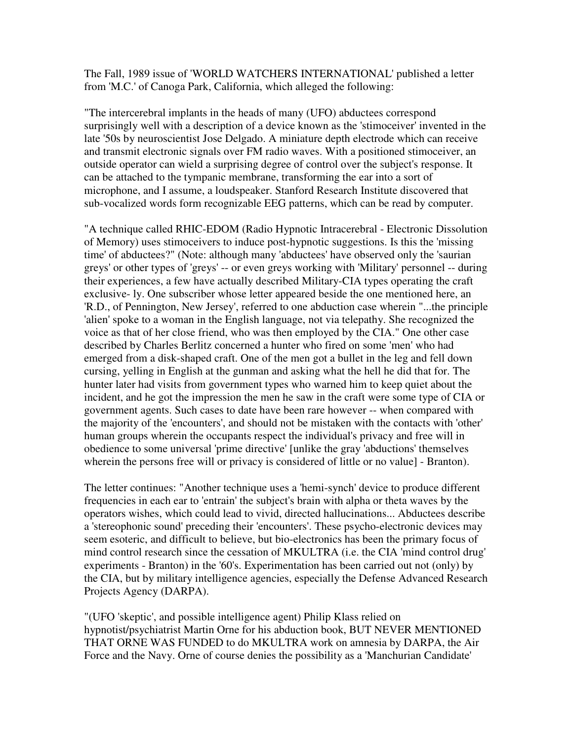The Fall, 1989 issue of 'WORLD WATCHERS INTERNATIONAL' published a letter from 'M.C.' of Canoga Park, California, which alleged the following:

"The intercerebral implants in the heads of many (UFO) abductees correspond surprisingly well with a description of a device known as the 'stimoceiver' invented in the late '50s by neuroscientist Jose Delgado. A miniature depth electrode which can receive and transmit electronic signals over FM radio waves. With a positioned stimoceiver, an outside operator can wield a surprising degree of control over the subject's response. It can be attached to the tympanic membrane, transforming the ear into a sort of microphone, and I assume, a loudspeaker. Stanford Research Institute discovered that sub-vocalized words form recognizable EEG patterns, which can be read by computer.

"A technique called RHIC-EDOM (Radio Hypnotic Intracerebral - Electronic Dissolution of Memory) uses stimoceivers to induce post-hypnotic suggestions. Is this the 'missing time' of abductees?" (Note: although many 'abductees' have observed only the 'saurian greys' or other types of 'greys' -- or even greys working with 'Military' personnel -- during their experiences, a few have actually described Military-CIA types operating the craft exclusive- ly. One subscriber whose letter appeared beside the one mentioned here, an 'R.D., of Pennington, New Jersey', referred to one abduction case wherein "...the principle 'alien' spoke to a woman in the English language, not via telepathy. She recognized the voice as that of her close friend, who was then employed by the CIA." One other case described by Charles Berlitz concerned a hunter who fired on some 'men' who had emerged from a disk-shaped craft. One of the men got a bullet in the leg and fell down cursing, yelling in English at the gunman and asking what the hell he did that for. The hunter later had visits from government types who warned him to keep quiet about the incident, and he got the impression the men he saw in the craft were some type of CIA or government agents. Such cases to date have been rare however -- when compared with the majority of the 'encounters', and should not be mistaken with the contacts with 'other' human groups wherein the occupants respect the individual's privacy and free will in obedience to some universal 'prime directive' [unlike the gray 'abductions' themselves wherein the persons free will or privacy is considered of little or no value] - Branton).

The letter continues: "Another technique uses a 'hemi-synch' device to produce different frequencies in each ear to 'entrain' the subject's brain with alpha or theta waves by the operators wishes, which could lead to vivid, directed hallucinations... Abductees describe a 'stereophonic sound' preceding their 'encounters'. These psycho-electronic devices may seem esoteric, and difficult to believe, but bio-electronics has been the primary focus of mind control research since the cessation of MKULTRA (i.e. the CIA 'mind control drug' experiments - Branton) in the '60's. Experimentation has been carried out not (only) by the CIA, but by military intelligence agencies, especially the Defense Advanced Research Projects Agency (DARPA).

"(UFO 'skeptic', and possible intelligence agent) Philip Klass relied on hypnotist/psychiatrist Martin Orne for his abduction book, BUT NEVER MENTIONED THAT ORNE WAS FUNDED to do MKULTRA work on amnesia by DARPA, the Air Force and the Navy. Orne of course denies the possibility as a 'Manchurian Candidate'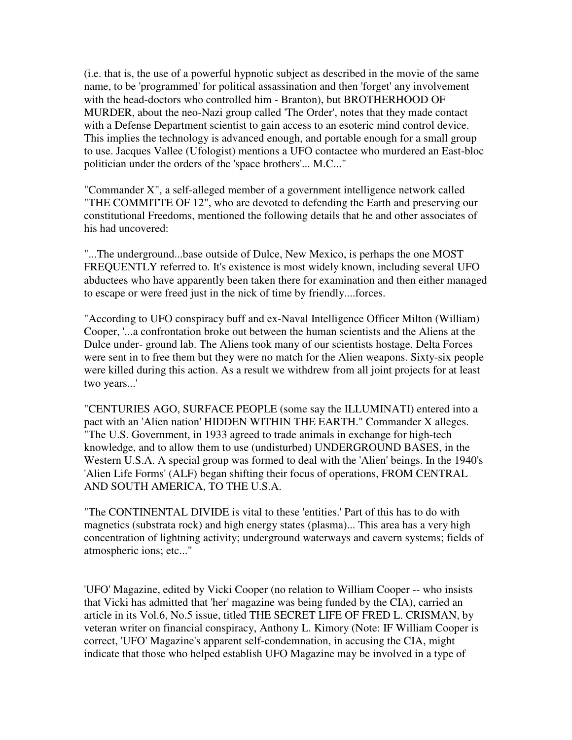(i.e. that is, the use of a powerful hypnotic subject as described in the movie of the same name, to be 'programmed' for political assassination and then 'forget' any involvement with the head-doctors who controlled him - Branton), but BROTHERHOOD OF MURDER, about the neo-Nazi group called 'The Order', notes that they made contact with a Defense Department scientist to gain access to an esoteric mind control device. This implies the technology is advanced enough, and portable enough for a small group to use. Jacques Vallee (Ufologist) mentions a UFO contactee who murdered an East-bloc politician under the orders of the 'space brothers'... M.C..."

"Commander X", a self-alleged member of a government intelligence network called "THE COMMITTE OF 12", who are devoted to defending the Earth and preserving our constitutional Freedoms, mentioned the following details that he and other associates of his had uncovered:

"...The underground...base outside of Dulce, New Mexico, is perhaps the one MOST FREQUENTLY referred to. It's existence is most widely known, including several UFO abductees who have apparently been taken there for examination and then either managed to escape or were freed just in the nick of time by friendly....forces.

"According to UFO conspiracy buff and ex-Naval Intelligence Officer Milton (William) Cooper, '...a confrontation broke out between the human scientists and the Aliens at the Dulce under- ground lab. The Aliens took many of our scientists hostage. Delta Forces were sent in to free them but they were no match for the Alien weapons. Sixty-six people were killed during this action. As a result we withdrew from all joint projects for at least two years...'

"CENTURIES AGO, SURFACE PEOPLE (some say the ILLUMINATI) entered into a pact with an 'Alien nation' HIDDEN WITHIN THE EARTH." Commander X alleges. "The U.S. Government, in 1933 agreed to trade animals in exchange for high-tech knowledge, and to allow them to use (undisturbed) UNDERGROUND BASES, in the Western U.S.A. A special group was formed to deal with the 'Alien' beings. In the 1940's 'Alien Life Forms' (ALF) began shifting their focus of operations, FROM CENTRAL AND SOUTH AMERICA, TO THE U.S.A.

"The CONTINENTAL DIVIDE is vital to these 'entities.' Part of this has to do with magnetics (substrata rock) and high energy states (plasma)... This area has a very high concentration of lightning activity; underground waterways and cavern systems; fields of atmospheric ions; etc..."

'UFO' Magazine, edited by Vicki Cooper (no relation to William Cooper -- who insists that Vicki has admitted that 'her' magazine was being funded by the CIA), carried an article in its Vol.6, No.5 issue, titled THE SECRET LIFE OF FRED L. CRISMAN, by veteran writer on financial conspiracy, Anthony L. Kimory (Note: IF William Cooper is correct, 'UFO' Magazine's apparent self-condemnation, in accusing the CIA, might indicate that those who helped establish UFO Magazine may be involved in a type of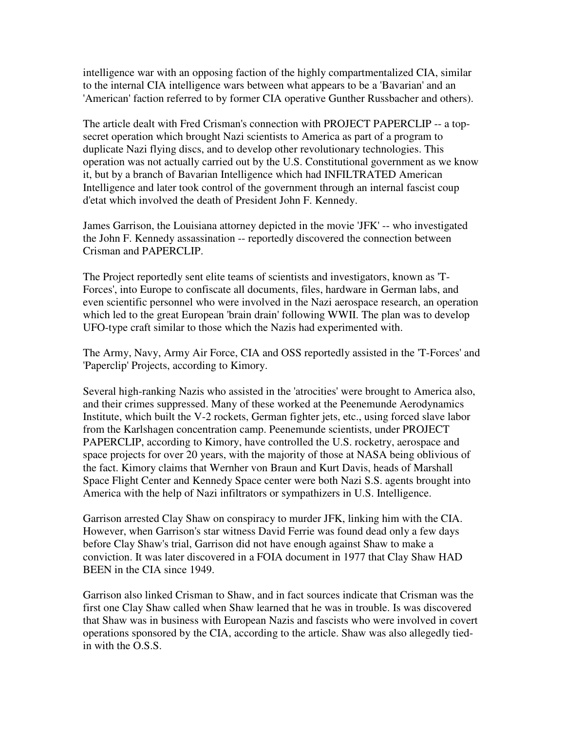intelligence war with an opposing faction of the highly compartmentalized CIA, similar to the internal CIA intelligence wars between what appears to be a 'Bavarian' and an 'American' faction referred to by former CIA operative Gunther Russbacher and others).

The article dealt with Fred Crisman's connection with PROJECT PAPERCLIP -- a top-secret operation which brought Nazi scientists to America as part of a program to duplicate Nazi flying discs, and to develop other revolutionary technologies. This operation was not actually carried out by the U.S. Constitutional government as we know it, but by a branch of Bavarian Intelligence which had INFILTRATED American Intelligence and later took control of the government through an internal fascist coup d'etat which involved the death of President John F. Kennedy.

James Garrison, the Louisiana attorney depicted in the movie 'JFK' -- who investigated the John F. Kennedy assassination -- reportedly discovered the connection between Crisman and PAPERCLIP.

The Project reportedly sent elite teams of scientists and investigators, known as 'T-Forces', into Europe to confiscate all documents, files, hardware in German labs, and even scientific personnel who were involved in the Nazi aerospace research, an operation which led to the great European 'brain drain' following WWII. The plan was to develop UFO-type craft similar to those which the Nazis had experimented with.

The Army, Navy, Army Air Force, CIA and OSS reportedly assisted in the 'T-Forces' and 'Paperclip' Projects, according to Kimory.

Several high-ranking Nazis who assisted in the 'atrocities' were brought to America also, and their crimes suppressed. Many of these worked at the Peenemunde Aerodynamics Institute, which built the V-2 rockets, German fighter jets, etc., using forced slave labor from the Karlshagen concentration camp. Peenemunde scientists, under PROJECT PAPERCLIP, according to Kimory, have controlled the U.S. rocketry, aerospace and space projects for over 20 years, with the majority of those at NASA being oblivious of the fact. Kimory claims that Wernher von Braun and Kurt Davis, heads of Marshall Space Flight Center and Kennedy Space center were both Nazi S.S. agents brought into America with the help of Nazi infiltrators or sympathizers in U.S. Intelligence.

Garrison arrested Clay Shaw on conspiracy to murder JFK, linking him with the CIA. However, when Garrison's star witness David Ferrie was found dead only a few days before Clay Shaw's trial, Garrison did not have enough against Shaw to make a conviction. It was later discovered in a FOIA document in 1977 that Clay Shaw HAD BEEN in the CIA since 1949.

Garrison also linked Crisman to Shaw, and in fact sources indicate that Crisman was the first one Clay Shaw called when Shaw learned that he was in trouble. Is was discovered that Shaw was in business with European Nazis and fascists who were involved in covert operations sponsored by the CIA, according to the article. Shaw was also allegedly tied-in with the O.S.S.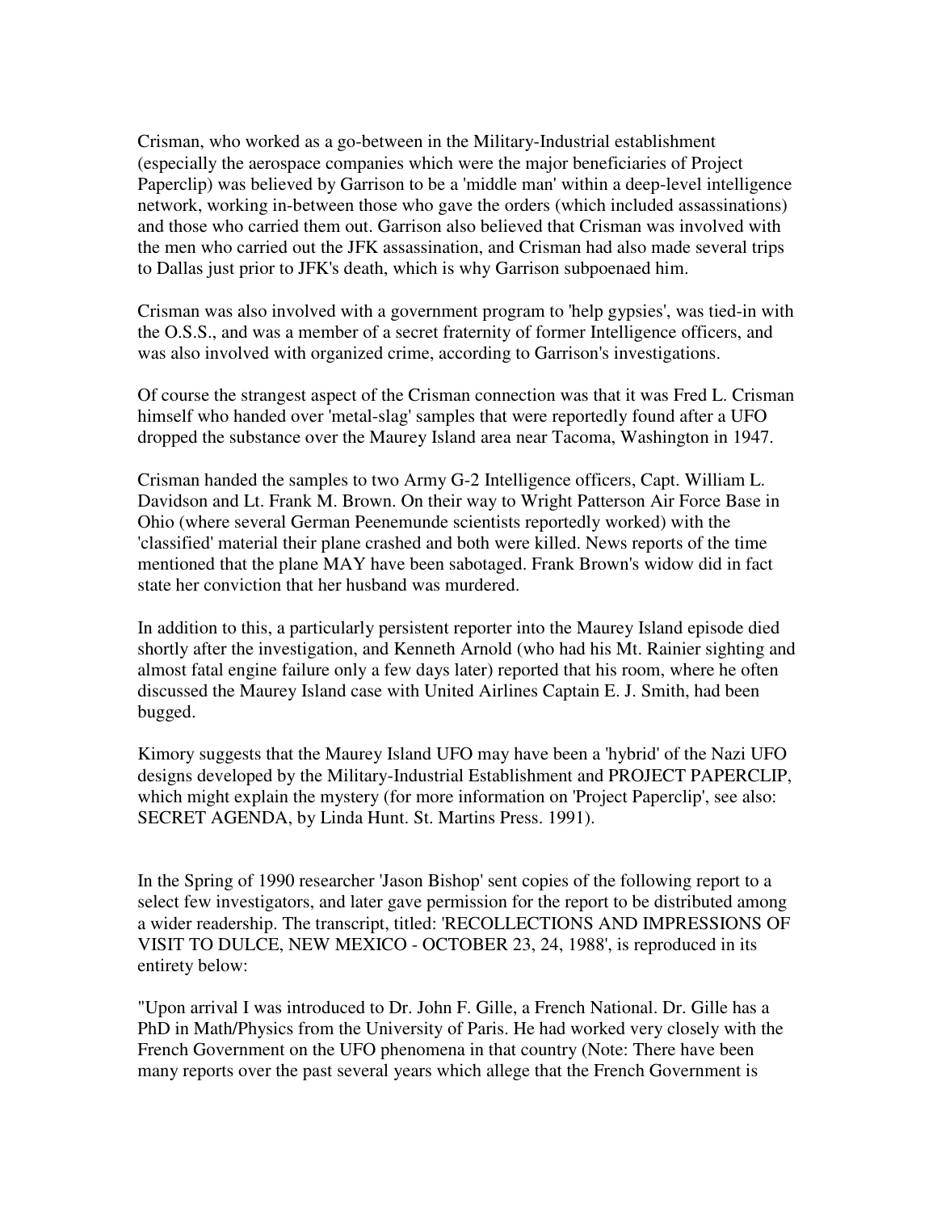Crisman, who worked as a go-between in the Military-Industrial establishment (especially the aerospace companies which were the major beneficiaries of Project Paperclip) was believed by Garrison to be a 'middle man' within a deep-level intelligence network, working in-between those who gave the orders (which included assassinations) and those who carried them out. Garrison also believed that Crisman was involved with the men who carried out the JFK assassination, and Crisman had also made several trips to Dallas just prior to JFK's death, which is why Garrison subpoenaed him.

Crisman was also involved with a government program to 'help gypsies', was tied-in with the O.S.S., and was a member of a secret fraternity of former Intelligence officers, and was also involved with organized crime, according to Garrison's investigations.

Of course the strangest aspect of the Crisman connection was that it was Fred L. Crisman himself who handed over 'metal-slag' samples that were reportedly found after a UFO dropped the substance over the Maurey Island area near Tacoma, Washington in 1947.

Crisman handed the samples to two Army G-2 Intelligence officers, Capt. William L. Davidson and Lt. Frank M. Brown. On their way to Wright Patterson Air Force Base in Ohio (where several German Peenemunde scientists reportedly worked) with the 'classified' material their plane crashed and both were killed. News reports of the time mentioned that the plane MAY have been sabotaged. Frank Brown's widow did in fact state her conviction that her husband was murdered.

In addition to this, a particularly persistent reporter into the Maurey Island episode died shortly after the investigation, and Kenneth Arnold (who had his Mt. Rainier sighting and almost fatal engine failure only a few days later) reported that his room, where he often discussed the Maurey Island case with United Airlines Captain E. J. Smith, had been bugged.

Kimory suggests that the Maurey Island UFO may have been a 'hybrid' of the Nazi UFO designs developed by the Military-Industrial Establishment and PROJECT PAPERCLIP, which might explain the mystery (for more information on 'Project Paperclip', see also: SECRET AGENDA, by Linda Hunt. St. Martins Press. 1991).

In the Spring of 1990 researcher 'Jason Bishop' sent copies of the following report to a select few investigators, and later gave permission for the report to be distributed among a wider readership. The transcript, titled: 'RECOLLECTIONS AND IMPRESSIONS OF VISIT TO DULCE, NEW MEXICO - OCTOBER 23, 24, 1988', is reproduced in its entirety below:

"Upon arrival I was introduced to Dr. John F. Gille, a French National. Dr. Gille has a PhD in Math/Physics from the University of Paris. He had worked very closely with the French Government on the UFO phenomena in that country (Note: There have been many reports over the past several years which allege that the French Government is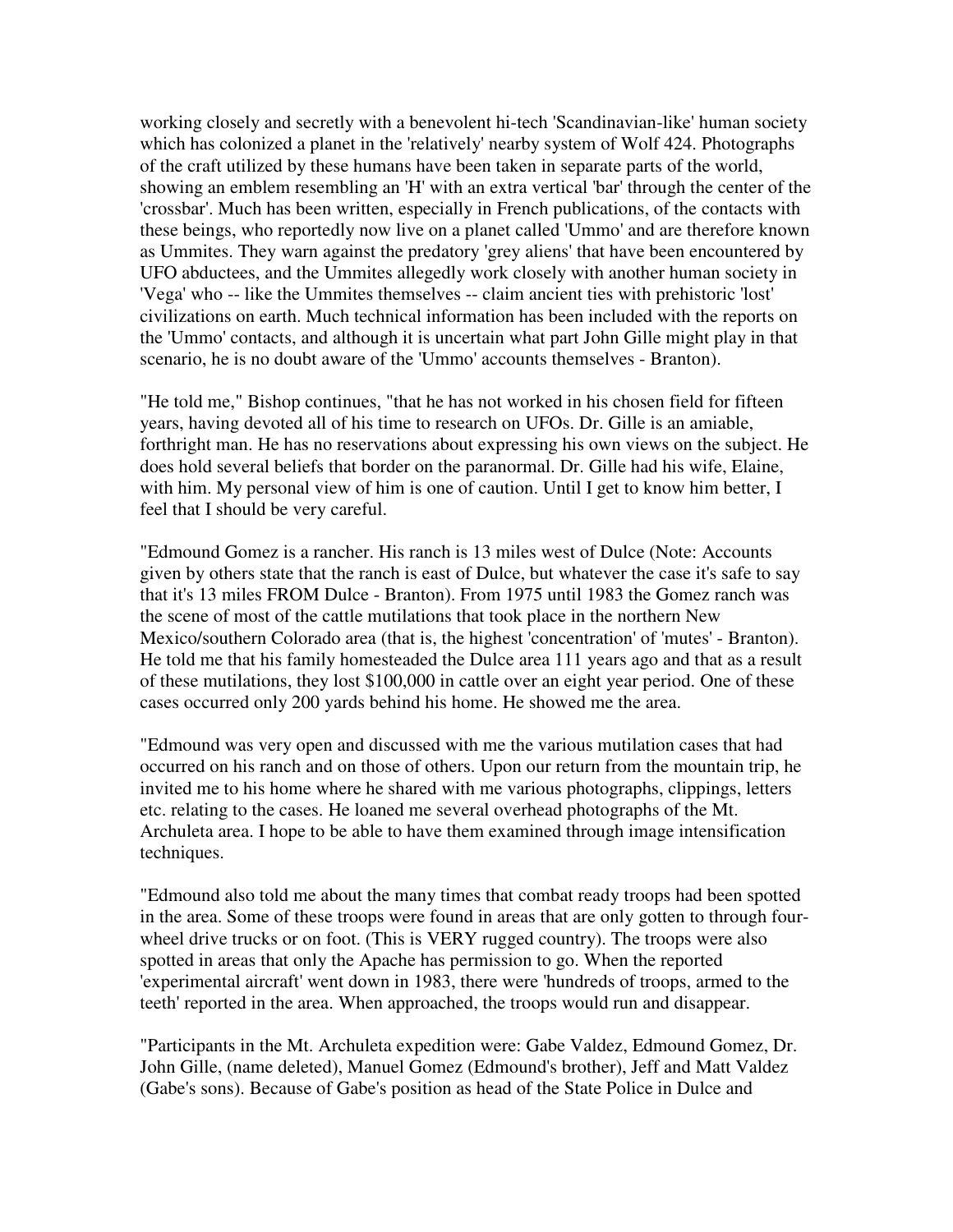working closely and secretly with a benevolent hi-tech 'Scandinavian-like' human society which has colonized a planet in the 'relatively' nearby system of Wolf 424. Photographs of the craft utilized by these humans have been taken in separate parts of the world, showing an emblem resembling an 'H' with an extra vertical 'bar' through the center of the 'crossbar'. Much has been written, especially in French publications, of the contacts with these beings, who reportedly now live on a planet called 'Ummo' and are therefore known as Ummites. They warn against the predatory 'grey aliens' that have been encountered by UFO abductees, and the Ummites allegedly work closely with another human society in 'Vega' who -- like the Ummites themselves -- claim ancient ties with prehistoric 'lost' civilizations on earth. Much technical information has been included with the reports on the 'Ummo' contacts, and although it is uncertain what part John Gille might play in that scenario, he is no doubt aware of the 'Ummo' accounts themselves - Branton).

"He told me," Bishop continues, "that he has not worked in his chosen field for fifteen years, having devoted all of his time to research on UFOs. Dr. Gille is an amiable, forthright man. He has no reservations about expressing his own views on the subject. He does hold several beliefs that border on the paranormal. Dr. Gille had his wife, Elaine, with him. My personal view of him is one of caution. Until I get to know him better, I feel that I should be very careful.

"Edmound Gomez is a rancher. His ranch is 13 miles west of Dulce (Note: Accounts given by others state that the ranch is east of Dulce, but whatever the case it's safe to say that it's 13 miles FROM Dulce - Branton). From 1975 until 1983 the Gomez ranch was the scene of most of the cattle mutilations that took place in the northern New Mexico/southern Colorado area (that is, the highest 'concentration' of 'mutes' - Branton). He told me that his family homesteaded the Dulce area 111 years ago and that as a result of these mutilations, they lost $100,000 in cattle over an eight year period. One of these cases occurred only 200 yards behind his home. He showed me the area.

"Edmound was very open and discussed with me the various mutilation cases that had occurred on his ranch and on those of others. Upon our return from the mountain trip, he invited me to his home where he shared with me various photographs, clippings, letters etc. relating to the cases. He loaned me several overhead photographs of the Mt. Archuleta area. I hope to be able to have them examined through image intensification techniques.

"Edmound also told me about the many times that combat ready troops had been spotted in the area. Some of these troops were found in areas that are only gotten to through four-wheel drive trucks or on foot. (This is VERY rugged country). The troops were also spotted in areas that only the Apache has permission to go. When the reported 'experimental aircraft' went down in 1983, there were 'hundreds of troops, armed to the teeth' reported in the area. When approached, the troops would run and disappear.

"Participants in the Mt. Archuleta expedition were: Gabe Valdez, Edmound Gomez, Dr. John Gille, (name deleted), Manuel Gomez (Edmound's brother), Jeff and Matt Valdez (Gabe's sons). Because of Gabe's position as head of the State Police in Dulce and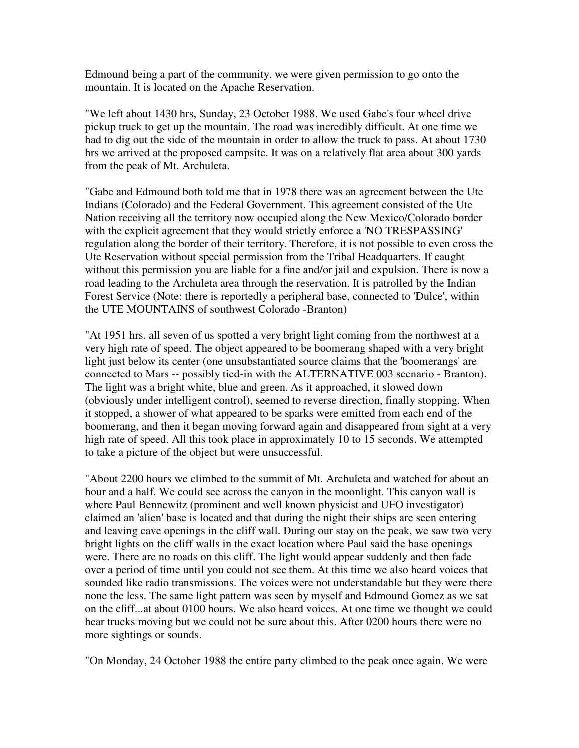Edmound being a part of the community, we were given permission to go onto the mountain. It is located on the Apache Reservation.

"We left about 1430 hrs, Sunday, 23 October 1988. We used Gabe's four wheel drive pickup truck to get up the mountain. The road was incredibly difficult. At one time we had to dig out the side of the mountain in order to allow the truck to pass. At about 1730 hrs we arrived at the proposed campsite. It was on a relatively flat area about 300 yards from the peak of Mt. Archuleta.

"Gabe and Edmound both told me that in 1978 there was an agreement between the Ute Indians (Colorado) and the Federal Government. This agreement consisted of the Ute Nation receiving all the territory now occupied along the New Mexico/Colorado border with the explicit agreement that they would strictly enforce a 'NO TRESPASSING' regulation along the border of their territory. Therefore, it is not possible to even cross the Ute Reservation without special permission from the Tribal Headquarters. If caught without this permission you are liable for a fine and/or jail and expulsion. There is now a road leading to the Archuleta area through the reservation. It is patrolled by the Indian Forest Service (Note: there is reportedly a peripheral base, connected to 'Dulce', within the UTE MOUNTAINS of southwest Colorado -Branton)

"At 1951 hrs. all seven of us spotted a very bright light coming from the northwest at a very high rate of speed. The object appeared to be boomerang shaped with a very bright light just below its center (one unsubstantiated source claims that the 'boomerangs' are connected to Mars -- possibly tied-in with the ALTERNATIVE 003 scenario - Branton). The light was a bright white, blue and green. As it approached, it slowed down (obviously under intelligent control), seemed to reverse direction, finally stopping. When it stopped, a shower of what appeared to be sparks were emitted from each end of the boomerang, and then it began moving forward again and disappeared from sight at a very high rate of speed. All this took place in approximately 10 to 15 seconds. We attempted to take a picture of the object but were unsuccessful.

"About 2200 hours we climbed to the summit of Mt. Archuleta and watched for about an hour and a half. We could see across the canyon in the moonlight. This canyon wall is where Paul Bennewitz (prominent and well known physicist and UFO investigator) claimed an 'alien' base is located and that during the night their ships are seen entering and leaving cave openings in the cliff wall. During our stay on the peak, we saw two very bright lights on the cliff walls in the exact location where Paul said the base openings were. There are no roads on this cliff. The light would appear suddenly and then fade over a period of time until you could not see them. At this time we also heard voices that sounded like radio transmissions. The voices were not understandable but they were there none the less. The same light pattern was seen by myself and Edmound Gomez as we sat on the cliff...at about 0100 hours. We also heard voices. At one time we thought we could hear trucks moving but we could not be sure about this. After 0200 hours there were no more sightings or sounds.

"On Monday, 24 October 1988 the entire party climbed to the peak once again. We were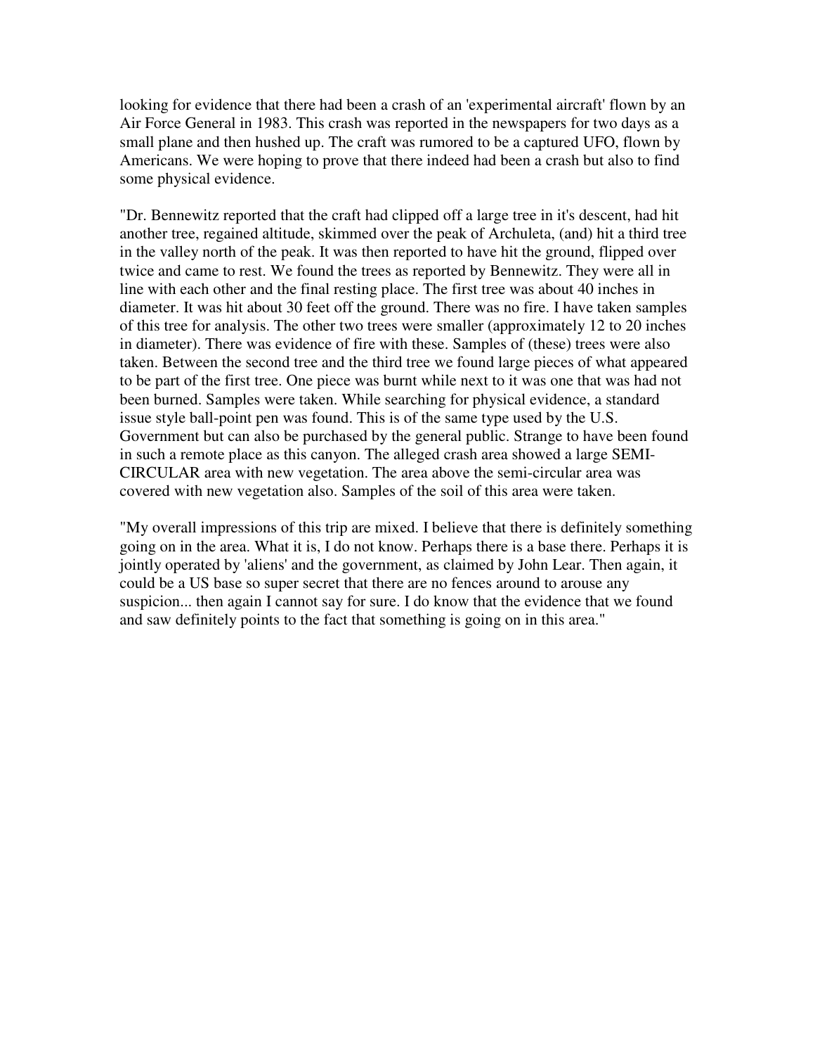looking for evidence that there had been a crash of an 'experimental aircraft' flown by an Air Force General in 1983. This crash was reported in the newspapers for two days as a small plane and then hushed up. The craft was rumored to be a captured UFO, flown by Americans. We were hoping to prove that there indeed had been a crash but also to find some physical evidence.

"Dr. Bennewitz reported that the craft had clipped off a large tree in it's descent, had hit another tree, regained altitude, skimmed over the peak of Archuleta, (and) hit a third tree in the valley north of the peak. It was then reported to have hit the ground, flipped over twice and came to rest. We found the trees as reported by Bennewitz. They were all in line with each other and the final resting place. The first tree was about 40 inches in diameter. It was hit about 30 feet off the ground. There was no fire. I have taken samples of this tree for analysis. The other two trees were smaller (approximately 12 to 20 inches in diameter). There was evidence of fire with these. Samples of (these) trees were also taken. Between the second tree and the third tree we found large pieces of what appeared to be part of the first tree. One piece was burnt while next to it was one that was had not been burned. Samples were taken. While searching for physical evidence, a standard issue style ball-point pen was found. This is of the same type used by the U.S. Government but can also be purchased by the general public. Strange to have been found in such a remote place as this canyon. The alleged crash area showed a large SEMI-CIRCULAR area with new vegetation. The area above the semi-circular area was covered with new vegetation also. Samples of the soil of this area were taken.

"My overall impressions of this trip are mixed. I believe that there is definitely something going on in the area. What it is, I do not know. Perhaps there is a base there. Perhaps it is jointly operated by 'aliens' and the government, as claimed by John Lear. Then again, it could be a US base so super secret that there are no fences around to arouse any suspicion... then again I cannot say for sure. I do know that the evidence that we found and saw definitely points to the fact that something is going on in this area."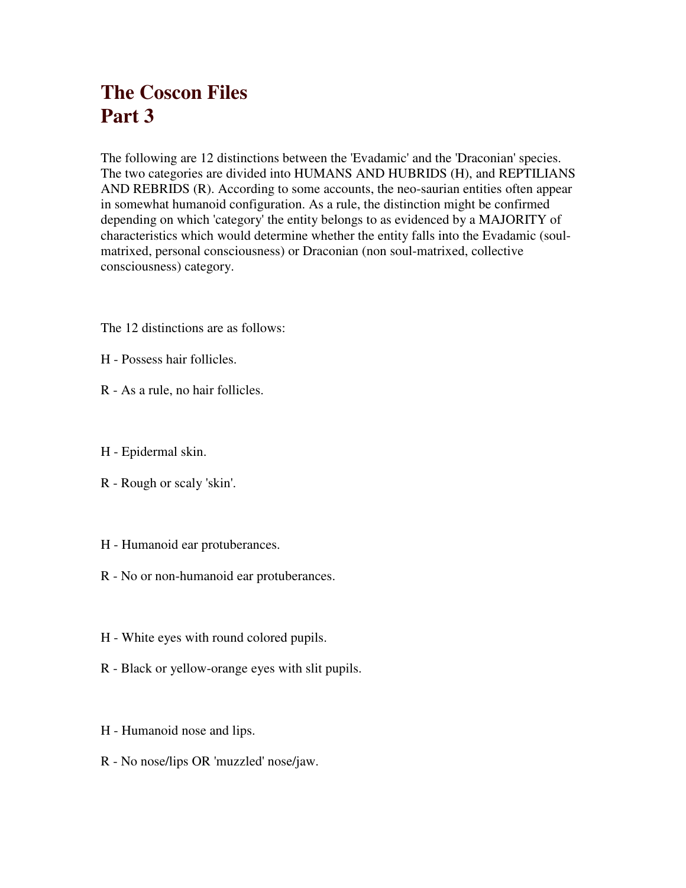# The Coscon Files
# Part 3

The following are 12 distinctions between the 'Evadamic' and the 'Draconian' species. The two categories are divided into HUMANS AND HUBRIDS (H), and REPTILIANS AND REBRIDS (R). According to some accounts, the neo-saurian entities often appear in somewhat humanoid configuration. As a rule, the distinction might be confirmed depending on which 'category' the entity belongs to as evidenced by a MAJORITY of characteristics which would determine whether the entity falls into the Evadamic (soul-matrixed, personal consciousness) or Draconian (non soul-matrixed, collective consciousness) category.

The 12 distinctions are as follows:

H - Possess hair follicles.

R - As a rule, no hair follicles.

H - Epidermal skin.

R - Rough or scaly 'skin'.

H - Humanoid ear protuberances.

R - No or non-humanoid ear protuberances.

H - White eyes with round colored pupils.

R - Black or yellow-orange eyes with slit pupils.

H - Humanoid nose and lips.

R - No nose/lips OR 'muzzled' nose/jaw.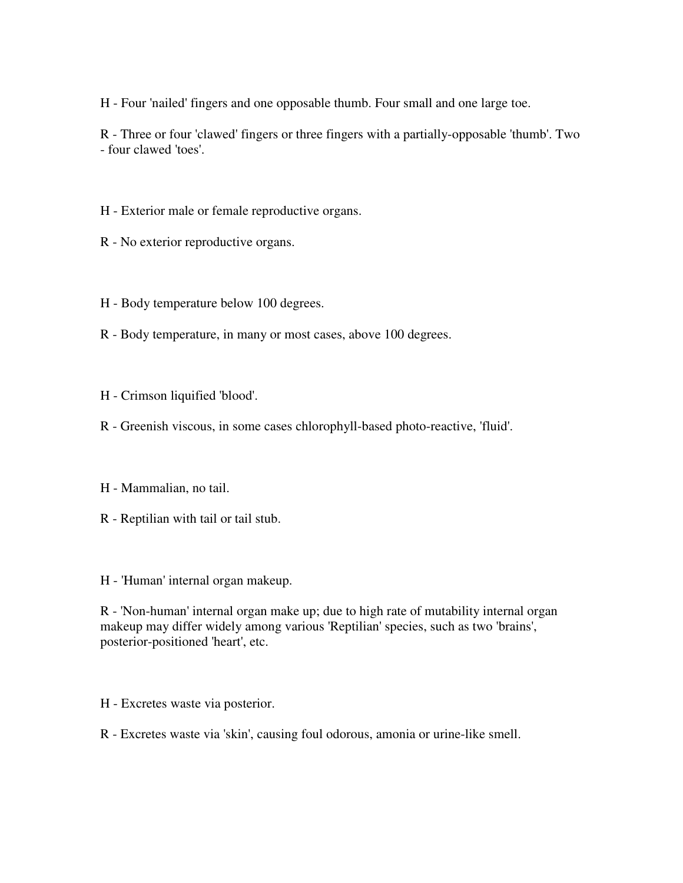H - Four 'nailed' fingers and one opposable thumb. Four small and one large toe.

R - Three or four 'clawed' fingers or three fingers with a partially-opposable 'thumb'. Two - four clawed 'toes'.

H - Exterior male or female reproductive organs.

R - No exterior reproductive organs.

H - Body temperature below 100 degrees.

R - Body temperature, in many or most cases, above 100 degrees.

H - Crimson liquified 'blood'.

R - Greenish viscous, in some cases chlorophyll-based photo-reactive, 'fluid'.

H - Mammalian, no tail.

R - Reptilian with tail or tail stub.

H - 'Human' internal organ makeup.

R - 'Non-human' internal organ make up; due to high rate of mutability internal organ makeup may differ widely among various 'Reptilian' species, such as two 'brains', posterior-positioned 'heart', etc.

H - Excretes waste via posterior.

R - Excretes waste via 'skin', causing foul odorous, amonia or urine-like smell.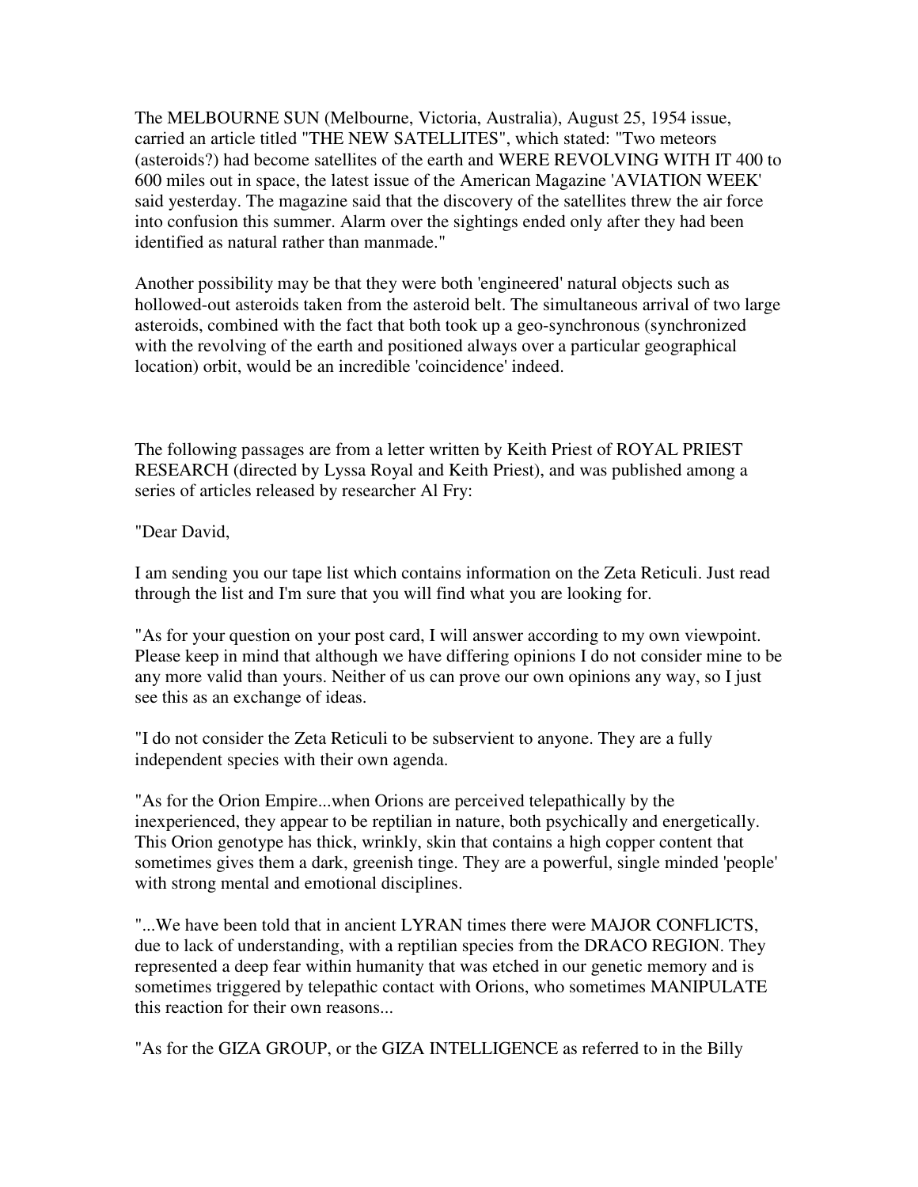The MELBOURNE SUN (Melbourne, Victoria, Australia), August 25, 1954 issue, carried an article titled "THE NEW SATELLITES", which stated: "Two meteors (asteroids?) had become satellites of the earth and WERE REVOLVING WITH IT 400 to 600 miles out in space, the latest issue of the American Magazine 'AVIATION WEEK' said yesterday. The magazine said that the discovery of the satellites threw the air force into confusion this summer. Alarm over the sightings ended only after they had been identified as natural rather than manmade."

Another possibility may be that they were both 'engineered' natural objects such as hollowed-out asteroids taken from the asteroid belt. The simultaneous arrival of two large asteroids, combined with the fact that both took up a geo-synchronous (synchronized with the revolving of the earth and positioned always over a particular geographical location) orbit, would be an incredible 'coincidence' indeed.

The following passages are from a letter written by Keith Priest of ROYAL PRIEST RESEARCH (directed by Lyssa Royal and Keith Priest), and was published among a series of articles released by researcher Al Fry:

"Dear David,

I am sending you our tape list which contains information on the Zeta Reticuli. Just read through the list and I'm sure that you will find what you are looking for.

"As for your question on your post card, I will answer according to my own viewpoint. Please keep in mind that although we have differing opinions I do not consider mine to be any more valid than yours. Neither of us can prove our own opinions any way, so I just see this as an exchange of ideas.

"I do not consider the Zeta Reticuli to be subservient to anyone. They are a fully independent species with their own agenda.

"As for the Orion Empire...when Orions are perceived telepathically by the inexperienced, they appear to be reptilian in nature, both psychically and energetically. This Orion genotype has thick, wrinkly, skin that contains a high copper content that sometimes gives them a dark, greenish tinge. They are a powerful, single minded 'people' with strong mental and emotional disciplines.

"...We have been told that in ancient LYRAN times there were MAJOR CONFLICTS, due to lack of understanding, with a reptilian species from the DRACO REGION. They represented a deep fear within humanity that was etched in our genetic memory and is sometimes triggered by telepathic contact with Orions, who sometimes MANIPULATE this reaction for their own reasons...

"As for the GIZA GROUP, or the GIZA INTELLIGENCE as referred to in the Billy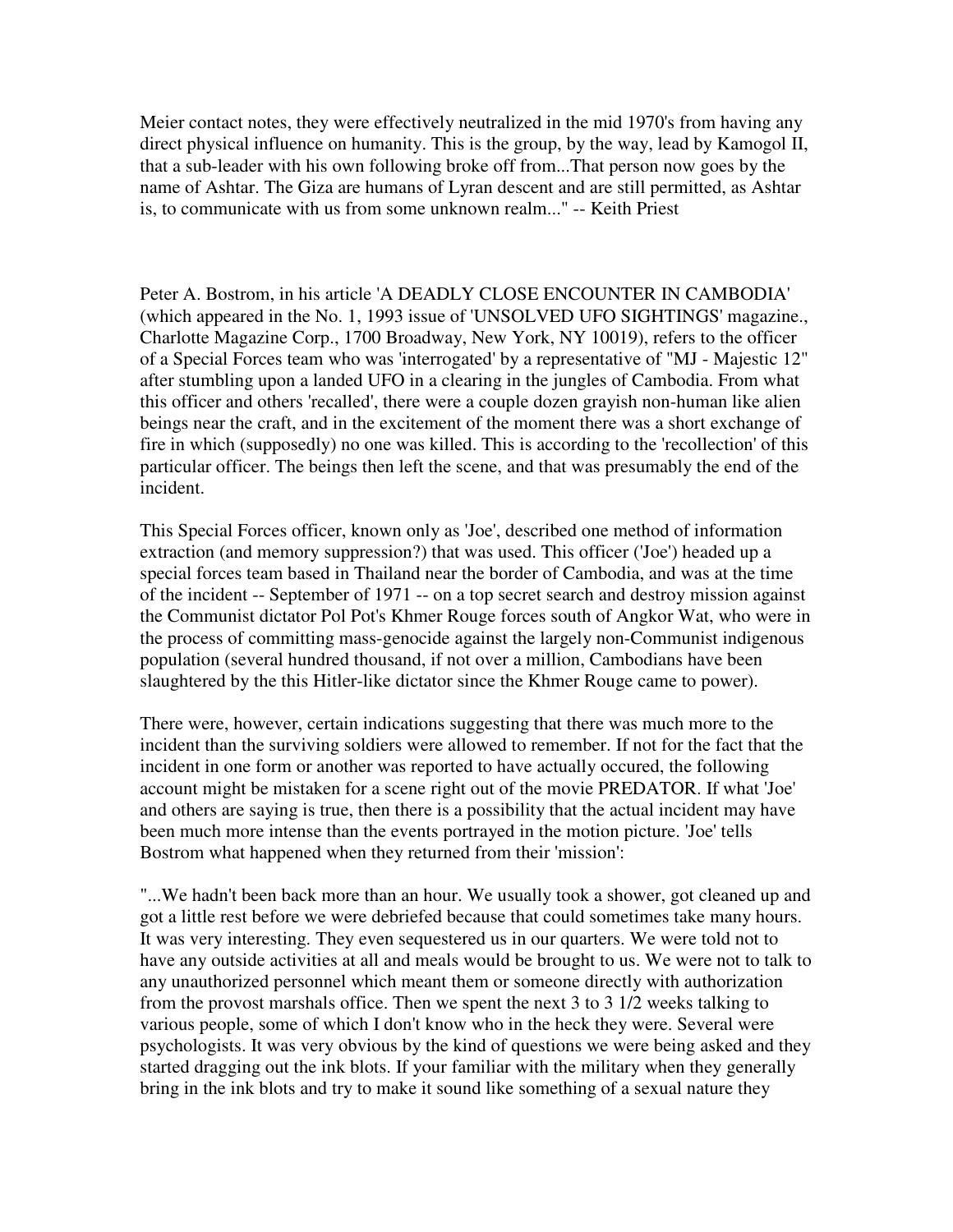Meier contact notes, they were effectively neutralized in the mid 1970's from having any direct physical influence on humanity. This is the group, by the way, lead by Kamogol II, that a sub-leader with his own following broke off from...That person now goes by the name of Ashtar. The Giza are humans of Lyran descent and are still permitted, as Ashtar is, to communicate with us from some unknown realm..." -- Keith Priest

Peter A. Bostrom, in his article 'A DEADLY CLOSE ENCOUNTER IN CAMBODIA' (which appeared in the No. 1, 1993 issue of 'UNSOLVED UFO SIGHTINGS' magazine., Charlotte Magazine Corp., 1700 Broadway, New York, NY 10019), refers to the officer of a Special Forces team who was 'interrogated' by a representative of "MJ - Majestic 12" after stumbling upon a landed UFO in a clearing in the jungles of Cambodia. From what this officer and others 'recalled', there were a couple dozen grayish non-human like alien beings near the craft, and in the excitement of the moment there was a short exchange of fire in which (supposedly) no one was killed. This is according to the 'recollection' of this particular officer. The beings then left the scene, and that was presumably the end of the incident.

This Special Forces officer, known only as 'Joe', described one method of information extraction (and memory suppression?) that was used. This officer ('Joe') headed up a special forces team based in Thailand near the border of Cambodia, and was at the time of the incident -- September of 1971 -- on a top secret search and destroy mission against the Communist dictator Pol Pot's Khmer Rouge forces south of Angkor Wat, who were in the process of committing mass-genocide against the largely non-Communist indigenous population (several hundred thousand, if not over a million, Cambodians have been slaughtered by the this Hitler-like dictator since the Khmer Rouge came to power).

There were, however, certain indications suggesting that there was much more to the incident than the surviving soldiers were allowed to remember. If not for the fact that the incident in one form or another was reported to have actually occured, the following account might be mistaken for a scene right out of the movie PREDATOR. If what 'Joe' and others are saying is true, then there is a possibility that the actual incident may have been much more intense than the events portrayed in the motion picture. 'Joe' tells Bostrom what happened when they returned from their 'mission':

"...We hadn't been back more than an hour. We usually took a shower, got cleaned up and got a little rest before we were debriefed because that could sometimes take many hours. It was very interesting. They even sequestered us in our quarters. We were told not to have any outside activities at all and meals would be brought to us. We were not to talk to any unauthorized personnel which meant them or someone directly with authorization from the provost marshals office. Then we spent the next 3 to 3 1/2 weeks talking to various people, some of which I don't know who in the heck they were. Several were psychologists. It was very obvious by the kind of questions we were being asked and they started dragging out the ink blots. If your familiar with the military when they generally bring in the ink blots and try to make it sound like something of a sexual nature they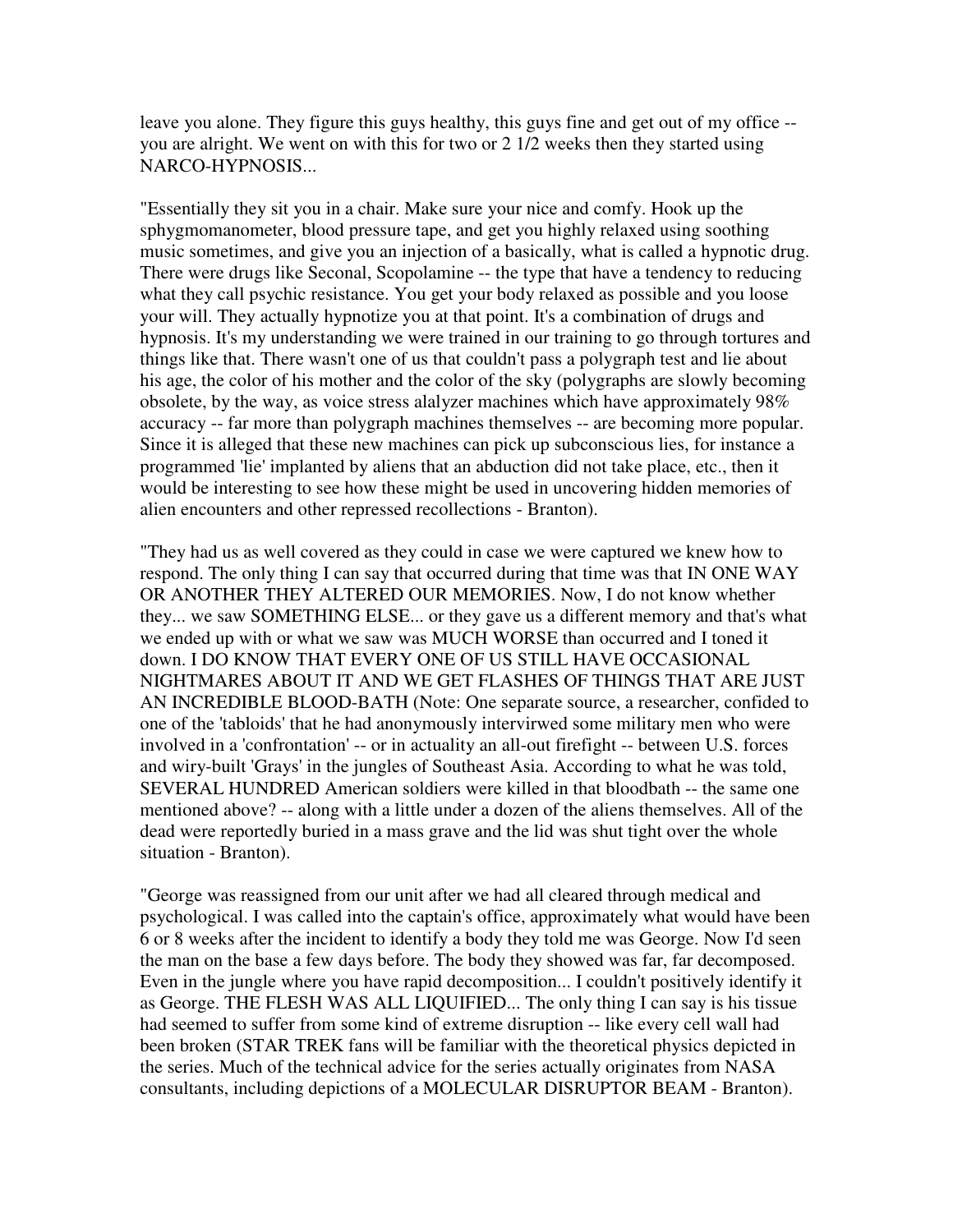leave you alone. They figure this guys healthy, this guys fine and get out of my office -- you are alright. We went on with this for two or 2 1/2 weeks then they started using NARCO-HYPNOSIS...

"Essentially they sit you in a chair. Make sure your nice and comfy. Hook up the sphygmomanometer, blood pressure tape, and get you highly relaxed using soothing music sometimes, and give you an injection of a basically, what is called a hypnotic drug. There were drugs like Seconal, Scopolamine -- the type that have a tendency to reducing what they call psychic resistance. You get your body relaxed as possible and you loose your will. They actually hypnotize you at that point. It's a combination of drugs and hypnosis. It's my understanding we were trained in our training to go through tortures and things like that. There wasn't one of us that couldn't pass a polygraph test and lie about his age, the color of his mother and the color of the sky (polygraphs are slowly becoming obsolete, by the way, as voice stress alalyzer machines which have approximately 98% accuracy -- far more than polygraph machines themselves -- are becoming more popular. Since it is alleged that these new machines can pick up subconscious lies, for instance a programmed 'lie' implanted by aliens that an abduction did not take place, etc., then it would be interesting to see how these might be used in uncovering hidden memories of alien encounters and other repressed recollections - Branton).

"They had us as well covered as they could in case we were captured we knew how to respond. The only thing I can say that occurred during that time was that IN ONE WAY OR ANOTHER THEY ALTERED OUR MEMORIES. Now, I do not know whether they... we saw SOMETHING ELSE... or they gave us a different memory and that's what we ended up with or what we saw was MUCH WORSE than occurred and I toned it down. I DO KNOW THAT EVERY ONE OF US STILL HAVE OCCASIONAL NIGHTMARES ABOUT IT AND WE GET FLASHES OF THINGS THAT ARE JUST AN INCREDIBLE BLOOD-BATH (Note: One separate source, a researcher, confided to one of the 'tabloids' that he had anonymously intervirwed some military men who were involved in a 'confrontation' -- or in actuality an all-out firefight -- between U.S. forces and wiry-built 'Grays' in the jungles of Southeast Asia. According to what he was told, SEVERAL HUNDRED American soldiers were killed in that bloodbath -- the same one mentioned above? -- along with a little under a dozen of the aliens themselves. All of the dead were reportedly buried in a mass grave and the lid was shut tight over the whole situation - Branton).

"George was reassigned from our unit after we had all cleared through medical and psychological. I was called into the captain's office, approximately what would have been 6 or 8 weeks after the incident to identify a body they told me was George. Now I'd seen the man on the base a few days before. The body they showed was far, far decomposed. Even in the jungle where you have rapid decomposition... I couldn't positively identify it as George. THE FLESH WAS ALL LIQUIFIED... The only thing I can say is his tissue had seemed to suffer from some kind of extreme disruption -- like every cell wall had been broken (STAR TREK fans will be familiar with the theoretical physics depicted in the series. Much of the technical advice for the series actually originates from NASA consultants, including depictions of a MOLECULAR DISRUPTOR BEAM - Branton).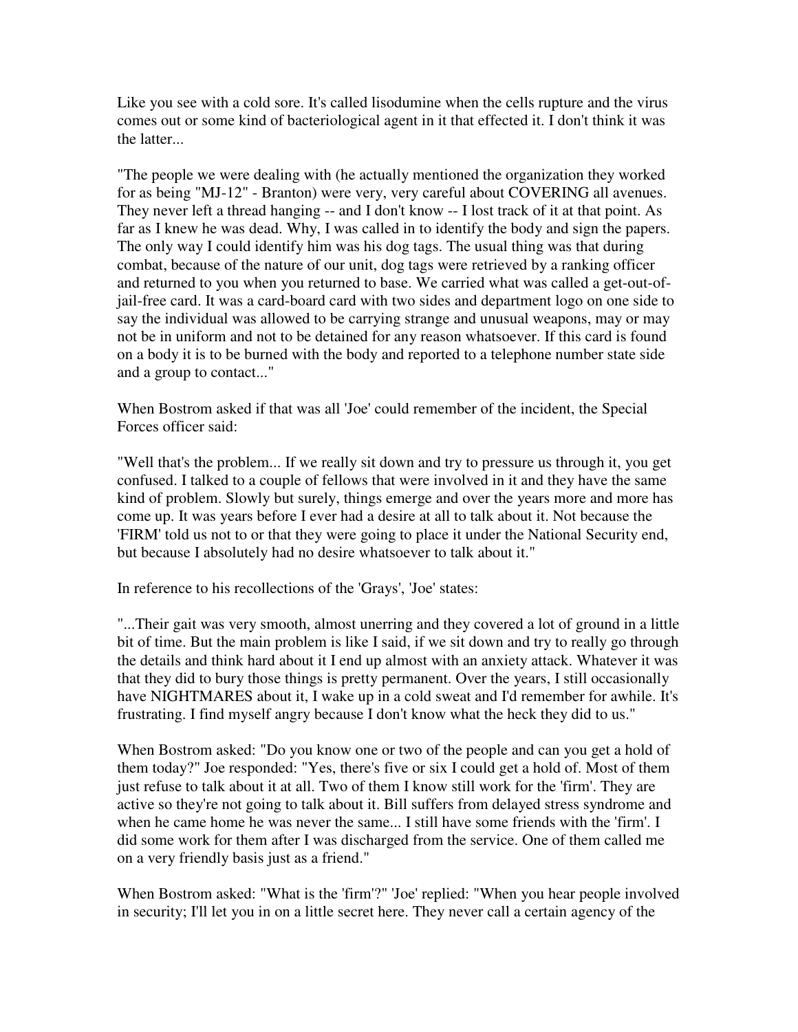Like you see with a cold sore. It's called lisodumine when the cells rupture and the virus comes out or some kind of bacteriological agent in it that effected it. I don't think it was the latter...

"The people we were dealing with (he actually mentioned the organization they worked for as being "MJ-12" - Branton) were very, very careful about COVERING all avenues. They never left a thread hanging -- and I don't know -- I lost track of it at that point. As far as I knew he was dead. Why, I was called in to identify the body and sign the papers. The only way I could identify him was his dog tags. The usual thing was that during combat, because of the nature of our unit, dog tags were retrieved by a ranking officer and returned to you when you returned to base. We carried what was called a get-out-of-jail-free card. It was a card-board card with two sides and department logo on one side to say the individual was allowed to be carrying strange and unusual weapons, may or may not be in uniform and not to be detained for any reason whatsoever. If this card is found on a body it is to be burned with the body and reported to a telephone number state side and a group to contact..."

When Bostrom asked if that was all 'Joe' could remember of the incident, the Special Forces officer said:

"Well that's the problem... If we really sit down and try to pressure us through it, you get confused. I talked to a couple of fellows that were involved in it and they have the same kind of problem. Slowly but surely, things emerge and over the years more and more has come up. It was years before I ever had a desire at all to talk about it. Not because the 'FIRM' told us not to or that they were going to place it under the National Security end, but because I absolutely had no desire whatsoever to talk about it."

In reference to his recollections of the 'Grays', 'Joe' states:

"...Their gait was very smooth, almost unerring and they covered a lot of ground in a little bit of time. But the main problem is like I said, if we sit down and try to really go through the details and think hard about it I end up almost with an anxiety attack. Whatever it was that they did to bury those things is pretty permanent. Over the years, I still occasionally have NIGHTMARES about it, I wake up in a cold sweat and I'd remember for awhile. It's frustrating. I find myself angry because I don't know what the heck they did to us."

When Bostrom asked: "Do you know one or two of the people and can you get a hold of them today?" Joe responded: "Yes, there's five or six I could get a hold of. Most of them just refuse to talk about it at all. Two of them I know still work for the 'firm'. They are active so they're not going to talk about it. Bill suffers from delayed stress syndrome and when he came home he was never the same... I still have some friends with the 'firm'. I did some work for them after I was discharged from the service. One of them called me on a very friendly basis just as a friend."

When Bostrom asked: "What is the 'firm'?" 'Joe' replied: "When you hear people involved in security; I'll let you in on a little secret here. They never call a certain agency of the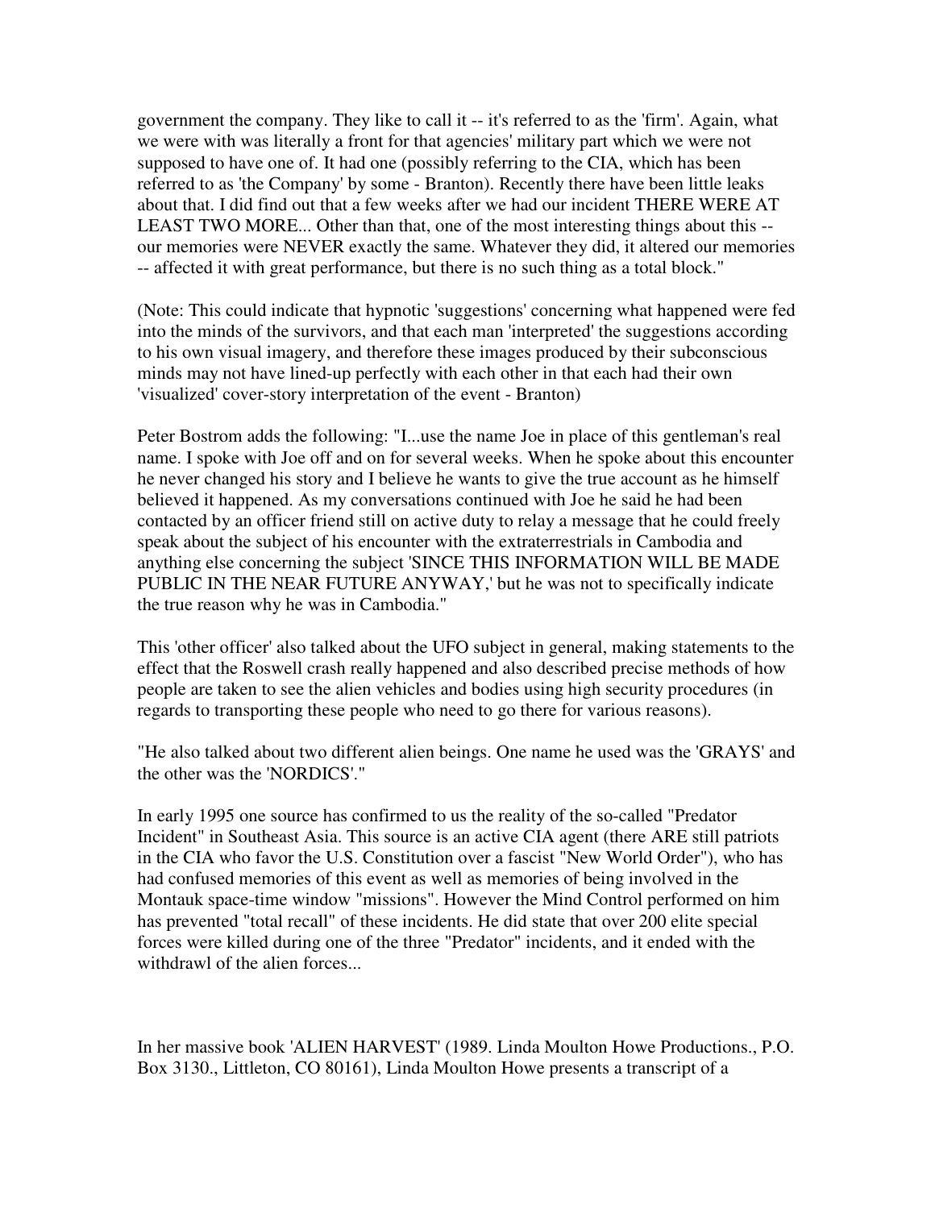government the company. They like to call it -- it's referred to as the 'firm'. Again, what we were with was literally a front for that agencies' military part which we were not supposed to have one of. It had one (possibly referring to the CIA, which has been referred to as 'the Company' by some - Branton). Recently there have been little leaks about that. I did find out that a few weeks after we had our incident THERE WERE AT LEAST TWO MORE... Other than that, one of the most interesting things about this -- our memories were NEVER exactly the same. Whatever they did, it altered our memories -- affected it with great performance, but there is no such thing as a total block."

(Note: This could indicate that hypnotic 'suggestions' concerning what happened were fed into the minds of the survivors, and that each man 'interpreted' the suggestions according to his own visual imagery, and therefore these images produced by their subconscious minds may not have lined-up perfectly with each other in that each had their own 'visualized' cover-story interpretation of the event - Branton)

Peter Bostrom adds the following: "I...use the name Joe in place of this gentleman's real name. I spoke with Joe off and on for several weeks. When he spoke about this encounter he never changed his story and I believe he wants to give the true account as he himself believed it happened. As my conversations continued with Joe he said he had been contacted by an officer friend still on active duty to relay a message that he could freely speak about the subject of his encounter with the extraterrestrials in Cambodia and anything else concerning the subject 'SINCE THIS INFORMATION WILL BE MADE PUBLIC IN THE NEAR FUTURE ANYWAY,' but he was not to specifically indicate the true reason why he was in Cambodia."

This 'other officer' also talked about the UFO subject in general, making statements to the effect that the Roswell crash really happened and also described precise methods of how people are taken to see the alien vehicles and bodies using high security procedures (in regards to transporting these people who need to go there for various reasons).

"He also talked about two different alien beings. One name he used was the 'GRAYS' and the other was the 'NORDICS'."

In early 1995 one source has confirmed to us the reality of the so-called "Predator Incident" in Southeast Asia. This source is an active CIA agent (there ARE still patriots in the CIA who favor the U.S. Constitution over a fascist "New World Order"), who has had confused memories of this event as well as memories of being involved in the Montauk space-time window "missions". However the Mind Control performed on him has prevented "total recall" of these incidents. He did state that over 200 elite special forces were killed during one of the three "Predator" incidents, and it ended with the withdrawl of the alien forces...

In her massive book 'ALIEN HARVEST' (1989. Linda Moulton Howe Productions., P.O. Box 3130., Littleton, CO 80161), Linda Moulton Howe presents a transcript of a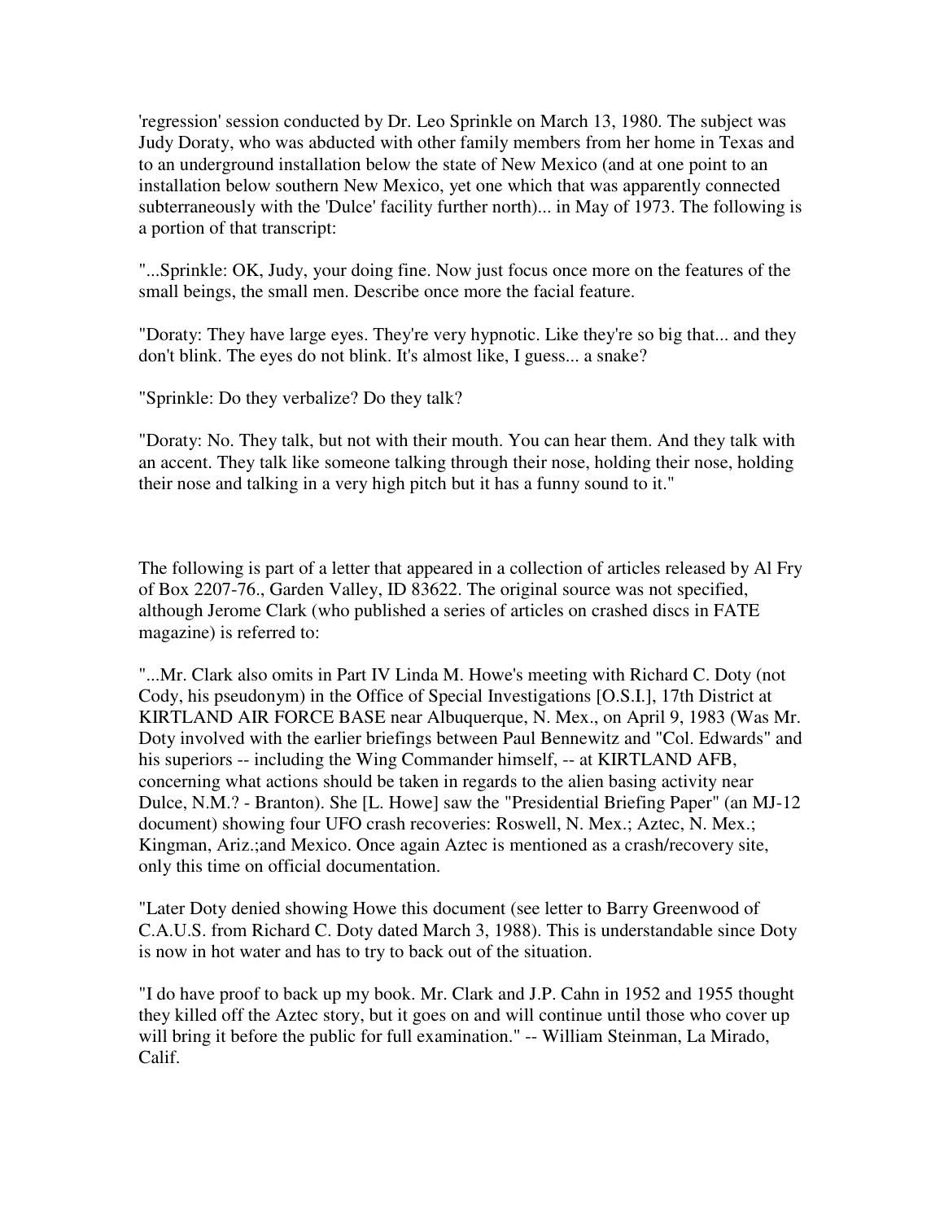'regression' session conducted by Dr. Leo Sprinkle on March 13, 1980. The subject was Judy Doraty, who was abducted with other family members from her home in Texas and to an underground installation below the state of New Mexico (and at one point to an installation below southern New Mexico, yet one which that was apparently connected subterraneously with the 'Dulce' facility further north)... in May of 1973. The following is a portion of that transcript:

"...Sprinkle: OK, Judy, your doing fine. Now just focus once more on the features of the small beings, the small men. Describe once more the facial feature.

"Doraty: They have large eyes. They're very hypnotic. Like they're so big that... and they don't blink. The eyes do not blink. It's almost like, I guess... a snake?

"Sprinkle: Do they verbalize? Do they talk?

"Doraty: No. They talk, but not with their mouth. You can hear them. And they talk with an accent. They talk like someone talking through their nose, holding their nose, holding their nose and talking in a very high pitch but it has a funny sound to it."

The following is part of a letter that appeared in a collection of articles released by Al Fry of Box 2207-76., Garden Valley, ID 83622. The original source was not specified, although Jerome Clark (who published a series of articles on crashed discs in FATE magazine) is referred to:

"...Mr. Clark also omits in Part IV Linda M. Howe's meeting with Richard C. Doty (not Cody, his pseudonym) in the Office of Special Investigations [O.S.I.], 17th District at KIRTLAND AIR FORCE BASE near Albuquerque, N. Mex., on April 9, 1983 (Was Mr. Doty involved with the earlier briefings between Paul Bennewitz and "Col. Edwards" and his superiors -- including the Wing Commander himself, -- at KIRTLAND AFB, concerning what actions should be taken in regards to the alien basing activity near Dulce, N.M.? - Branton). She [L. Howe] saw the "Presidential Briefing Paper" (an MJ-12 document) showing four UFO crash recoveries: Roswell, N. Mex.; Aztec, N. Mex.; Kingman, Ariz.;and Mexico. Once again Aztec is mentioned as a crash/recovery site, only this time on official documentation.

"Later Doty denied showing Howe this document (see letter to Barry Greenwood of C.A.U.S. from Richard C. Doty dated March 3, 1988). This is understandable since Doty is now in hot water and has to try to back out of the situation.

"I do have proof to back up my book. Mr. Clark and J.P. Cahn in 1952 and 1955 thought they killed off the Aztec story, but it goes on and will continue until those who cover up will bring it before the public for full examination." -- William Steinman, La Mirado, Calif.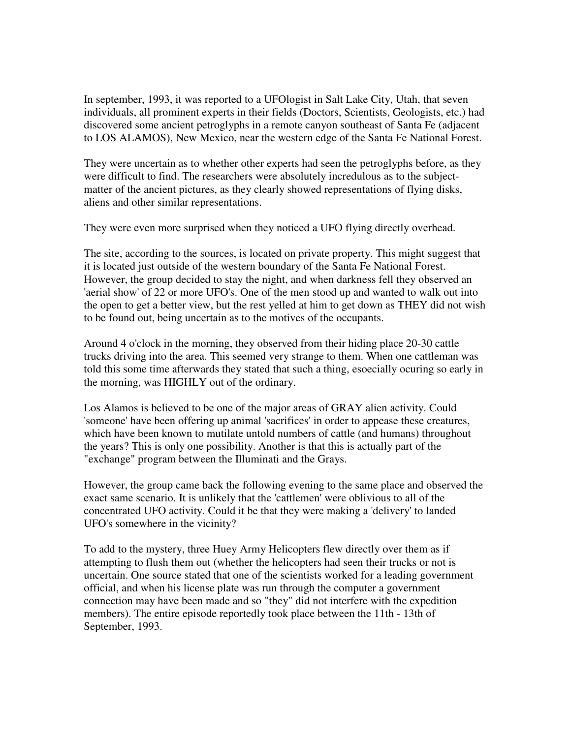In september, 1993, it was reported to a UFOlogist in Salt Lake City, Utah, that seven individuals, all prominent experts in their fields (Doctors, Scientists, Geologists, etc.) had discovered some ancient petroglyphs in a remote canyon southeast of Santa Fe (adjacent to LOS ALAMOS), New Mexico, near the western edge of the Santa Fe National Forest.

They were uncertain as to whether other experts had seen the petroglyphs before, as they were difficult to find. The researchers were absolutely incredulous as to the subject-matter of the ancient pictures, as they clearly showed representations of flying disks, aliens and other similar representations.

They were even more surprised when they noticed a UFO flying directly overhead.

The site, according to the sources, is located on private property. This might suggest that it is located just outside of the western boundary of the Santa Fe National Forest. However, the group decided to stay the night, and when darkness fell they observed an 'aerial show' of 22 or more UFO's. One of the men stood up and wanted to walk out into the open to get a better view, but the rest yelled at him to get down as THEY did not wish to be found out, being uncertain as to the motives of the occupants.

Around 4 o'clock in the morning, they observed from their hiding place 20-30 cattle trucks driving into the area. This seemed very strange to them. When one cattleman was told this some time afterwards they stated that such a thing, esoecially ocuring so early in the morning, was HIGHLY out of the ordinary.

Los Alamos is believed to be one of the major areas of GRAY alien activity. Could 'someone' have been offering up animal 'sacrifices' in order to appease these creatures, which have been known to mutilate untold numbers of cattle (and humans) throughout the years? This is only one possibility. Another is that this is actually part of the "exchange" program between the Illuminati and the Grays.

However, the group came back the following evening to the same place and observed the exact same scenario. It is unlikely that the 'cattlemen' were oblivious to all of the concentrated UFO activity. Could it be that they were making a 'delivery' to landed UFO's somewhere in the vicinity?

To add to the mystery, three Huey Army Helicopters flew directly over them as if attempting to flush them out (whether the helicopters had seen their trucks or not is uncertain. One source stated that one of the scientists worked for a leading government official, and when his license plate was run through the computer a government connection may have been made and so "they" did not interfere with the expedition members). The entire episode reportedly took place between the 11th - 13th of September, 1993.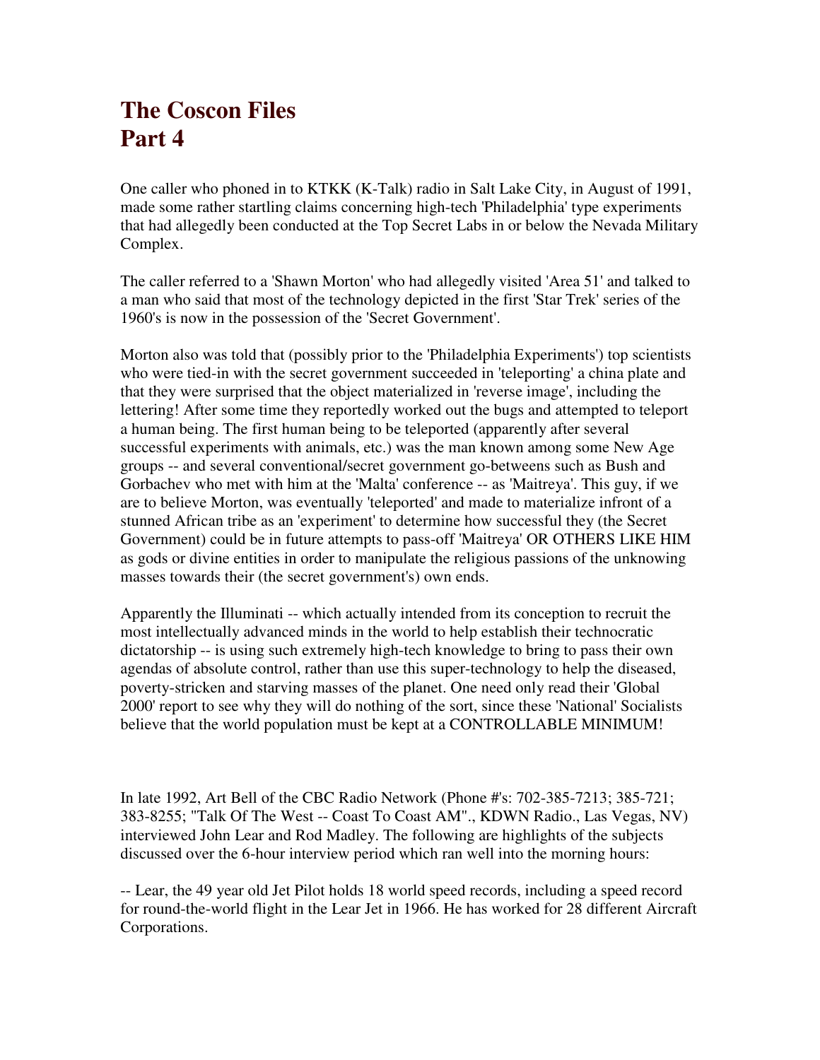# The Coscon Files
# Part 4

One caller who phoned in to KTKK (K-Talk) radio in Salt Lake City, in August of 1991, made some rather startling claims concerning high-tech 'Philadelphia' type experiments that had allegedly been conducted at the Top Secret Labs in or below the Nevada Military Complex.

The caller referred to a 'Shawn Morton' who had allegedly visited 'Area 51' and talked to a man who said that most of the technology depicted in the first 'Star Trek' series of the 1960's is now in the possession of the 'Secret Government'.

Morton also was told that (possibly prior to the 'Philadelphia Experiments') top scientists who were tied-in with the secret government succeeded in 'teleporting' a china plate and that they were surprised that the object materialized in 'reverse image', including the lettering! After some time they reportedly worked out the bugs and attempted to teleport a human being. The first human being to be teleported (apparently after several successful experiments with animals, etc.) was the man known among some New Age groups -- and several conventional/secret government go-betweens such as Bush and Gorbachev who met with him at the 'Malta' conference -- as 'Maitreya'. This guy, if we are to believe Morton, was eventually 'teleported' and made to materialize infront of a stunned African tribe as an 'experiment' to determine how successful they (the Secret Government) could be in future attempts to pass-off 'Maitreya' OR OTHERS LIKE HIM as gods or divine entities in order to manipulate the religious passions of the unknowing masses towards their (the secret government's) own ends.

Apparently the Illuminati -- which actually intended from its conception to recruit the most intellectually advanced minds in the world to help establish their technocratic dictatorship -- is using such extremely high-tech knowledge to bring to pass their own agendas of absolute control, rather than use this super-technology to help the diseased, poverty-stricken and starving masses of the planet. One need only read their 'Global 2000' report to see why they will do nothing of the sort, since these 'National' Socialists believe that the world population must be kept at a CONTROLLABLE MINIMUM!

In late 1992, Art Bell of the CBC Radio Network (Phone #'s: 702-385-7213; 385-721; 383-8255; "Talk Of The West -- Coast To Coast AM"., KDWN Radio., Las Vegas, NV) interviewed John Lear and Rod Madley. The following are highlights of the subjects discussed over the 6-hour interview period which ran well into the morning hours:

-- Lear, the 49 year old Jet Pilot holds 18 world speed records, including a speed record for round-the-world flight in the Lear Jet in 1966. He has worked for 28 different Aircraft Corporations.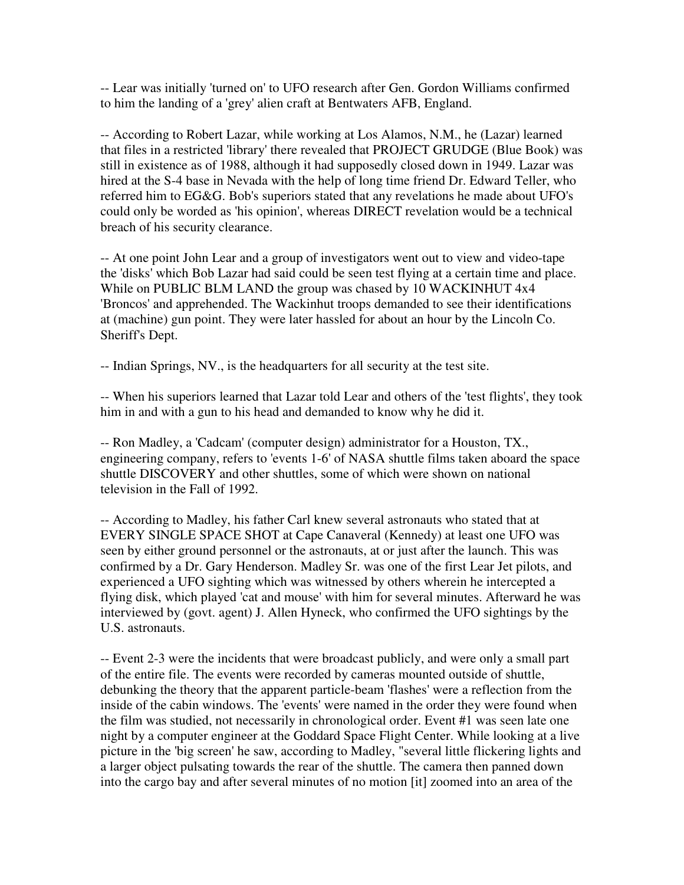-- Lear was initially 'turned on' to UFO research after Gen. Gordon Williams confirmed to him the landing of a 'grey' alien craft at Bentwaters AFB, England.

-- According to Robert Lazar, while working at Los Alamos, N.M., he (Lazar) learned that files in a restricted 'library' there revealed that PROJECT GRUDGE (Blue Book) was still in existence as of 1988, although it had supposedly closed down in 1949. Lazar was hired at the S-4 base in Nevada with the help of long time friend Dr. Edward Teller, who referred him to EG&G. Bob's superiors stated that any revelations he made about UFO's could only be worded as 'his opinion', whereas DIRECT revelation would be a technical breach of his security clearance.

-- At one point John Lear and a group of investigators went out to view and video-tape the 'disks' which Bob Lazar had said could be seen test flying at a certain time and place. While on PUBLIC BLM LAND the group was chased by 10 WACKINHUT 4x4 'Broncos' and apprehended. The Wackinhut troops demanded to see their identifications at (machine) gun point. They were later hassled for about an hour by the Lincoln Co. Sheriff's Dept.

-- Indian Springs, NV., is the headquarters for all security at the test site.

-- When his superiors learned that Lazar told Lear and others of the 'test flights', they took him in and with a gun to his head and demanded to know why he did it.

-- Ron Madley, a 'Cadcam' (computer design) administrator for a Houston, TX., engineering company, refers to 'events 1-6' of NASA shuttle films taken aboard the space shuttle DISCOVERY and other shuttles, some of which were shown on national television in the Fall of 1992.

-- According to Madley, his father Carl knew several astronauts who stated that at EVERY SINGLE SPACE SHOT at Cape Canaveral (Kennedy) at least one UFO was seen by either ground personnel or the astronauts, at or just after the launch. This was confirmed by a Dr. Gary Henderson. Madley Sr. was one of the first Lear Jet pilots, and experienced a UFO sighting which was witnessed by others wherein he intercepted a flying disk, which played 'cat and mouse' with him for several minutes. Afterward he was interviewed by (govt. agent) J. Allen Hyneck, who confirmed the UFO sightings by the U.S. astronauts.

-- Event 2-3 were the incidents that were broadcast publicly, and were only a small part of the entire file. The events were recorded by cameras mounted outside of shuttle, debunking the theory that the apparent particle-beam 'flashes' were a reflection from the inside of the cabin windows. The 'events' were named in the order they were found when the film was studied, not necessarily in chronological order. Event #1 was seen late one night by a computer engineer at the Goddard Space Flight Center. While looking at a live picture in the 'big screen' he saw, according to Madley, "several little flickering lights and a larger object pulsating towards the rear of the shuttle. The camera then panned down into the cargo bay and after several minutes of no motion [it] zoomed into an area of the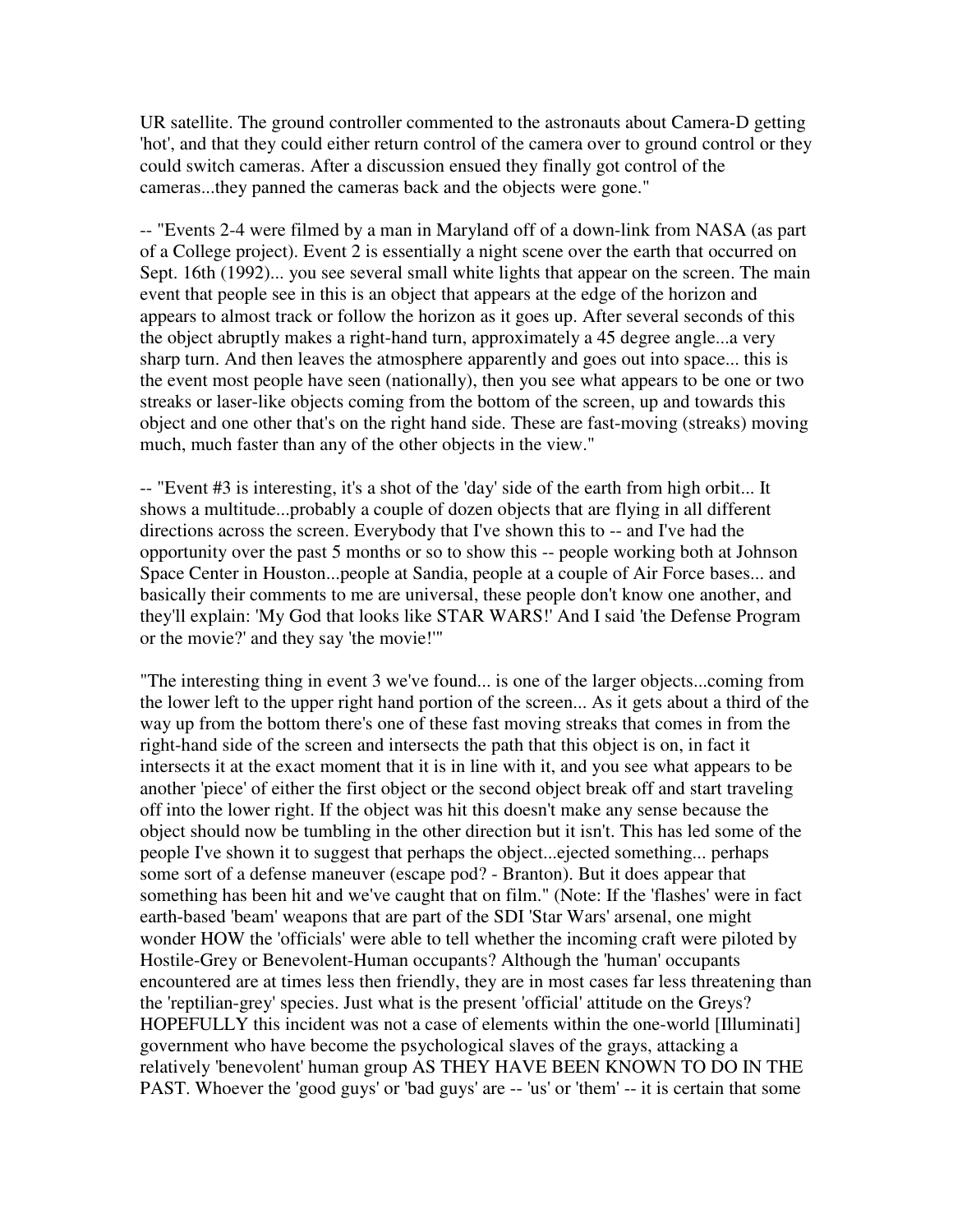UR satellite. The ground controller commented to the astronauts about Camera-D getting 'hot', and that they could either return control of the camera over to ground control or they could switch cameras. After a discussion ensued they finally got control of the cameras...they panned the cameras back and the objects were gone."

-- "Events 2-4 were filmed by a man in Maryland off of a down-link from NASA (as part of a College project). Event 2 is essentially a night scene over the earth that occurred on Sept. 16th (1992)... you see several small white lights that appear on the screen. The main event that people see in this is an object that appears at the edge of the horizon and appears to almost track or follow the horizon as it goes up. After several seconds of this the object abruptly makes a right-hand turn, approximately a 45 degree angle...a very sharp turn. And then leaves the atmosphere apparently and goes out into space... this is the event most people have seen (nationally), then you see what appears to be one or two streaks or laser-like objects coming from the bottom of the screen, up and towards this object and one other that's on the right hand side. These are fast-moving (streaks) moving much, much faster than any of the other objects in the view."

-- "Event #3 is interesting, it's a shot of the 'day' side of the earth from high orbit... It shows a multitude...probably a couple of dozen objects that are flying in all different directions across the screen. Everybody that I've shown this to -- and I've had the opportunity over the past 5 months or so to show this -- people working both at Johnson Space Center in Houston...people at Sandia, people at a couple of Air Force bases... and basically their comments to me are universal, these people don't know one another, and they'll explain: 'My God that looks like STAR WARS!' And I said 'the Defense Program or the movie?' and they say 'the movie!'"

"The interesting thing in event 3 we've found... is one of the larger objects...coming from the lower left to the upper right hand portion of the screen... As it gets about a third of the way up from the bottom there's one of these fast moving streaks that comes in from the right-hand side of the screen and intersects the path that this object is on, in fact it intersects it at the exact moment that it is in line with it, and you see what appears to be another 'piece' of either the first object or the second object break off and start traveling off into the lower right. If the object was hit this doesn't make any sense because the object should now be tumbling in the other direction but it isn't. This has led some of the people I've shown it to suggest that perhaps the object...ejected something... perhaps some sort of a defense maneuver (escape pod? - Branton). But it does appear that something has been hit and we've caught that on film." (Note: If the 'flashes' were in fact earth-based 'beam' weapons that are part of the SDI 'Star Wars' arsenal, one might wonder HOW the 'officials' were able to tell whether the incoming craft were piloted by Hostile-Grey or Benevolent-Human occupants? Although the 'human' occupants encountered are at times less then friendly, they are in most cases far less threatening than the 'reptilian-grey' species. Just what is the present 'official' attitude on the Greys? HOPEFULLY this incident was not a case of elements within the one-world [Illuminati] government who have become the psychological slaves of the grays, attacking a relatively 'benevolent' human group AS THEY HAVE BEEN KNOWN TO DO IN THE PAST. Whoever the 'good guys' or 'bad guys' are -- 'us' or 'them' -- it is certain that some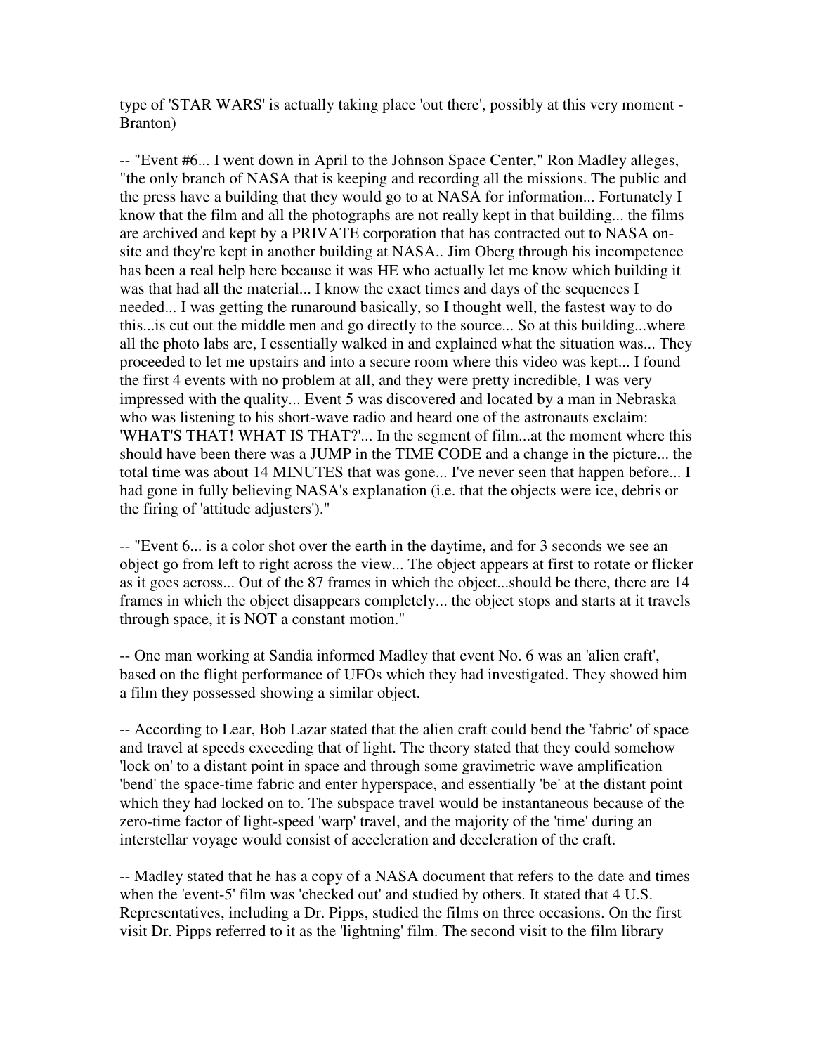type of 'STAR WARS' is actually taking place 'out there', possibly at this very moment - Branton)

-- "Event #6... I went down in April to the Johnson Space Center," Ron Madley alleges, "the only branch of NASA that is keeping and recording all the missions. The public and the press have a building that they would go to at NASA for information... Fortunately I know that the film and all the photographs are not really kept in that building... the films are archived and kept by a PRIVATE corporation that has contracted out to NASA on-site and they're kept in another building at NASA.. Jim Oberg through his incompetence has been a real help here because it was HE who actually let me know which building it was that had all the material... I know the exact times and days of the sequences I needed... I was getting the runaround basically, so I thought well, the fastest way to do this...is cut out the middle men and go directly to the source... So at this building...where all the photo labs are, I essentially walked in and explained what the situation was... They proceeded to let me upstairs and into a secure room where this video was kept... I found the first 4 events with no problem at all, and they were pretty incredible, I was very impressed with the quality... Event 5 was discovered and located by a man in Nebraska who was listening to his short-wave radio and heard one of the astronauts exclaim: 'WHAT'S THAT! WHAT IS THAT?'... In the segment of film...at the moment where this should have been there was a JUMP in the TIME CODE and a change in the picture... the total time was about 14 MINUTES that was gone... I've never seen that happen before... I had gone in fully believing NASA's explanation (i.e. that the objects were ice, debris or the firing of 'attitude adjusters')."

-- "Event 6... is a color shot over the earth in the daytime, and for 3 seconds we see an object go from left to right across the view... The object appears at first to rotate or flicker as it goes across... Out of the 87 frames in which the object...should be there, there are 14 frames in which the object disappears completely... the object stops and starts at it travels through space, it is NOT a constant motion."

-- One man working at Sandia informed Madley that event No. 6 was an 'alien craft', based on the flight performance of UFOs which they had investigated. They showed him a film they possessed showing a similar object.

-- According to Lear, Bob Lazar stated that the alien craft could bend the 'fabric' of space and travel at speeds exceeding that of light. The theory stated that they could somehow 'lock on' to a distant point in space and through some gravimetric wave amplification 'bend' the space-time fabric and enter hyperspace, and essentially 'be' at the distant point which they had locked on to. The subspace travel would be instantaneous because of the zero-time factor of light-speed 'warp' travel, and the majority of the 'time' during an interstellar voyage would consist of acceleration and deceleration of the craft.

-- Madley stated that he has a copy of a NASA document that refers to the date and times when the 'event-5' film was 'checked out' and studied by others. It stated that 4 U.S. Representatives, including a Dr. Pipps, studied the films on three occasions. On the first visit Dr. Pipps referred to it as the 'lightning' film. The second visit to the film library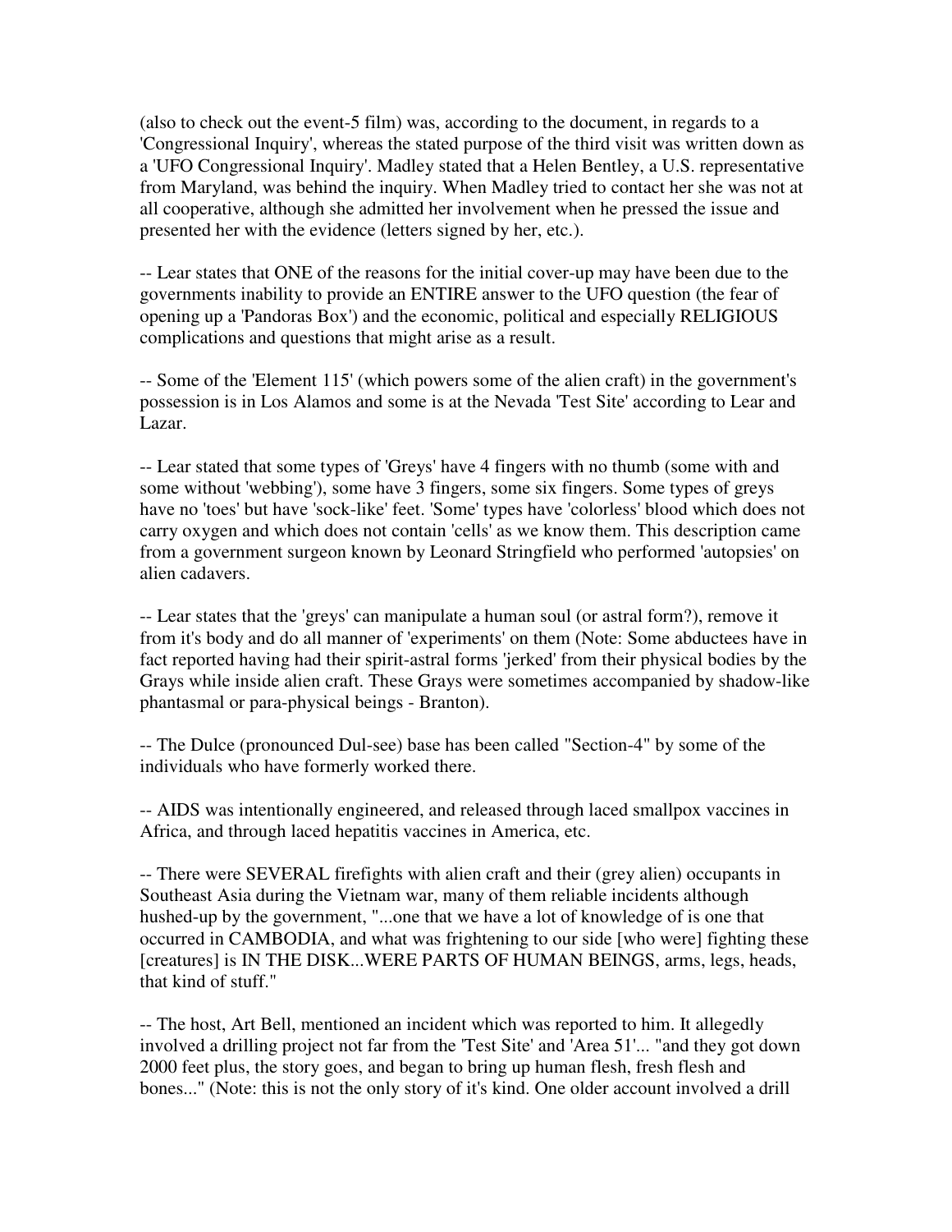(also to check out the event-5 film) was, according to the document, in regards to a 'Congressional Inquiry', whereas the stated purpose of the third visit was written down as a 'UFO Congressional Inquiry'. Madley stated that a Helen Bentley, a U.S. representative from Maryland, was behind the inquiry. When Madley tried to contact her she was not at all cooperative, although she admitted her involvement when he pressed the issue and presented her with the evidence (letters signed by her, etc.).

-- Lear states that ONE of the reasons for the initial cover-up may have been due to the governments inability to provide an ENTIRE answer to the UFO question (the fear of opening up a 'Pandoras Box') and the economic, political and especially RELIGIOUS complications and questions that might arise as a result.

-- Some of the 'Element 115' (which powers some of the alien craft) in the government's possession is in Los Alamos and some is at the Nevada 'Test Site' according to Lear and Lazar.

-- Lear stated that some types of 'Greys' have 4 fingers with no thumb (some with and some without 'webbing'), some have 3 fingers, some six fingers. Some types of greys have no 'toes' but have 'sock-like' feet. 'Some' types have 'colorless' blood which does not carry oxygen and which does not contain 'cells' as we know them. This description came from a government surgeon known by Leonard Stringfield who performed 'autopsies' on alien cadavers.

-- Lear states that the 'greys' can manipulate a human soul (or astral form?), remove it from it's body and do all manner of 'experiments' on them (Note: Some abductees have in fact reported having had their spirit-astral forms 'jerked' from their physical bodies by the Grays while inside alien craft. These Grays were sometimes accompanied by shadow-like phantasmal or para-physical beings - Branton).

-- The Dulce (pronounced Dul-see) base has been called "Section-4" by some of the individuals who have formerly worked there.

-- AIDS was intentionally engineered, and released through laced smallpox vaccines in Africa, and through laced hepatitis vaccines in America, etc.

-- There were SEVERAL firefights with alien craft and their (grey alien) occupants in Southeast Asia during the Vietnam war, many of them reliable incidents although hushed-up by the government, "...one that we have a lot of knowledge of is one that occurred in CAMBODIA, and what was frightening to our side [who were] fighting these [creatures] is IN THE DISK...WERE PARTS OF HUMAN BEINGS, arms, legs, heads, that kind of stuff."

-- The host, Art Bell, mentioned an incident which was reported to him. It allegedly involved a drilling project not far from the 'Test Site' and 'Area 51'... "and they got down 2000 feet plus, the story goes, and began to bring up human flesh, fresh flesh and bones..." (Note: this is not the only story of it's kind. One older account involved a drill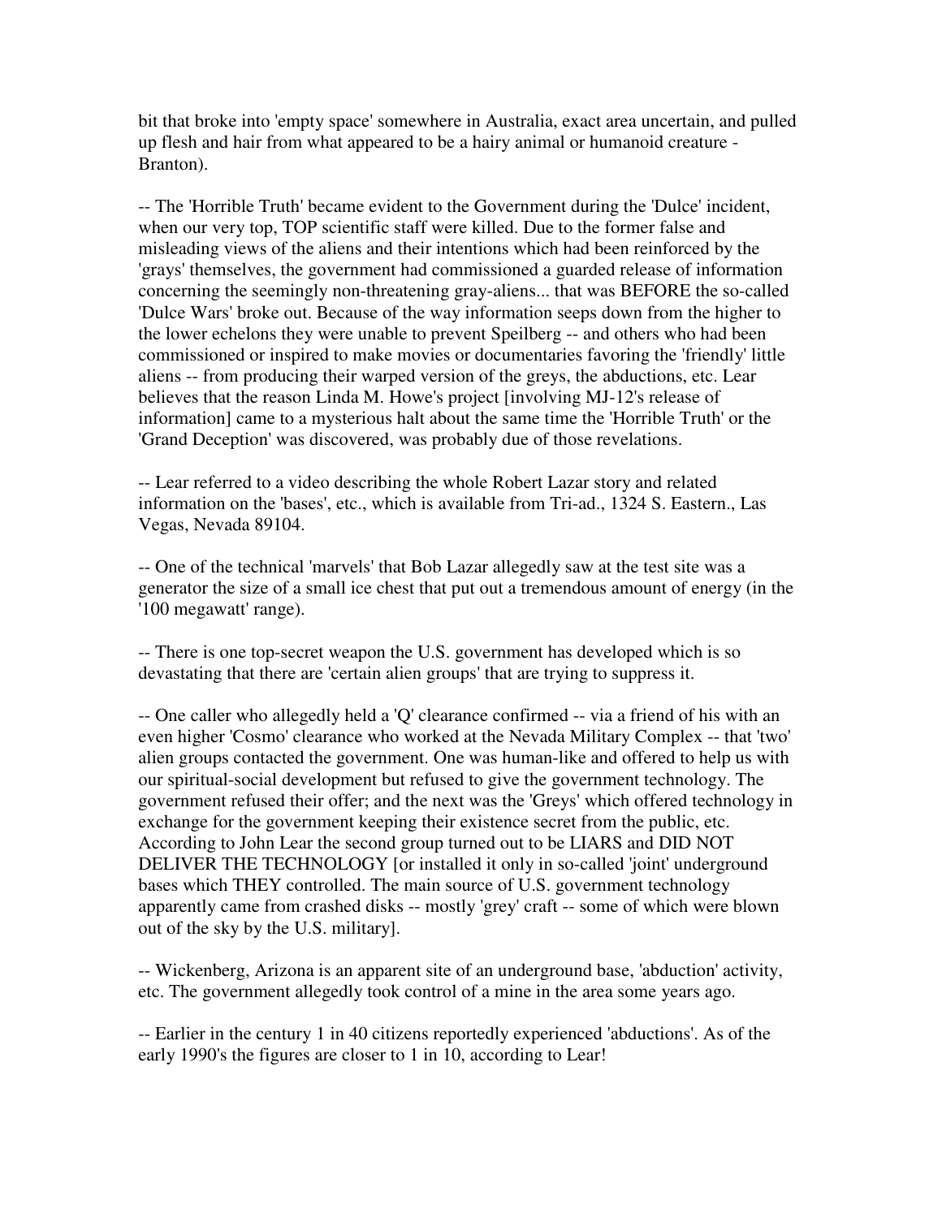bit that broke into 'empty space' somewhere in Australia, exact area uncertain, and pulled up flesh and hair from what appeared to be a hairy animal or humanoid creature - Branton).

-- The 'Horrible Truth' became evident to the Government during the 'Dulce' incident, when our very top, TOP scientific staff were killed. Due to the former false and misleading views of the aliens and their intentions which had been reinforced by the 'grays' themselves, the government had commissioned a guarded release of information concerning the seemingly non-threatening gray-aliens... that was BEFORE the so-called 'Dulce Wars' broke out. Because of the way information seeps down from the higher to the lower echelons they were unable to prevent Speilberg -- and others who had been commissioned or inspired to make movies or documentaries favoring the 'friendly' little aliens -- from producing their warped version of the greys, the abductions, etc. Lear believes that the reason Linda M. Howe's project [involving MJ-12's release of information] came to a mysterious halt about the same time the 'Horrible Truth' or the 'Grand Deception' was discovered, was probably due of those revelations.

-- Lear referred to a video describing the whole Robert Lazar story and related information on the 'bases', etc., which is available from Tri-ad., 1324 S. Eastern., Las Vegas, Nevada 89104.

-- One of the technical 'marvels' that Bob Lazar allegedly saw at the test site was a generator the size of a small ice chest that put out a tremendous amount of energy (in the '100 megawatt' range).

-- There is one top-secret weapon the U.S. government has developed which is so devastating that there are 'certain alien groups' that are trying to suppress it.

-- One caller who allegedly held a 'Q' clearance confirmed -- via a friend of his with an even higher 'Cosmo' clearance who worked at the Nevada Military Complex -- that 'two' alien groups contacted the government. One was human-like and offered to help us with our spiritual-social development but refused to give the government technology. The government refused their offer; and the next was the 'Greys' which offered technology in exchange for the government keeping their existence secret from the public, etc. According to John Lear the second group turned out to be LIARS and DID NOT DELIVER THE TECHNOLOGY [or installed it only in so-called 'joint' underground bases which THEY controlled. The main source of U.S. government technology apparently came from crashed disks -- mostly 'grey' craft -- some of which were blown out of the sky by the U.S. military].

-- Wickenberg, Arizona is an apparent site of an underground base, 'abduction' activity, etc. The government allegedly took control of a mine in the area some years ago.

-- Earlier in the century 1 in 40 citizens reportedly experienced 'abductions'. As of the early 1990's the figures are closer to 1 in 10, according to Lear!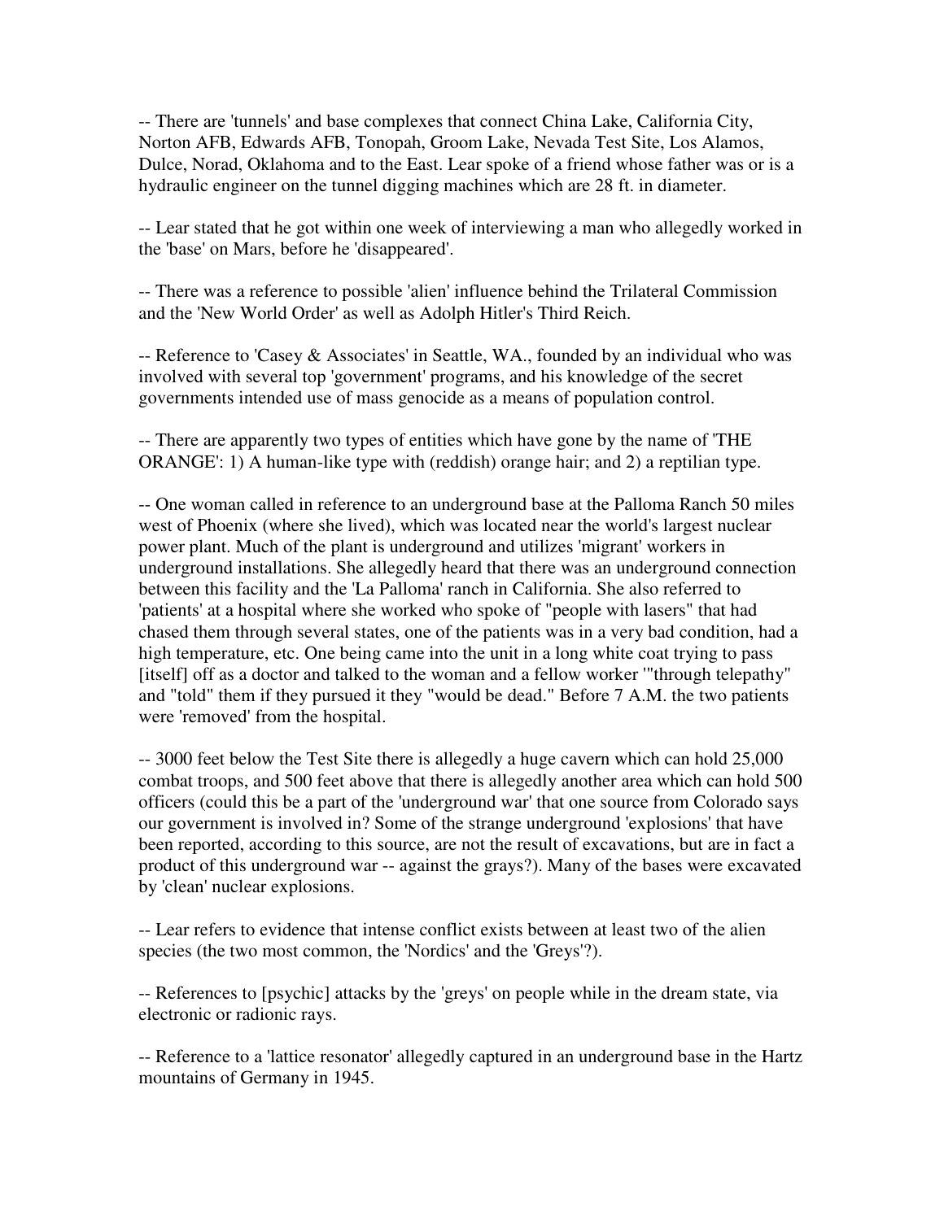-- There are 'tunnels' and base complexes that connect China Lake, California City, Norton AFB, Edwards AFB, Tonopah, Groom Lake, Nevada Test Site, Los Alamos, Dulce, Norad, Oklahoma and to the East. Lear spoke of a friend whose father was or is a hydraulic engineer on the tunnel digging machines which are 28 ft. in diameter.

-- Lear stated that he got within one week of interviewing a man who allegedly worked in the 'base' on Mars, before he 'disappeared'.

-- There was a reference to possible 'alien' influence behind the Trilateral Commission and the 'New World Order' as well as Adolph Hitler's Third Reich.

-- Reference to 'Casey & Associates' in Seattle, WA., founded by an individual who was involved with several top 'government' programs, and his knowledge of the secret governments intended use of mass genocide as a means of population control.

-- There are apparently two types of entities which have gone by the name of 'THE ORANGE': 1) A human-like type with (reddish) orange hair; and 2) a reptilian type.

-- One woman called in reference to an underground base at the Palloma Ranch 50 miles west of Phoenix (where she lived), which was located near the world's largest nuclear power plant. Much of the plant is underground and utilizes 'migrant' workers in underground installations. She allegedly heard that there was an underground connection between this facility and the 'La Palloma' ranch in California. She also referred to 'patients' at a hospital where she worked who spoke of "people with lasers" that had chased them through several states, one of the patients was in a very bad condition, had a high temperature, etc. One being came into the unit in a long white coat trying to pass [itself] off as a doctor and talked to the woman and a fellow worker '"through telepathy" and "told" them if they pursued it they "would be dead." Before 7 A.M. the two patients were 'removed' from the hospital.

-- 3000 feet below the Test Site there is allegedly a huge cavern which can hold 25,000 combat troops, and 500 feet above that there is allegedly another area which can hold 500 officers (could this be a part of the 'underground war' that one source from Colorado says our government is involved in? Some of the strange underground 'explosions' that have been reported, according to this source, are not the result of excavations, but are in fact a product of this underground war -- against the grays?). Many of the bases were excavated by 'clean' nuclear explosions.

-- Lear refers to evidence that intense conflict exists between at least two of the alien species (the two most common, the 'Nordics' and the 'Greys'?).

-- References to [psychic] attacks by the 'greys' on people while in the dream state, via electronic or radionic rays.

-- Reference to a 'lattice resonator' allegedly captured in an underground base in the Hartz mountains of Germany in 1945.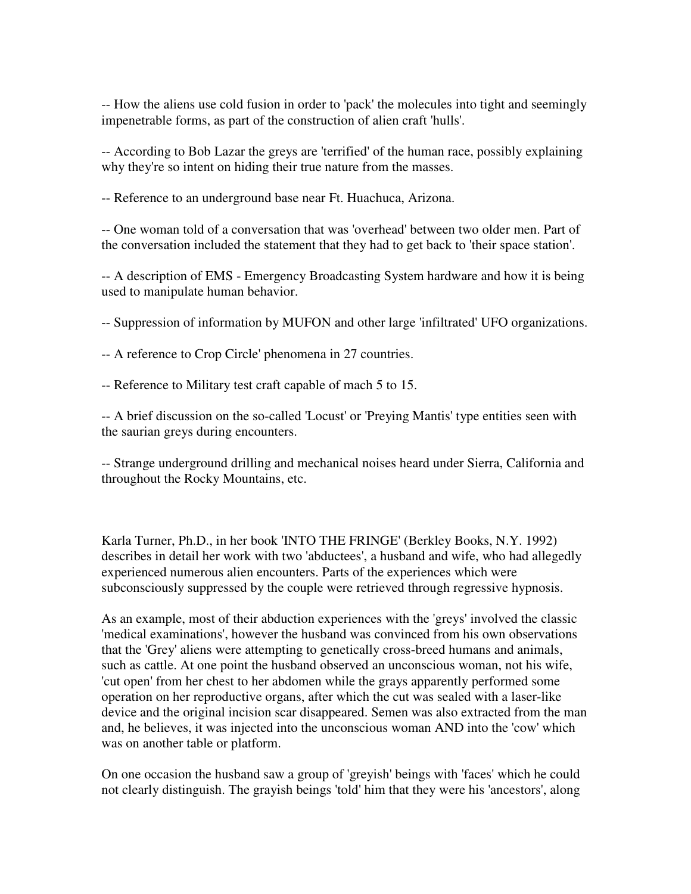-- How the aliens use cold fusion in order to 'pack' the molecules into tight and seemingly impenetrable forms, as part of the construction of alien craft 'hulls'.

-- According to Bob Lazar the greys are 'terrified' of the human race, possibly explaining why they're so intent on hiding their true nature from the masses.

-- Reference to an underground base near Ft. Huachuca, Arizona.

-- One woman told of a conversation that was 'overhead' between two older men. Part of the conversation included the statement that they had to get back to 'their space station'.

-- A description of EMS - Emergency Broadcasting System hardware and how it is being used to manipulate human behavior.

-- Suppression of information by MUFON and other large 'infiltrated' UFO organizations.

-- A reference to Crop Circle' phenomena in 27 countries.

-- Reference to Military test craft capable of mach 5 to 15.

-- A brief discussion on the so-called 'Locust' or 'Preying Mantis' type entities seen with the saurian greys during encounters.

-- Strange underground drilling and mechanical noises heard under Sierra, California and throughout the Rocky Mountains, etc.

Karla Turner, Ph.D., in her book 'INTO THE FRINGE' (Berkley Books, N.Y. 1992) describes in detail her work with two 'abductees', a husband and wife, who had allegedly experienced numerous alien encounters. Parts of the experiences which were subconsciously suppressed by the couple were retrieved through regressive hypnosis.

As an example, most of their abduction experiences with the 'greys' involved the classic 'medical examinations', however the husband was convinced from his own observations that the 'Grey' aliens were attempting to genetically cross-breed humans and animals, such as cattle. At one point the husband observed an unconscious woman, not his wife, 'cut open' from her chest to her abdomen while the grays apparently performed some operation on her reproductive organs, after which the cut was sealed with a laser-like device and the original incision scar disappeared. Semen was also extracted from the man and, he believes, it was injected into the unconscious woman AND into the 'cow' which was on another table or platform.

On one occasion the husband saw a group of 'greyish' beings with 'faces' which he could not clearly distinguish. The grayish beings 'told' him that they were his 'ancestors', along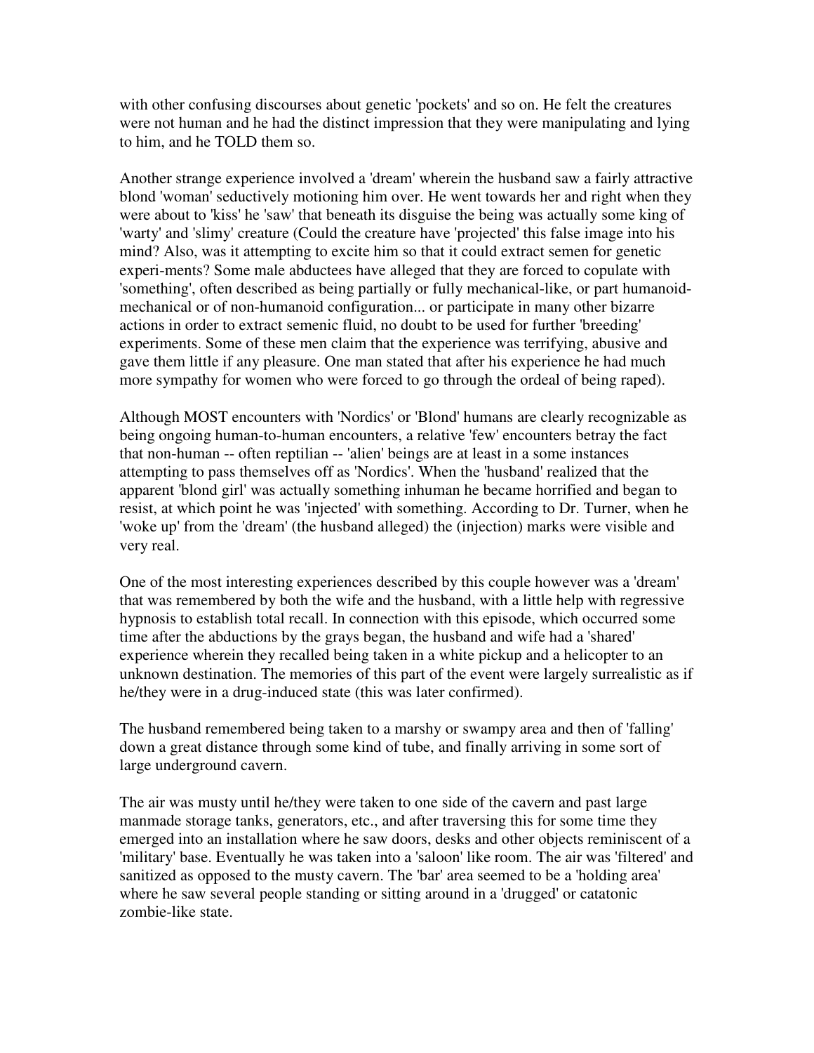with other confusing discourses about genetic 'pockets' and so on. He felt the creatures were not human and he had the distinct impression that they were manipulating and lying to him, and he TOLD them so.

Another strange experience involved a 'dream' wherein the husband saw a fairly attractive blond 'woman' seductively motioning him over. He went towards her and right when they were about to 'kiss' he 'saw' that beneath its disguise the being was actually some king of 'warty' and 'slimy' creature (Could the creature have 'projected' this false image into his mind? Also, was it attempting to excite him so that it could extract semen for genetic experi-ments? Some male abductees have alleged that they are forced to copulate with 'something', often described as being partially or fully mechanical-like, or part humanoid-mechanical or of non-humanoid configuration... or participate in many other bizarre actions in order to extract semenic fluid, no doubt to be used for further 'breeding' experiments. Some of these men claim that the experience was terrifying, abusive and gave them little if any pleasure. One man stated that after his experience he had much more sympathy for women who were forced to go through the ordeal of being raped).

Although MOST encounters with 'Nordics' or 'Blond' humans are clearly recognizable as being ongoing human-to-human encounters, a relative 'few' encounters betray the fact that non-human -- often reptilian -- 'alien' beings are at least in a some instances attempting to pass themselves off as 'Nordics'. When the 'husband' realized that the apparent 'blond girl' was actually something inhuman he became horrified and began to resist, at which point he was 'injected' with something. According to Dr. Turner, when he 'woke up' from the 'dream' (the husband alleged) the (injection) marks were visible and very real.

One of the most interesting experiences described by this couple however was a 'dream' that was remembered by both the wife and the husband, with a little help with regressive hypnosis to establish total recall. In connection with this episode, which occurred some time after the abductions by the grays began, the husband and wife had a 'shared' experience wherein they recalled being taken in a white pickup and a helicopter to an unknown destination. The memories of this part of the event were largely surrealistic as if he/they were in a drug-induced state (this was later confirmed).

The husband remembered being taken to a marshy or swampy area and then of 'falling' down a great distance through some kind of tube, and finally arriving in some sort of large underground cavern.

The air was musty until he/they were taken to one side of the cavern and past large manmade storage tanks, generators, etc., and after traversing this for some time they emerged into an installation where he saw doors, desks and other objects reminiscent of a 'military' base. Eventually he was taken into a 'saloon' like room. The air was 'filtered' and sanitized as opposed to the musty cavern. The 'bar' area seemed to be a 'holding area' where he saw several people standing or sitting around in a 'drugged' or catatonic zombie-like state.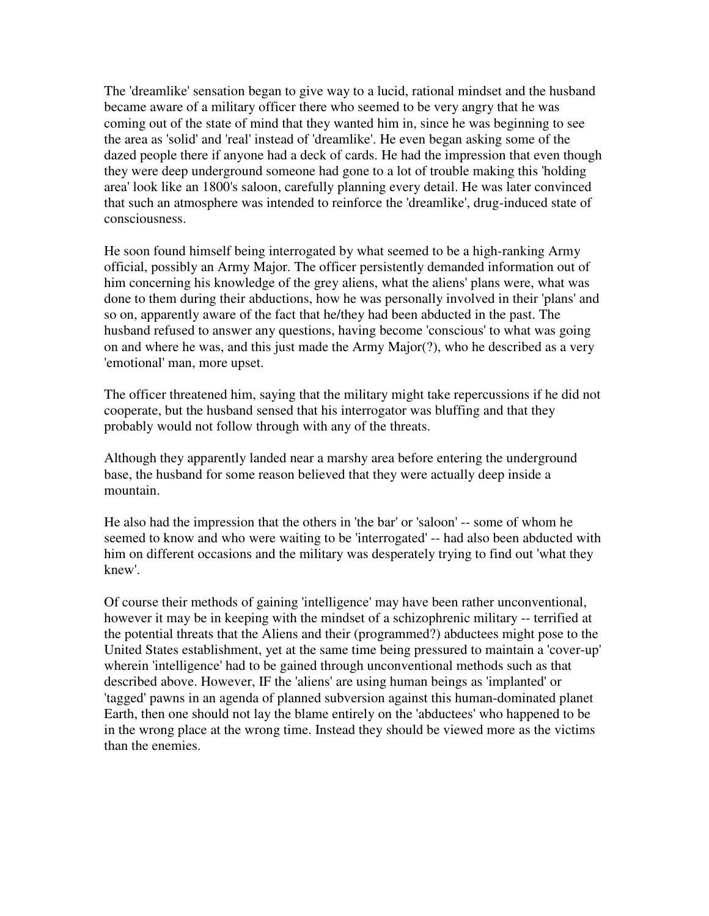The 'dreamlike' sensation began to give way to a lucid, rational mindset and the husband became aware of a military officer there who seemed to be very angry that he was coming out of the state of mind that they wanted him in, since he was beginning to see the area as 'solid' and 'real' instead of 'dreamlike'. He even began asking some of the dazed people there if anyone had a deck of cards. He had the impression that even though they were deep underground someone had gone to a lot of trouble making this 'holding area' look like an 1800's saloon, carefully planning every detail. He was later convinced that such an atmosphere was intended to reinforce the 'dreamlike', drug-induced state of consciousness.

He soon found himself being interrogated by what seemed to be a high-ranking Army official, possibly an Army Major. The officer persistently demanded information out of him concerning his knowledge of the grey aliens, what the aliens' plans were, what was done to them during their abductions, how he was personally involved in their 'plans' and so on, apparently aware of the fact that he/they had been abducted in the past. The husband refused to answer any questions, having become 'conscious' to what was going on and where he was, and this just made the Army Major(?), who he described as a very 'emotional' man, more upset.

The officer threatened him, saying that the military might take repercussions if he did not cooperate, but the husband sensed that his interrogator was bluffing and that they probably would not follow through with any of the threats.

Although they apparently landed near a marshy area before entering the underground base, the husband for some reason believed that they were actually deep inside a mountain.

He also had the impression that the others in 'the bar' or 'saloon' -- some of whom he seemed to know and who were waiting to be 'interrogated' -- had also been abducted with him on different occasions and the military was desperately trying to find out 'what they knew'.

Of course their methods of gaining 'intelligence' may have been rather unconventional, however it may be in keeping with the mindset of a schizophrenic military -- terrified at the potential threats that the Aliens and their (programmed?) abductees might pose to the United States establishment, yet at the same time being pressured to maintain a 'cover-up' wherein 'intelligence' had to be gained through unconventional methods such as that described above. However, IF the 'aliens' are using human beings as 'implanted' or 'tagged' pawns in an agenda of planned subversion against this human-dominated planet Earth, then one should not lay the blame entirely on the 'abductees' who happened to be in the wrong place at the wrong time. Instead they should be viewed more as the victims than the enemies.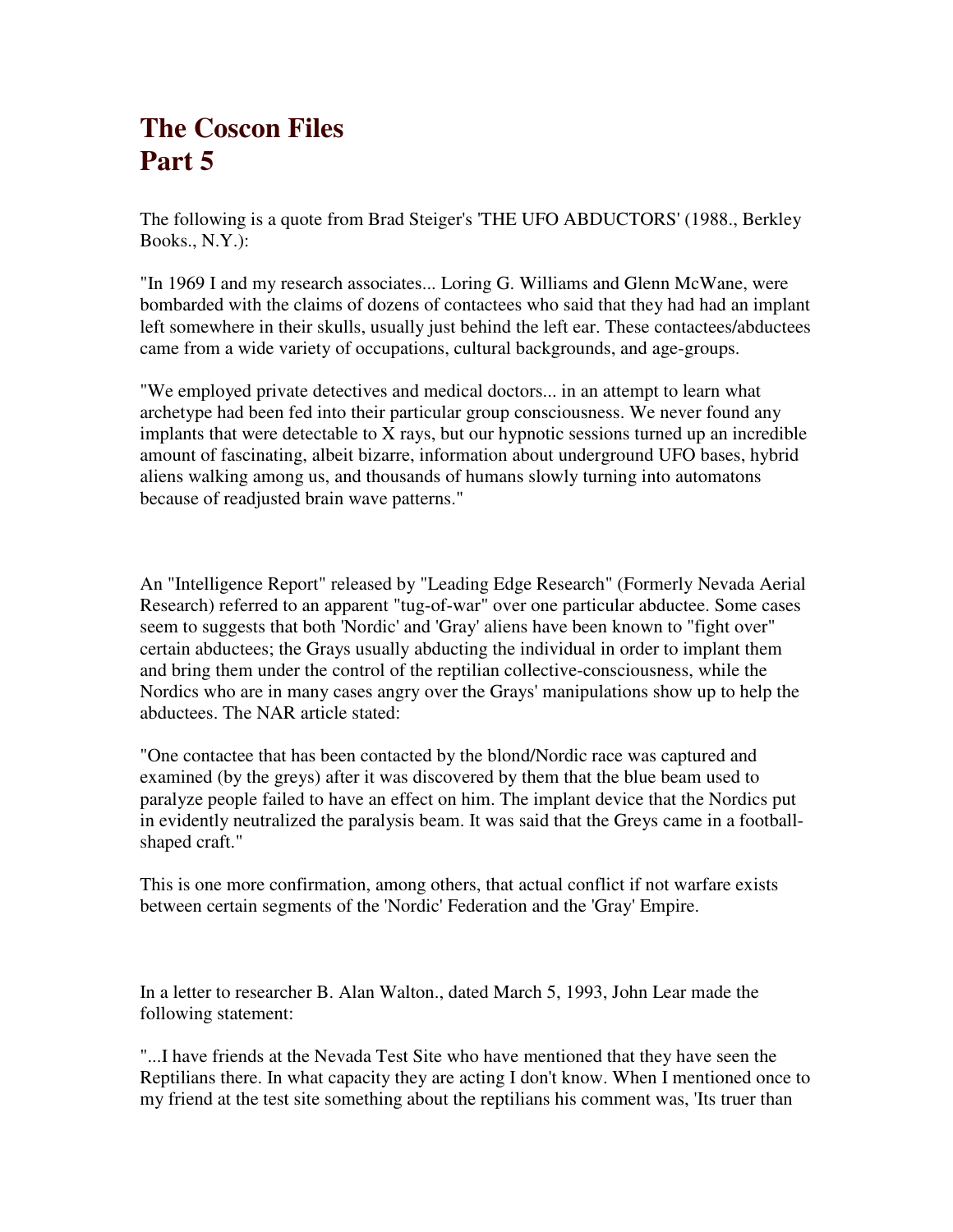# The Coscon Files
# Part 5

The following is a quote from Brad Steiger's 'THE UFO ABDUCTORS' (1988., Berkley Books., N.Y.):

"In 1969 I and my research associates... Loring G. Williams and Glenn McWane, were bombarded with the claims of dozens of contactees who said that they had had an implant left somewhere in their skulls, usually just behind the left ear. These contactees/abductees came from a wide variety of occupations, cultural backgrounds, and age-groups.

"We employed private detectives and medical doctors... in an attempt to learn what archetype had been fed into their particular group consciousness. We never found any implants that were detectable to X rays, but our hypnotic sessions turned up an incredible amount of fascinating, albeit bizarre, information about underground UFO bases, hybrid aliens walking among us, and thousands of humans slowly turning into automatons because of readjusted brain wave patterns."

An "Intelligence Report" released by "Leading Edge Research" (Formerly Nevada Aerial Research) referred to an apparent "tug-of-war" over one particular abductee. Some cases seem to suggests that both 'Nordic' and 'Gray' aliens have been known to "fight over" certain abductees; the Grays usually abducting the individual in order to implant them and bring them under the control of the reptilian collective-consciousness, while the Nordics who are in many cases angry over the Grays' manipulations show up to help the abductees. The NAR article stated:

"One contactee that has been contacted by the blond/Nordic race was captured and examined (by the greys) after it was discovered by them that the blue beam used to paralyze people failed to have an effect on him. The implant device that the Nordics put in evidently neutralized the paralysis beam. It was said that the Greys came in a football-shaped craft."

This is one more confirmation, among others, that actual conflict if not warfare exists between certain segments of the 'Nordic' Federation and the 'Gray' Empire.

In a letter to researcher B. Alan Walton., dated March 5, 1993, John Lear made the following statement:

"...I have friends at the Nevada Test Site who have mentioned that they have seen the Reptilians there. In what capacity they are acting I don't know. When I mentioned once to my friend at the test site something about the reptilians his comment was, 'Its truer than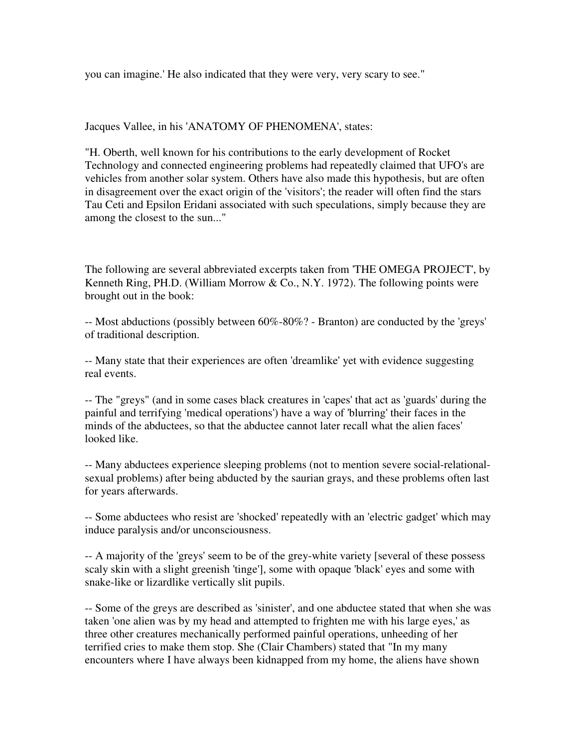you can imagine.' He also indicated that they were very, very scary to see."

Jacques Vallee, in his 'ANATOMY OF PHENOMENA', states:

"H. Oberth, well known for his contributions to the early development of Rocket Technology and connected engineering problems had repeatedly claimed that UFO's are vehicles from another solar system. Others have also made this hypothesis, but are often in disagreement over the exact origin of the 'visitors'; the reader will often find the stars Tau Ceti and Epsilon Eridani associated with such speculations, simply because they are among the closest to the sun..."

The following are several abbreviated excerpts taken from 'THE OMEGA PROJECT', by Kenneth Ring, PH.D. (William Morrow & Co., N.Y. 1972). The following points were brought out in the book:

-- Most abductions (possibly between 60%-80%? - Branton) are conducted by the 'greys' of traditional description.

-- Many state that their experiences are often 'dreamlike' yet with evidence suggesting real events.

-- The "greys" (and in some cases black creatures in 'capes' that act as 'guards' during the painful and terrifying 'medical operations') have a way of 'blurring' their faces in the minds of the abductees, so that the abductee cannot later recall what the alien faces' looked like.

-- Many abductees experience sleeping problems (not to mention severe social-relational-sexual problems) after being abducted by the saurian grays, and these problems often last for years afterwards.

-- Some abductees who resist are 'shocked' repeatedly with an 'electric gadget' which may induce paralysis and/or unconsciousness.

-- A majority of the 'greys' seem to be of the grey-white variety [several of these possess scaly skin with a slight greenish 'tinge'], some with opaque 'black' eyes and some with snake-like or lizardlike vertically slit pupils.

-- Some of the greys are described as 'sinister', and one abductee stated that when she was taken 'one alien was by my head and attempted to frighten me with his large eyes,' as three other creatures mechanically performed painful operations, unheeding of her terrified cries to make them stop. She (Clair Chambers) stated that "In my many encounters where I have always been kidnapped from my home, the aliens have shown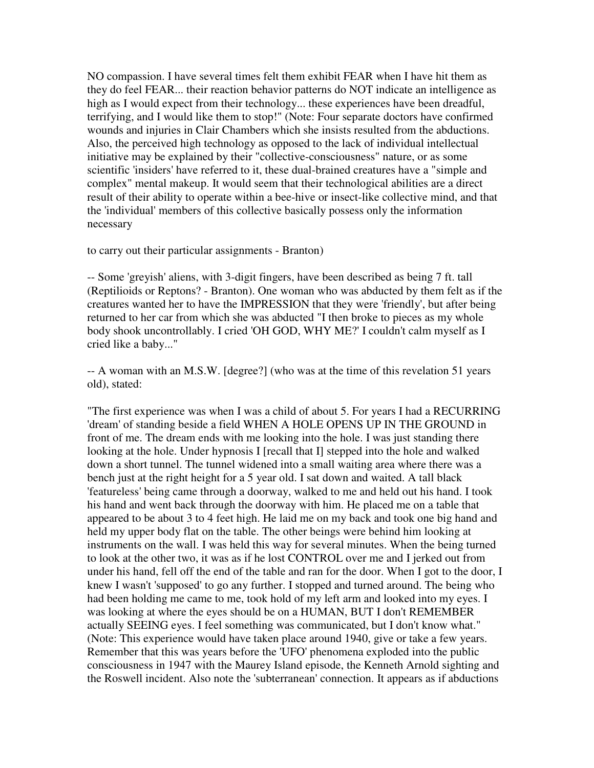NO compassion. I have several times felt them exhibit FEAR when I have hit them as they do feel FEAR... their reaction behavior patterns do NOT indicate an intelligence as high as I would expect from their technology... these experiences have been dreadful, terrifying, and I would like them to stop!" (Note: Four separate doctors have confirmed wounds and injuries in Clair Chambers which she insists resulted from the abductions. Also, the perceived high technology as opposed to the lack of individual intellectual initiative may be explained by their "collective-consciousness" nature, or as some scientific 'insiders' have referred to it, these dual-brained creatures have a "simple and complex" mental makeup. It would seem that their technological abilities are a direct result of their ability to operate within a bee-hive or insect-like collective mind, and that the 'individual' members of this collective basically possess only the information necessary

to carry out their particular assignments - Branton)

-- Some 'greyish' aliens, with 3-digit fingers, have been described as being 7 ft. tall (Reptilioids or Reptons? - Branton). One woman who was abducted by them felt as if the creatures wanted her to have the IMPRESSION that they were 'friendly', but after being returned to her car from which she was abducted "I then broke to pieces as my whole body shook uncontrollably. I cried 'OH GOD, WHY ME?' I couldn't calm myself as I cried like a baby..."

-- A woman with an M.S.W. [degree?] (who was at the time of this revelation 51 years old), stated:

"The first experience was when I was a child of about 5. For years I had a RECURRING 'dream' of standing beside a field WHEN A HOLE OPENS UP IN THE GROUND in front of me. The dream ends with me looking into the hole. I was just standing there looking at the hole. Under hypnosis I [recall that I] stepped into the hole and walked down a short tunnel. The tunnel widened into a small waiting area where there was a bench just at the right height for a 5 year old. I sat down and waited. A tall black 'featureless' being came through a doorway, walked to me and held out his hand. I took his hand and went back through the doorway with him. He placed me on a table that appeared to be about 3 to 4 feet high. He laid me on my back and took one big hand and held my upper body flat on the table. The other beings were behind him looking at instruments on the wall. I was held this way for several minutes. When the being turned to look at the other two, it was as if he lost CONTROL over me and I jerked out from under his hand, fell off the end of the table and ran for the door. When I got to the door, I knew I wasn't 'supposed' to go any further. I stopped and turned around. The being who had been holding me came to me, took hold of my left arm and looked into my eyes. I was looking at where the eyes should be on a HUMAN, BUT I don't REMEMBER actually SEEING eyes. I feel something was communicated, but I don't know what." (Note: This experience would have taken place around 1940, give or take a few years. Remember that this was years before the 'UFO' phenomena exploded into the public consciousness in 1947 with the Maurey Island episode, the Kenneth Arnold sighting and the Roswell incident. Also note the 'subterranean' connection. It appears as if abductions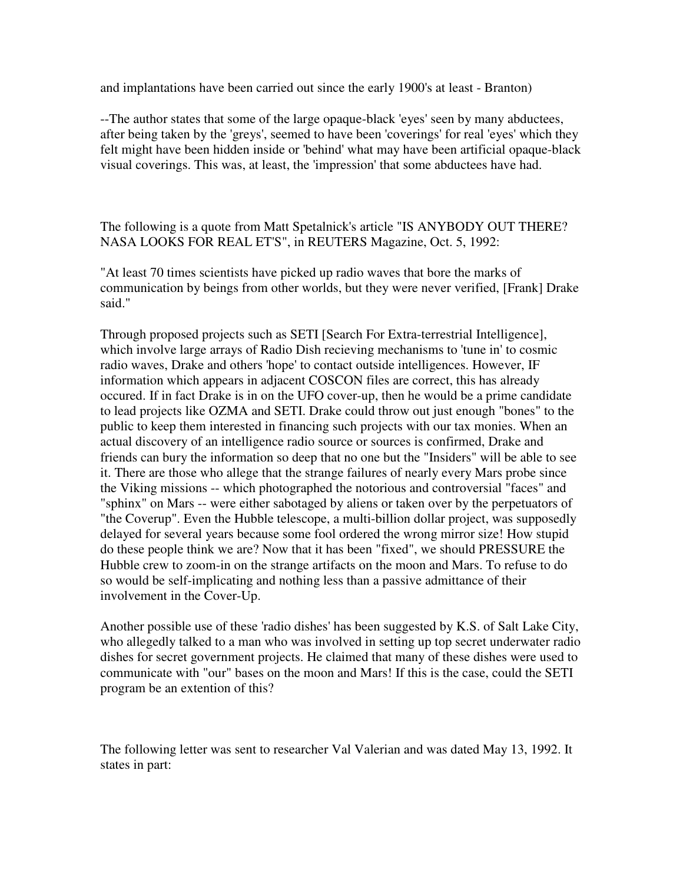and implantations have been carried out since the early 1900's at least - Branton)

--The author states that some of the large opaque-black 'eyes' seen by many abductees, after being taken by the 'greys', seemed to have been 'coverings' for real 'eyes' which they felt might have been hidden inside or 'behind' what may have been artificial opaque-black visual coverings. This was, at least, the 'impression' that some abductees have had.

The following is a quote from Matt Spetalnick's article "IS ANYBODY OUT THERE? NASA LOOKS FOR REAL ET'S", in REUTERS Magazine, Oct. 5, 1992:

"At least 70 times scientists have picked up radio waves that bore the marks of communication by beings from other worlds, but they were never verified, [Frank] Drake said."

Through proposed projects such as SETI [Search For Extra-terrestrial Intelligence], which involve large arrays of Radio Dish recieving mechanisms to 'tune in' to cosmic radio waves, Drake and others 'hope' to contact outside intelligences. However, IF information which appears in adjacent COSCON files are correct, this has already occured. If in fact Drake is in on the UFO cover-up, then he would be a prime candidate to lead projects like OZMA and SETI. Drake could throw out just enough "bones" to the public to keep them interested in financing such projects with our tax monies. When an actual discovery of an intelligence radio source or sources is confirmed, Drake and friends can bury the information so deep that no one but the "Insiders" will be able to see it. There are those who allege that the strange failures of nearly every Mars probe since the Viking missions -- which photographed the notorious and controversial "faces" and "sphinx" on Mars -- were either sabotaged by aliens or taken over by the perpetuators of "the Coverup". Even the Hubble telescope, a multi-billion dollar project, was supposedly delayed for several years because some fool ordered the wrong mirror size! How stupid do these people think we are? Now that it has been "fixed", we should PRESSURE the Hubble crew to zoom-in on the strange artifacts on the moon and Mars. To refuse to do so would be self-implicating and nothing less than a passive admittance of their involvement in the Cover-Up.

Another possible use of these 'radio dishes' has been suggested by K.S. of Salt Lake City, who allegedly talked to a man who was involved in setting up top secret underwater radio dishes for secret government projects. He claimed that many of these dishes were used to communicate with "our" bases on the moon and Mars! If this is the case, could the SETI program be an extention of this?

The following letter was sent to researcher Val Valerian and was dated May 13, 1992. It states in part: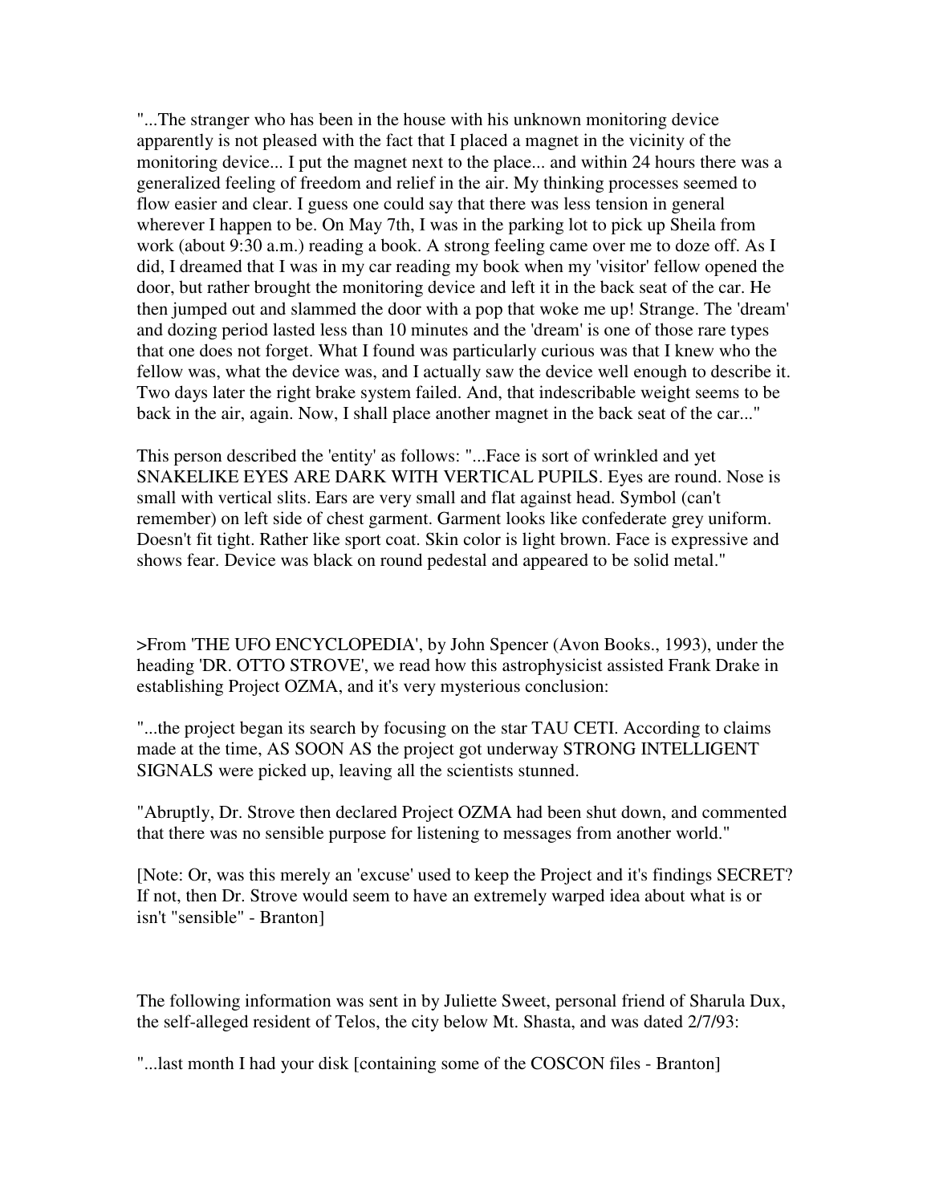"...The stranger who has been in the house with his unknown monitoring device apparently is not pleased with the fact that I placed a magnet in the vicinity of the monitoring device... I put the magnet next to the place... and within 24 hours there was a generalized feeling of freedom and relief in the air. My thinking processes seemed to flow easier and clear. I guess one could say that there was less tension in general wherever I happen to be. On May 7th, I was in the parking lot to pick up Sheila from work (about 9:30 a.m.) reading a book. A strong feeling came over me to doze off. As I did, I dreamed that I was in my car reading my book when my 'visitor' fellow opened the door, but rather brought the monitoring device and left it in the back seat of the car. He then jumped out and slammed the door with a pop that woke me up! Strange. The 'dream' and dozing period lasted less than 10 minutes and the 'dream' is one of those rare types that one does not forget. What I found was particularly curious was that I knew who the fellow was, what the device was, and I actually saw the device well enough to describe it. Two days later the right brake system failed. And, that indescribable weight seems to be back in the air, again. Now, I shall place another magnet in the back seat of the car..."

This person described the 'entity' as follows: "...Face is sort of wrinkled and yet SNAKELIKE EYES ARE DARK WITH VERTICAL PUPILS. Eyes are round. Nose is small with vertical slits. Ears are very small and flat against head. Symbol (can't remember) on left side of chest garment. Garment looks like confederate grey uniform. Doesn't fit tight. Rather like sport coat. Skin color is light brown. Face is expressive and shows fear. Device was black on round pedestal and appeared to be solid metal."

>From 'THE UFO ENCYCLOPEDIA', by John Spencer (Avon Books., 1993), under the heading 'DR. OTTO STROVE', we read how this astrophysicist assisted Frank Drake in establishing Project OZMA, and it's very mysterious conclusion:

"...the project began its search by focusing on the star TAU CETI. According to claims made at the time, AS SOON AS the project got underway STRONG INTELLIGENT SIGNALS were picked up, leaving all the scientists stunned.

"Abruptly, Dr. Strove then declared Project OZMA had been shut down, and commented that there was no sensible purpose for listening to messages from another world."

[Note: Or, was this merely an 'excuse' used to keep the Project and it's findings SECRET? If not, then Dr. Strove would seem to have an extremely warped idea about what is or isn't "sensible" - Branton]

The following information was sent in by Juliette Sweet, personal friend of Sharula Dux, the self-alleged resident of Telos, the city below Mt. Shasta, and was dated 2/7/93:

"...last month I had your disk [containing some of the COSCON files - Branton]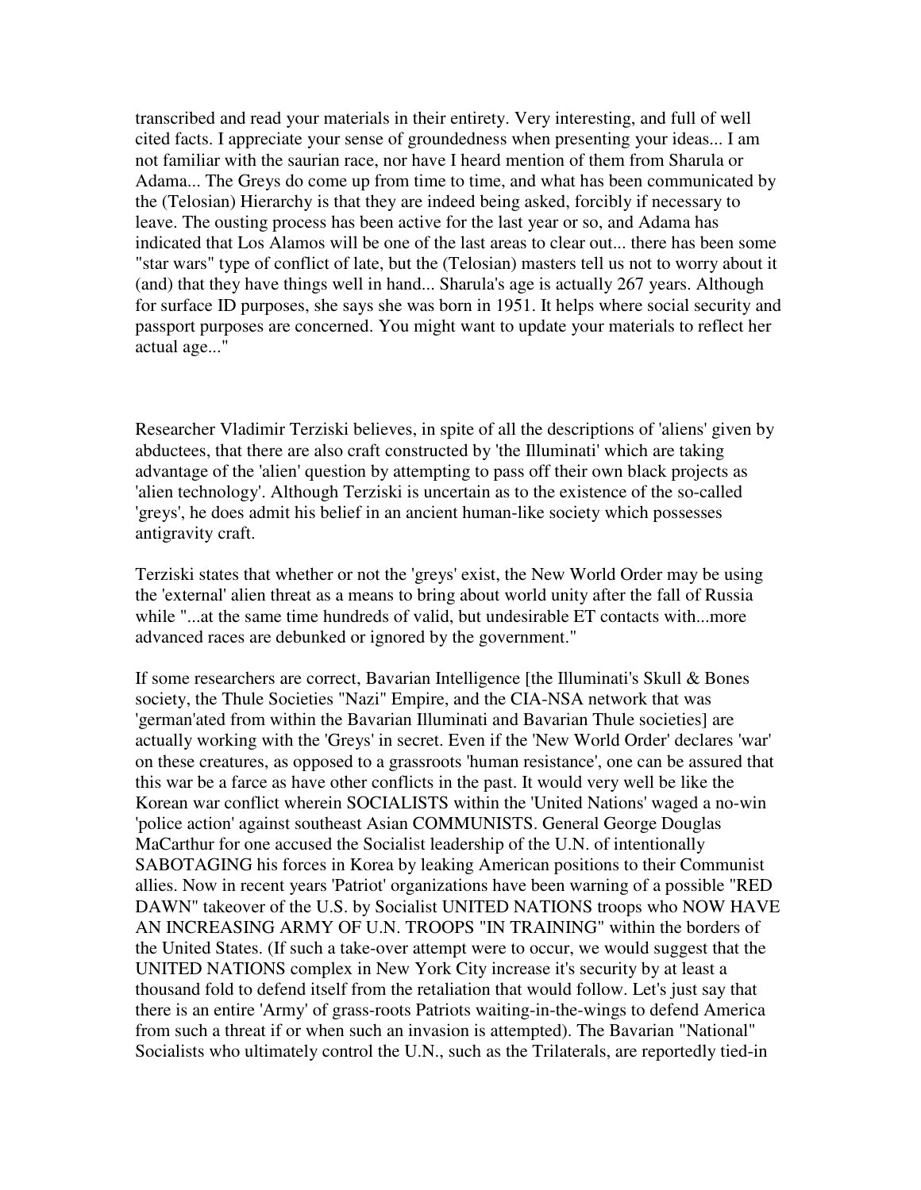transcribed and read your materials in their entirety. Very interesting, and full of well cited facts. I appreciate your sense of groundedness when presenting your ideas... I am not familiar with the saurian race, nor have I heard mention of them from Sharula or Adama... The Greys do come up from time to time, and what has been communicated by the (Telosian) Hierarchy is that they are indeed being asked, forcibly if necessary to leave. The ousting process has been active for the last year or so, and Adama has indicated that Los Alamos will be one of the last areas to clear out... there has been some "star wars" type of conflict of late, but the (Telosian) masters tell us not to worry about it (and) that they have things well in hand... Sharula's age is actually 267 years. Although for surface ID purposes, she says she was born in 1951. It helps where social security and passport purposes are concerned. You might want to update your materials to reflect her actual age..."

Researcher Vladimir Terziski believes, in spite of all the descriptions of 'aliens' given by abductees, that there are also craft constructed by 'the Illuminati' which are taking advantage of the 'alien' question by attempting to pass off their own black projects as 'alien technology'. Although Terziski is uncertain as to the existence of the so-called 'greys', he does admit his belief in an ancient human-like society which possesses antigravity craft.

Terziski states that whether or not the 'greys' exist, the New World Order may be using the 'external' alien threat as a means to bring about world unity after the fall of Russia while "...at the same time hundreds of valid, but undesirable ET contacts with...more advanced races are debunked or ignored by the government."

If some researchers are correct, Bavarian Intelligence [the Illuminati's Skull & Bones society, the Thule Societies "Nazi" Empire, and the CIA-NSA network that was 'german'ated from within the Bavarian Illuminati and Bavarian Thule societies] are actually working with the 'Greys' in secret. Even if the 'New World Order' declares 'war' on these creatures, as opposed to a grassroots 'human resistance', one can be assured that this war be a farce as have other conflicts in the past. It would very well be like the Korean war conflict wherein SOCIALISTS within the 'United Nations' waged a no-win 'police action' against southeast Asian COMMUNISTS. General George Douglas MaCarthur for one accused the Socialist leadership of the U.N. of intentionally SABOTAGING his forces in Korea by leaking American positions to their Communist allies. Now in recent years 'Patriot' organizations have been warning of a possible "RED DAWN" takeover of the U.S. by Socialist UNITED NATIONS troops who NOW HAVE AN INCREASING ARMY OF U.N. TROOPS "IN TRAINING" within the borders of the United States. (If such a take-over attempt were to occur, we would suggest that the UNITED NATIONS complex in New York City increase it's security by at least a thousand fold to defend itself from the retaliation that would follow. Let's just say that there is an entire 'Army' of grass-roots Patriots waiting-in-the-wings to defend America from such a threat if or when such an invasion is attempted). The Bavarian "National" Socialists who ultimately control the U.N., such as the Trilaterals, are reportedly tied-in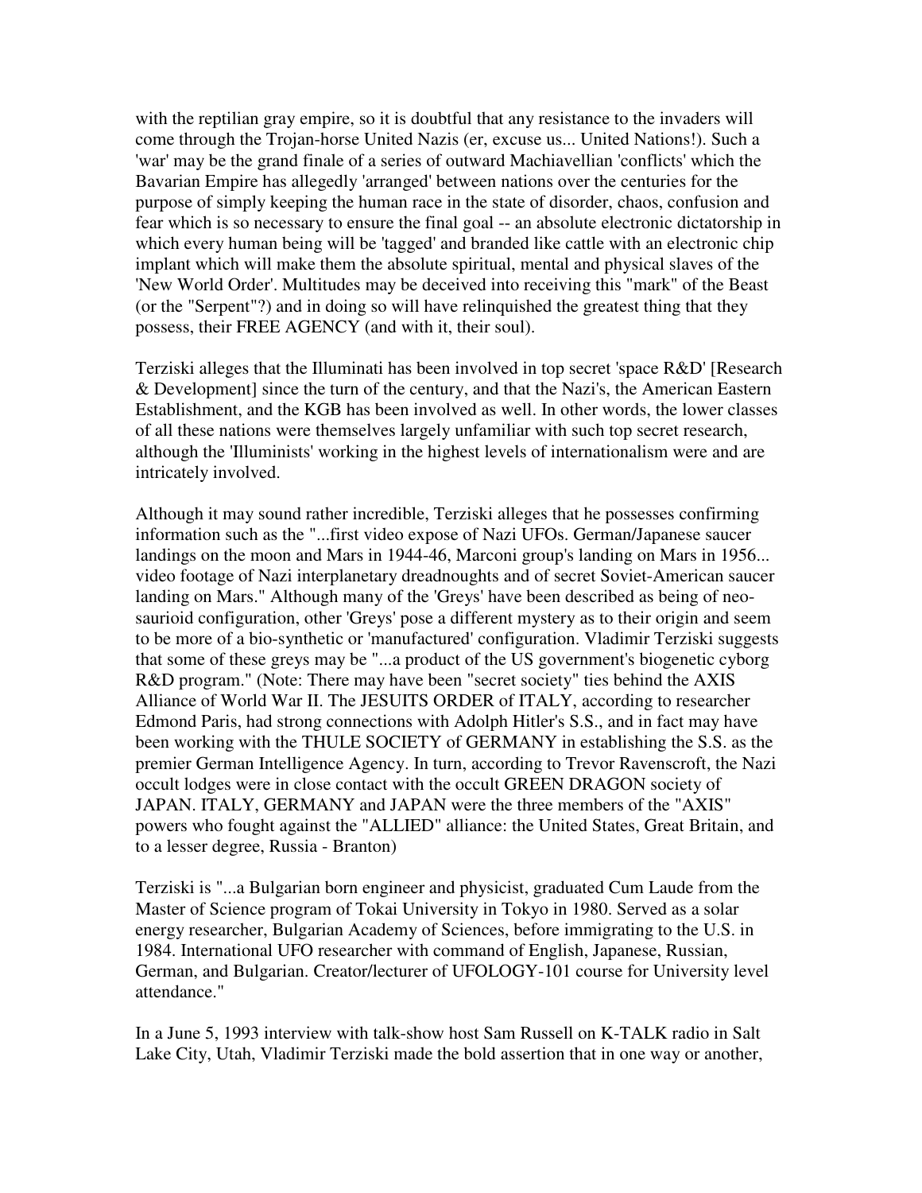with the reptilian gray empire, so it is doubtful that any resistance to the invaders will come through the Trojan-horse United Nazis (er, excuse us... United Nations!). Such a 'war' may be the grand finale of a series of outward Machiavellian 'conflicts' which the Bavarian Empire has allegedly 'arranged' between nations over the centuries for the purpose of simply keeping the human race in the state of disorder, chaos, confusion and fear which is so necessary to ensure the final goal -- an absolute electronic dictatorship in which every human being will be 'tagged' and branded like cattle with an electronic chip implant which will make them the absolute spiritual, mental and physical slaves of the 'New World Order'. Multitudes may be deceived into receiving this "mark" of the Beast (or the "Serpent"?) and in doing so will have relinquished the greatest thing that they possess, their FREE AGENCY (and with it, their soul).

Terziski alleges that the Illuminati has been involved in top secret 'space R&D' [Research & Development] since the turn of the century, and that the Nazi's, the American Eastern Establishment, and the KGB has been involved as well. In other words, the lower classes of all these nations were themselves largely unfamiliar with such top secret research, although the 'Illuminists' working in the highest levels of internationalism were and are intricately involved.

Although it may sound rather incredible, Terziski alleges that he possesses confirming information such as the "...first video expose of Nazi UFOs. German/Japanese saucer landings on the moon and Mars in 1944-46, Marconi group's landing on Mars in 1956... video footage of Nazi interplanetary dreadnoughts and of secret Soviet-American saucer landing on Mars." Although many of the 'Greys' have been described as being of neo-saurioid configuration, other 'Greys' pose a different mystery as to their origin and seem to be more of a bio-synthetic or 'manufactured' configuration. Vladimir Terziski suggests that some of these greys may be "...a product of the US government's biogenetic cyborg R&D program." (Note: There may have been "secret society" ties behind the AXIS Alliance of World War II. The JESUITS ORDER of ITALY, according to researcher Edmond Paris, had strong connections with Adolph Hitler's S.S., and in fact may have been working with the THULE SOCIETY of GERMANY in establishing the S.S. as the premier German Intelligence Agency. In turn, according to Trevor Ravenscroft, the Nazi occult lodges were in close contact with the occult GREEN DRAGON society of JAPAN. ITALY, GERMANY and JAPAN were the three members of the "AXIS" powers who fought against the "ALLIED" alliance: the United States, Great Britain, and to a lesser degree, Russia - Branton)

Terziski is "...a Bulgarian born engineer and physicist, graduated Cum Laude from the Master of Science program of Tokai University in Tokyo in 1980. Served as a solar energy researcher, Bulgarian Academy of Sciences, before immigrating to the U.S. in 1984. International UFO researcher with command of English, Japanese, Russian, German, and Bulgarian. Creator/lecturer of UFOLOGY-101 course for University level attendance."

In a June 5, 1993 interview with talk-show host Sam Russell on K-TALK radio in Salt Lake City, Utah, Vladimir Terziski made the bold assertion that in one way or another,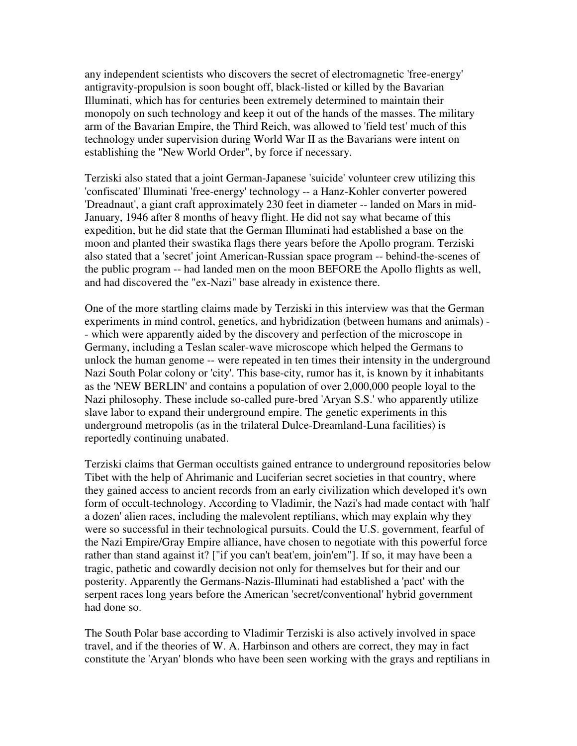any independent scientists who discovers the secret of electromagnetic 'free-energy' antigravity-propulsion is soon bought off, black-listed or killed by the Bavarian Illuminati, which has for centuries been extremely determined to maintain their monopoly on such technology and keep it out of the hands of the masses. The military arm of the Bavarian Empire, the Third Reich, was allowed to 'field test' much of this technology under supervision during World War II as the Bavarians were intent on establishing the "New World Order", by force if necessary.

Terziski also stated that a joint German-Japanese 'suicide' volunteer crew utilizing this 'confiscated' Illuminati 'free-energy' technology -- a Hanz-Kohler converter powered 'Dreadnaut', a giant craft approximately 230 feet in diameter -- landed on Mars in mid-January, 1946 after 8 months of heavy flight. He did not say what became of this expedition, but he did state that the German Illuminati had established a base on the moon and planted their swastika flags there years before the Apollo program. Terziski also stated that a 'secret' joint American-Russian space program -- behind-the-scenes of the public program -- had landed men on the moon BEFORE the Apollo flights as well, and had discovered the "ex-Nazi" base already in existence there.

One of the more startling claims made by Terziski in this interview was that the German experiments in mind control, genetics, and hybridization (between humans and animals) -- which were apparently aided by the discovery and perfection of the microscope in Germany, including a Teslan scaler-wave microscope which helped the Germans to unlock the human genome -- were repeated in ten times their intensity in the underground Nazi South Polar colony or 'city'. This base-city, rumor has it, is known by it inhabitants as the 'NEW BERLIN' and contains a population of over 2,000,000 people loyal to the Nazi philosophy. These include so-called pure-bred 'Aryan S.S.' who apparently utilize slave labor to expand their underground empire. The genetic experiments in this underground metropolis (as in the trilateral Dulce-Dreamland-Luna facilities) is reportedly continuing unabated.

Terziski claims that German occultists gained entrance to underground repositories below Tibet with the help of Ahrimanic and Luciferian secret societies in that country, where they gained access to ancient records from an early civilization which developed it's own form of occult-technology. According to Vladimir, the Nazi's had made contact with 'half a dozen' alien races, including the malevolent reptilians, which may explain why they were so successful in their technological pursuits. Could the U.S. government, fearful of the Nazi Empire/Gray Empire alliance, have chosen to negotiate with this powerful force rather than stand against it? ["if you can't beat'em, join'em"]. If so, it may have been a tragic, pathetic and cowardly decision not only for themselves but for their and our posterity. Apparently the Germans-Nazis-Illuminati had established a 'pact' with the serpent races long years before the American 'secret/conventional' hybrid government had done so.

The South Polar base according to Vladimir Terziski is also actively involved in space travel, and if the theories of W. A. Harbinson and others are correct, they may in fact constitute the 'Aryan' blonds who have been seen working with the grays and reptilians in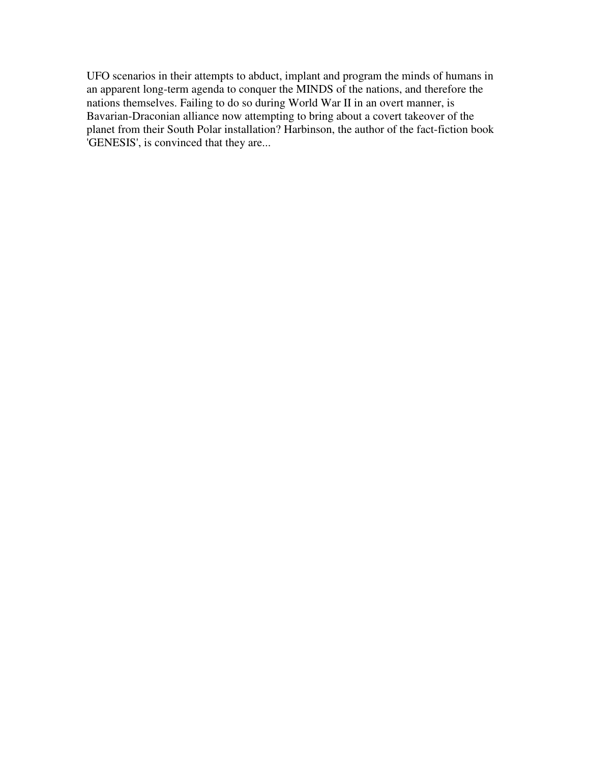UFO scenarios in their attempts to abduct, implant and program the minds of humans in an apparent long-term agenda to conquer the MINDS of the nations, and therefore the nations themselves. Failing to do so during World War II in an overt manner, is Bavarian-Draconian alliance now attempting to bring about a covert takeover of the planet from their South Polar installation? Harbinson, the author of the fact-fiction book 'GENESIS', is convinced that they are...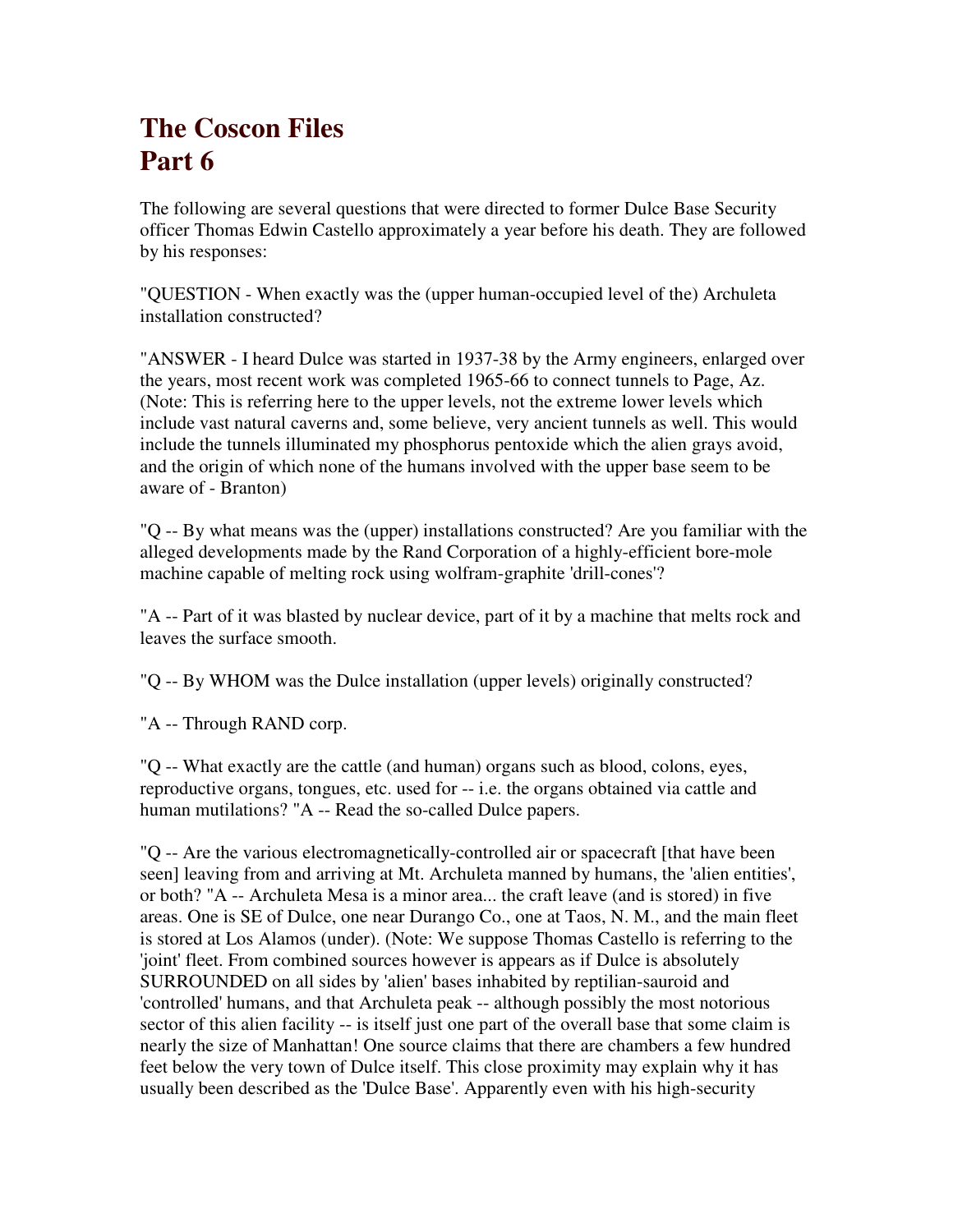# The Coscon Files
# Part 6

The following are several questions that were directed to former Dulce Base Security officer Thomas Edwin Castello approximately a year before his death. They are followed by his responses:

"QUESTION - When exactly was the (upper human-occupied level of the) Archuleta installation constructed?

"ANSWER - I heard Dulce was started in 1937-38 by the Army engineers, enlarged over the years, most recent work was completed 1965-66 to connect tunnels to Page, Az. (Note: This is referring here to the upper levels, not the extreme lower levels which include vast natural caverns and, some believe, very ancient tunnels as well. This would include the tunnels illuminated my phosphorus pentoxide which the alien grays avoid, and the origin of which none of the humans involved with the upper base seem to be aware of - Branton)

"Q -- By what means was the (upper) installations constructed? Are you familiar with the alleged developments made by the Rand Corporation of a highly-efficient bore-mole machine capable of melting rock using wolfram-graphite 'drill-cones'?

"A -- Part of it was blasted by nuclear device, part of it by a machine that melts rock and leaves the surface smooth.

"Q -- By WHOM was the Dulce installation (upper levels) originally constructed?

"A -- Through RAND corp.

"Q -- What exactly are the cattle (and human) organs such as blood, colons, eyes, reproductive organs, tongues, etc. used for -- i.e. the organs obtained via cattle and human mutilations? "A -- Read the so-called Dulce papers.

"Q -- Are the various electromagnetically-controlled air or spacecraft [that have been seen] leaving from and arriving at Mt. Archuleta manned by humans, the 'alien entities', or both? "A -- Archuleta Mesa is a minor area... the craft leave (and is stored) in five areas. One is SE of Dulce, one near Durango Co., one at Taos, N. M., and the main fleet is stored at Los Alamos (under). (Note: We suppose Thomas Castello is referring to the 'joint' fleet. From combined sources however is appears as if Dulce is absolutely SURROUNDED on all sides by 'alien' bases inhabited by reptilian-sauroid and 'controlled' humans, and that Archuleta peak -- although possibly the most notorious sector of this alien facility -- is itself just one part of the overall base that some claim is nearly the size of Manhattan! One source claims that there are chambers a few hundred feet below the very town of Dulce itself. This close proximity may explain why it has usually been described as the 'Dulce Base'. Apparently even with his high-security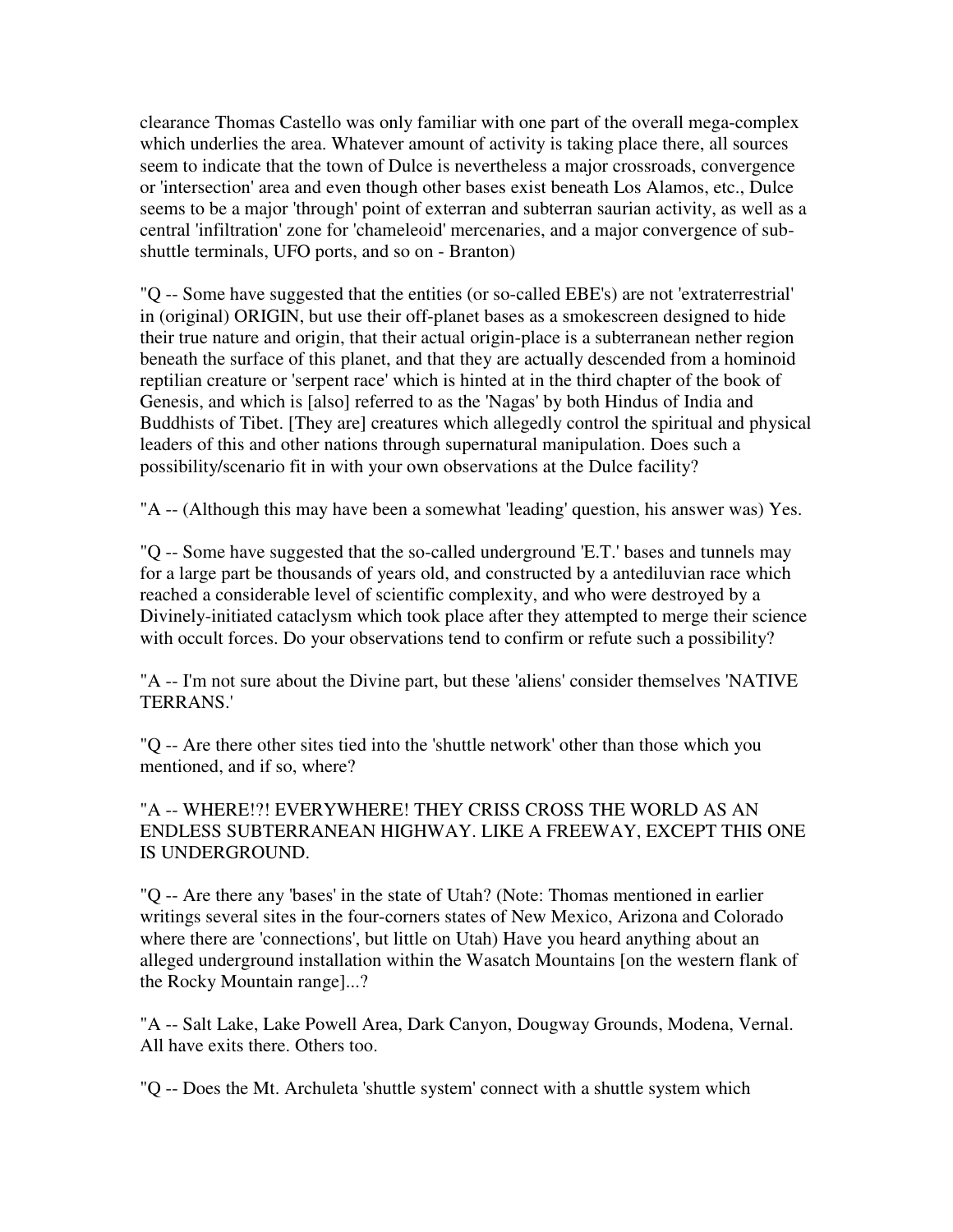clearance Thomas Castello was only familiar with one part of the overall mega-complex which underlies the area. Whatever amount of activity is taking place there, all sources seem to indicate that the town of Dulce is nevertheless a major crossroads, convergence or 'intersection' area and even though other bases exist beneath Los Alamos, etc., Dulce seems to be a major 'through' point of exterran and subterran saurian activity, as well as a central 'infiltration' zone for 'chameleoid' mercenaries, and a major convergence of sub-shuttle terminals, UFO ports, and so on - Branton)

"Q -- Some have suggested that the entities (or so-called EBE's) are not 'extraterrestrial' in (original) ORIGIN, but use their off-planet bases as a smokescreen designed to hide their true nature and origin, that their actual origin-place is a subterranean nether region beneath the surface of this planet, and that they are actually descended from a hominoid reptilian creature or 'serpent race' which is hinted at in the third chapter of the book of Genesis, and which is [also] referred to as the 'Nagas' by both Hindus of India and Buddhists of Tibet. [They are] creatures which allegedly control the spiritual and physical leaders of this and other nations through supernatural manipulation. Does such a possibility/scenario fit in with your own observations at the Dulce facility?

"A -- (Although this may have been a somewhat 'leading' question, his answer was) Yes.

"Q -- Some have suggested that the so-called underground 'E.T.' bases and tunnels may for a large part be thousands of years old, and constructed by a antediluvian race which reached a considerable level of scientific complexity, and who were destroyed by a Divinely-initiated cataclysm which took place after they attempted to merge their science with occult forces. Do your observations tend to confirm or refute such a possibility?

"A -- I'm not sure about the Divine part, but these 'aliens' consider themselves 'NATIVE TERRANS.'

"Q -- Are there other sites tied into the 'shuttle network' other than those which you mentioned, and if so, where?

"A -- WHERE!?! EVERYWHERE! THEY CRISS CROSS THE WORLD AS AN ENDLESS SUBTERRANEAN HIGHWAY. LIKE A FREEWAY, EXCEPT THIS ONE IS UNDERGROUND.

"Q -- Are there any 'bases' in the state of Utah? (Note: Thomas mentioned in earlier writings several sites in the four-corners states of New Mexico, Arizona and Colorado where there are 'connections', but little on Utah) Have you heard anything about an alleged underground installation within the Wasatch Mountains [on the western flank of the Rocky Mountain range]...?

"A -- Salt Lake, Lake Powell Area, Dark Canyon, Dougway Grounds, Modena, Vernal. All have exits there. Others too.

"Q -- Does the Mt. Archuleta 'shuttle system' connect with a shuttle system which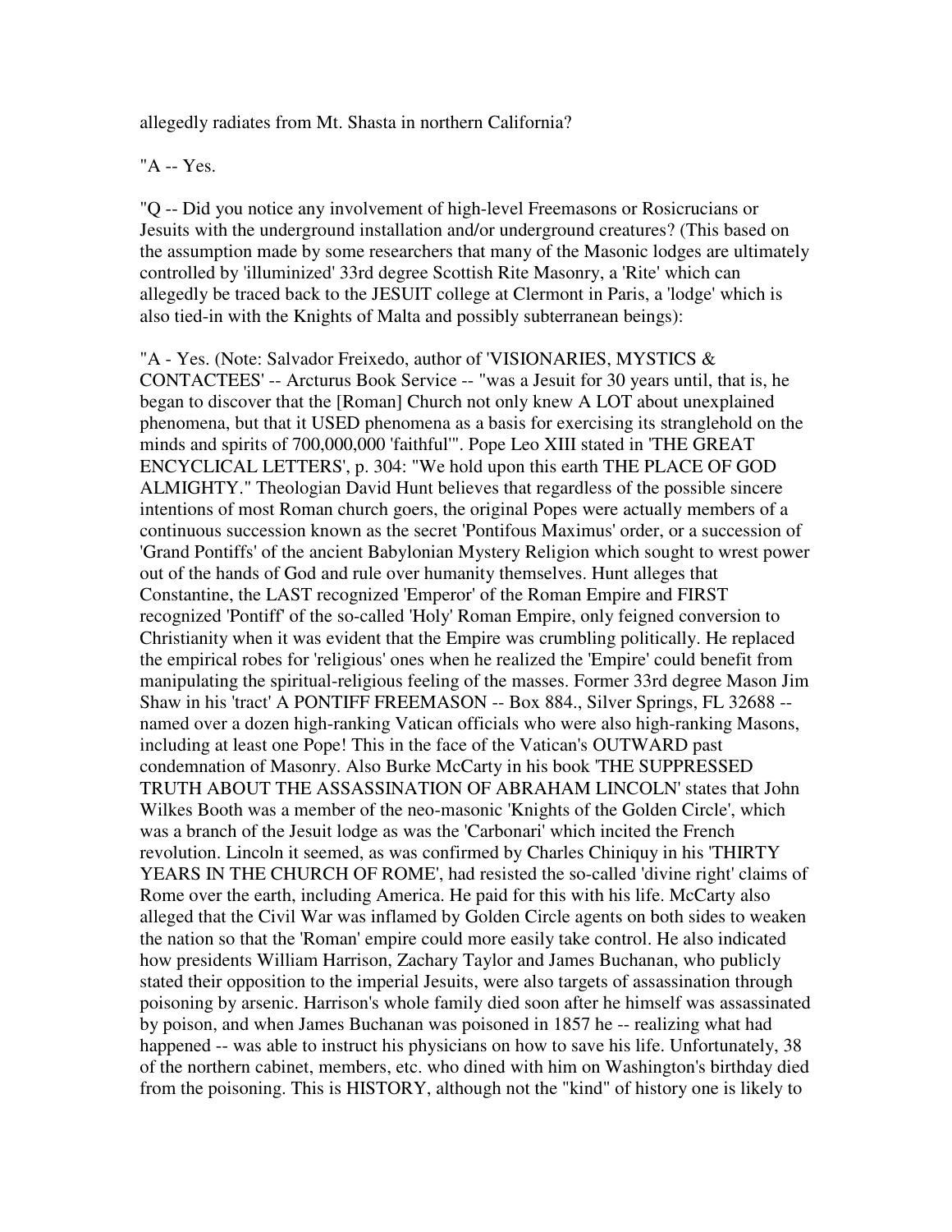allegedly radiates from Mt. Shasta in northern California?

"A -- Yes.

"Q -- Did you notice any involvement of high-level Freemasons or Rosicrucians or Jesuits with the underground installation and/or underground creatures? (This based on the assumption made by some researchers that many of the Masonic lodges are ultimately controlled by 'illuminized' 33rd degree Scottish Rite Masonry, a 'Rite' which can allegedly be traced back to the JESUIT college at Clermont in Paris, a 'lodge' which is also tied-in with the Knights of Malta and possibly subterranean beings):

"A - Yes. (Note: Salvador Freixedo, author of 'VISIONARIES, MYSTICS & CONTACTEES' -- Arcturus Book Service -- "was a Jesuit for 30 years until, that is, he began to discover that the [Roman] Church not only knew A LOT about unexplained phenomena, but that it USED phenomena as a basis for exercising its stranglehold on the minds and spirits of 700,000,000 'faithful'". Pope Leo XIII stated in 'THE GREAT ENCYCLICAL LETTERS', p. 304: "We hold upon this earth THE PLACE OF GOD ALMIGHTY." Theologian David Hunt believes that regardless of the possible sincere intentions of most Roman church goers, the original Popes were actually members of a continuous succession known as the secret 'Pontifous Maximus' order, or a succession of 'Grand Pontiffs' of the ancient Babylonian Mystery Religion which sought to wrest power out of the hands of God and rule over humanity themselves. Hunt alleges that Constantine, the LAST recognized 'Emperor' of the Roman Empire and FIRST recognized 'Pontiff' of the so-called 'Holy' Roman Empire, only feigned conversion to Christianity when it was evident that the Empire was crumbling politically. He replaced the empirical robes for 'religious' ones when he realized the 'Empire' could benefit from manipulating the spiritual-religious feeling of the masses. Former 33rd degree Mason Jim Shaw in his 'tract' A PONTIFF FREEMASON -- Box 884., Silver Springs, FL 32688 -- named over a dozen high-ranking Vatican officials who were also high-ranking Masons, including at least one Pope! This in the face of the Vatican's OUTWARD past condemnation of Masonry. Also Burke McCarty in his book 'THE SUPPRESSED TRUTH ABOUT THE ASSASSINATION OF ABRAHAM LINCOLN' states that John Wilkes Booth was a member of the neo-masonic 'Knights of the Golden Circle', which was a branch of the Jesuit lodge as was the 'Carbonari' which incited the French revolution. Lincoln it seemed, as was confirmed by Charles Chiniquy in his 'THIRTY YEARS IN THE CHURCH OF ROME', had resisted the so-called 'divine right' claims of Rome over the earth, including America. He paid for this with his life. McCarty also alleged that the Civil War was inflamed by Golden Circle agents on both sides to weaken the nation so that the 'Roman' empire could more easily take control. He also indicated how presidents William Harrison, Zachary Taylor and James Buchanan, who publicly stated their opposition to the imperial Jesuits, were also targets of assassination through poisoning by arsenic. Harrison's whole family died soon after he himself was assassinated by poison, and when James Buchanan was poisoned in 1857 he -- realizing what had happened -- was able to instruct his physicians on how to save his life. Unfortunately, 38 of the northern cabinet, members, etc. who dined with him on Washington's birthday died from the poisoning. This is HISTORY, although not the "kind" of history one is likely to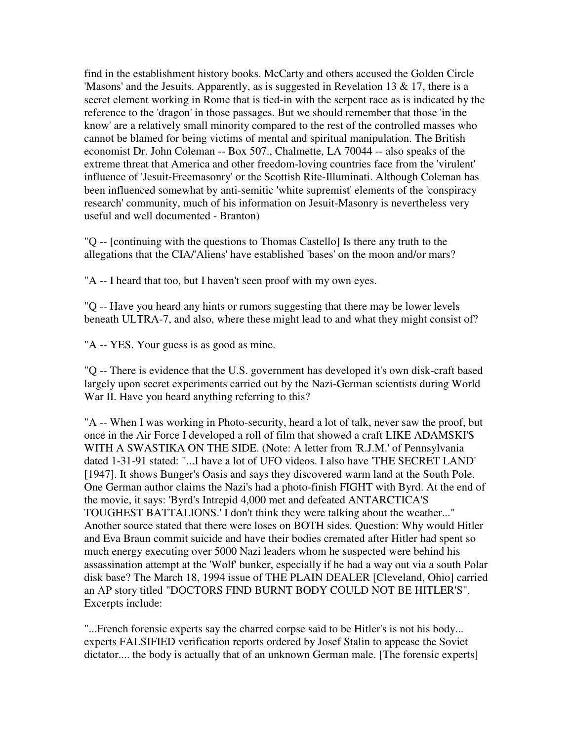find in the establishment history books. McCarty and others accused the Golden Circle 'Masons' and the Jesuits. Apparently, as is suggested in Revelation 13 & 17, there is a secret element working in Rome that is tied-in with the serpent race as is indicated by the reference to the 'dragon' in those passages. But we should remember that those 'in the know' are a relatively small minority compared to the rest of the controlled masses who cannot be blamed for being victims of mental and spiritual manipulation. The British economist Dr. John Coleman -- Box 507., Chalmette, LA 70044 -- also speaks of the extreme threat that America and other freedom-loving countries face from the 'virulent' influence of 'Jesuit-Freemasonry' or the Scottish Rite-Illuminati. Although Coleman has been influenced somewhat by anti-semitic 'white supremist' elements of the 'conspiracy research' community, much of his information on Jesuit-Masonry is nevertheless very useful and well documented - Branton)

"Q -- [continuing with the questions to Thomas Castello] Is there any truth to the allegations that the CIA/'Aliens' have established 'bases' on the moon and/or mars?

"A -- I heard that too, but I haven't seen proof with my own eyes.

"Q -- Have you heard any hints or rumors suggesting that there may be lower levels beneath ULTRA-7, and also, where these might lead to and what they might consist of?

"A -- YES. Your guess is as good as mine.

"Q -- There is evidence that the U.S. government has developed it's own disk-craft based largely upon secret experiments carried out by the Nazi-German scientists during World War II. Have you heard anything referring to this?

"A -- When I was working in Photo-security, heard a lot of talk, never saw the proof, but once in the Air Force I developed a roll of film that showed a craft LIKE ADAMSKI'S WITH A SWASTIKA ON THE SIDE. (Note: A letter from 'R.J.M.' of Pennsylvania dated 1-31-91 stated: "...I have a lot of UFO videos. I also have 'THE SECRET LAND' [1947]. It shows Bunger's Oasis and says they discovered warm land at the South Pole. One German author claims the Nazi's had a photo-finish FIGHT with Byrd. At the end of the movie, it says: 'Byrd's Intrepid 4,000 met and defeated ANTARCTICA'S TOUGHEST BATTALIONS.' I don't think they were talking about the weather..." Another source stated that there were loses on BOTH sides. Question: Why would Hitler and Eva Braun commit suicide and have their bodies cremated after Hitler had spent so much energy executing over 5000 Nazi leaders whom he suspected were behind his assassination attempt at the 'Wolf' bunker, especially if he had a way out via a south Polar disk base? The March 18, 1994 issue of THE PLAIN DEALER [Cleveland, Ohio] carried an AP story titled "DOCTORS FIND BURNT BODY COULD NOT BE HITLER'S". Excerpts include:

"...French forensic experts say the charred corpse said to be Hitler's is not his body... experts FALSIFIED verification reports ordered by Josef Stalin to appease the Soviet dictator.... the body is actually that of an unknown German male. [The forensic experts]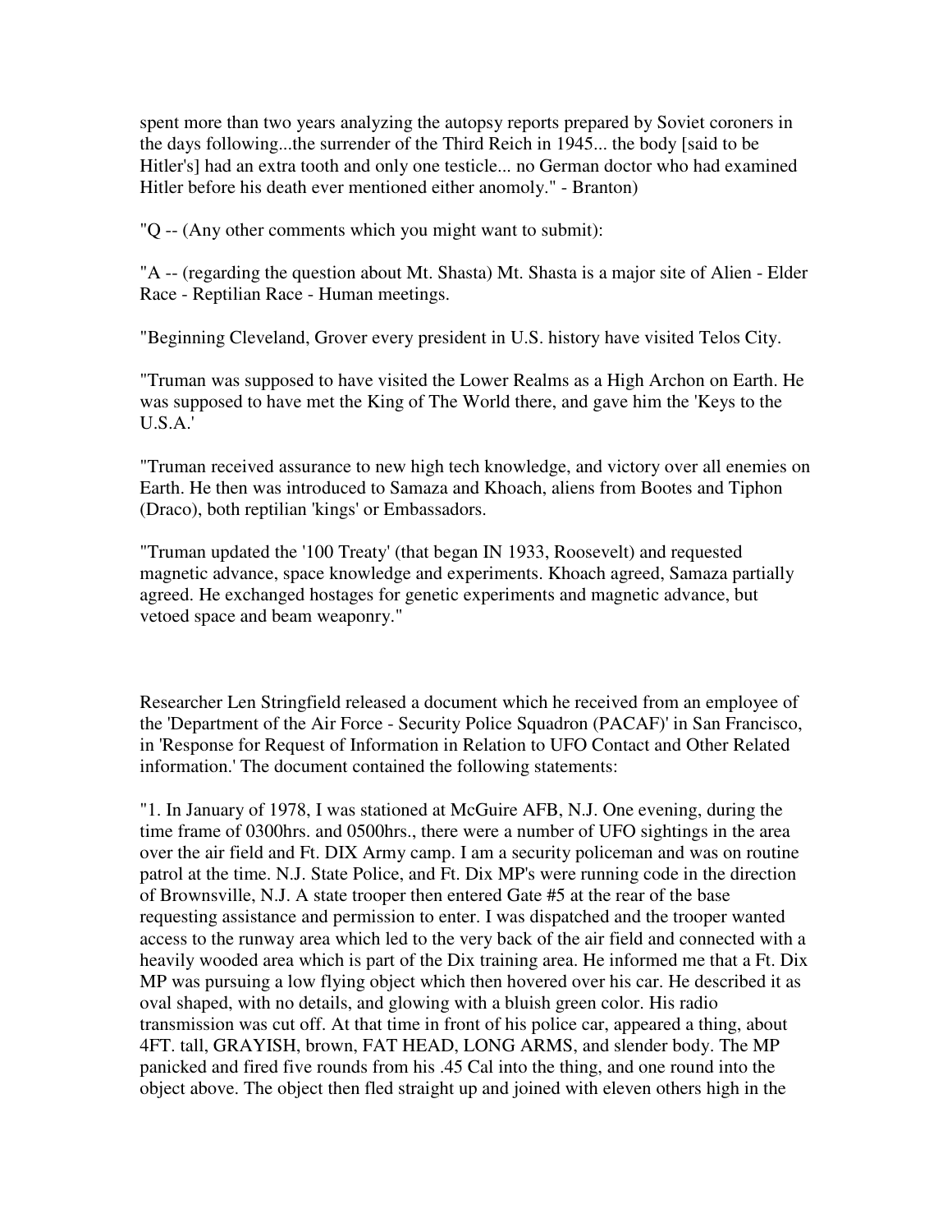spent more than two years analyzing the autopsy reports prepared by Soviet coroners in the days following...the surrender of the Third Reich in 1945... the body [said to be Hitler's] had an extra tooth and only one testicle... no German doctor who had examined Hitler before his death ever mentioned either anomoly." - Branton)

"Q -- (Any other comments which you might want to submit):

"A -- (regarding the question about Mt. Shasta) Mt. Shasta is a major site of Alien - Elder Race - Reptilian Race - Human meetings.

"Beginning Cleveland, Grover every president in U.S. history have visited Telos City.

"Truman was supposed to have visited the Lower Realms as a High Archon on Earth. He was supposed to have met the King of The World there, and gave him the 'Keys to the U.S.A.'

"Truman received assurance to new high tech knowledge, and victory over all enemies on Earth. He then was introduced to Samaza and Khoach, aliens from Bootes and Tiphon (Draco), both reptilian 'kings' or Embassadors.

"Truman updated the '100 Treaty' (that began IN 1933, Roosevelt) and requested magnetic advance, space knowledge and experiments. Khoach agreed, Samaza partially agreed. He exchanged hostages for genetic experiments and magnetic advance, but vetoed space and beam weaponry."

Researcher Len Stringfield released a document which he received from an employee of the 'Department of the Air Force - Security Police Squadron (PACAF)' in San Francisco, in 'Response for Request of Information in Relation to UFO Contact and Other Related information.' The document contained the following statements:

"1. In January of 1978, I was stationed at McGuire AFB, N.J. One evening, during the time frame of 0300hrs. and 0500hrs., there were a number of UFO sightings in the area over the air field and Ft. DIX Army camp. I am a security policeman and was on routine patrol at the time. N.J. State Police, and Ft. Dix MP's were running code in the direction of Brownsville, N.J. A state trooper then entered Gate #5 at the rear of the base requesting assistance and permission to enter. I was dispatched and the trooper wanted access to the runway area which led to the very back of the air field and connected with a heavily wooded area which is part of the Dix training area. He informed me that a Ft. Dix MP was pursuing a low flying object which then hovered over his car. He described it as oval shaped, with no details, and glowing with a bluish green color. His radio transmission was cut off. At that time in front of his police car, appeared a thing, about 4FT. tall, GRAYISH, brown, FAT HEAD, LONG ARMS, and slender body. The MP panicked and fired five rounds from his .45 Cal into the thing, and one round into the object above. The object then fled straight up and joined with eleven others high in the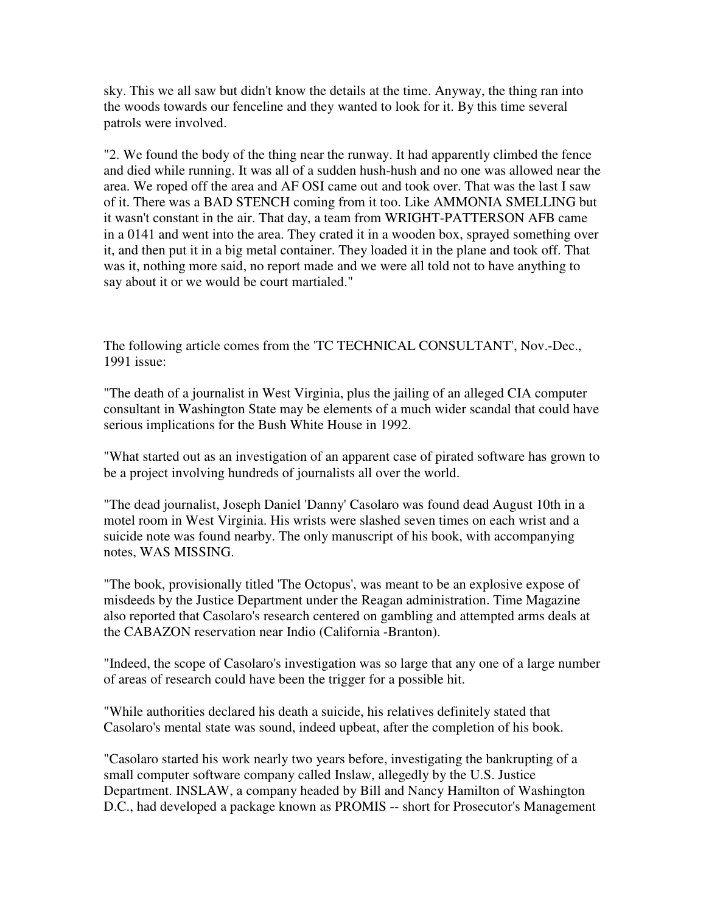sky. This we all saw but didn't know the details at the time. Anyway, the thing ran into the woods towards our fenceline and they wanted to look for it. By this time several patrols were involved.

"2. We found the body of the thing near the runway. It had apparently climbed the fence and died while running. It was all of a sudden hush-hush and no one was allowed near the area. We roped off the area and AF OSI came out and took over. That was the last I saw of it. There was a BAD STENCH coming from it too. Like AMMONIA SMELLING but it wasn't constant in the air. That day, a team from WRIGHT-PATTERSON AFB came in a 0141 and went into the area. They crated it in a wooden box, sprayed something over it, and then put it in a big metal container. They loaded it in the plane and took off. That was it, nothing more said, no report made and we were all told not to have anything to say about it or we would be court martialed."

The following article comes from the 'TC TECHNICAL CONSULTANT', Nov.-Dec., 1991 issue:

"The death of a journalist in West Virginia, plus the jailing of an alleged CIA computer consultant in Washington State may be elements of a much wider scandal that could have serious implications for the Bush White House in 1992.

"What started out as an investigation of an apparent case of pirated software has grown to be a project involving hundreds of journalists all over the world.

"The dead journalist, Joseph Daniel 'Danny' Casolaro was found dead August 10th in a motel room in West Virginia. His wrists were slashed seven times on each wrist and a suicide note was found nearby. The only manuscript of his book, with accompanying notes, WAS MISSING.

"The book, provisionally titled 'The Octopus', was meant to be an explosive expose of misdeeds by the Justice Department under the Reagan administration. Time Magazine also reported that Casolaro's research centered on gambling and attempted arms deals at the CABAZON reservation near Indio (California -Branton).

"Indeed, the scope of Casolaro's investigation was so large that any one of a large number of areas of research could have been the trigger for a possible hit.

"While authorities declared his death a suicide, his relatives definitely stated that Casolaro's mental state was sound, indeed upbeat, after the completion of his book.

"Casolaro started his work nearly two years before, investigating the bankrupting of a small computer software company called Inslaw, allegedly by the U.S. Justice Department. INSLAW, a company headed by Bill and Nancy Hamilton of Washington D.C., had developed a package known as PROMIS -- short for Prosecutor's Management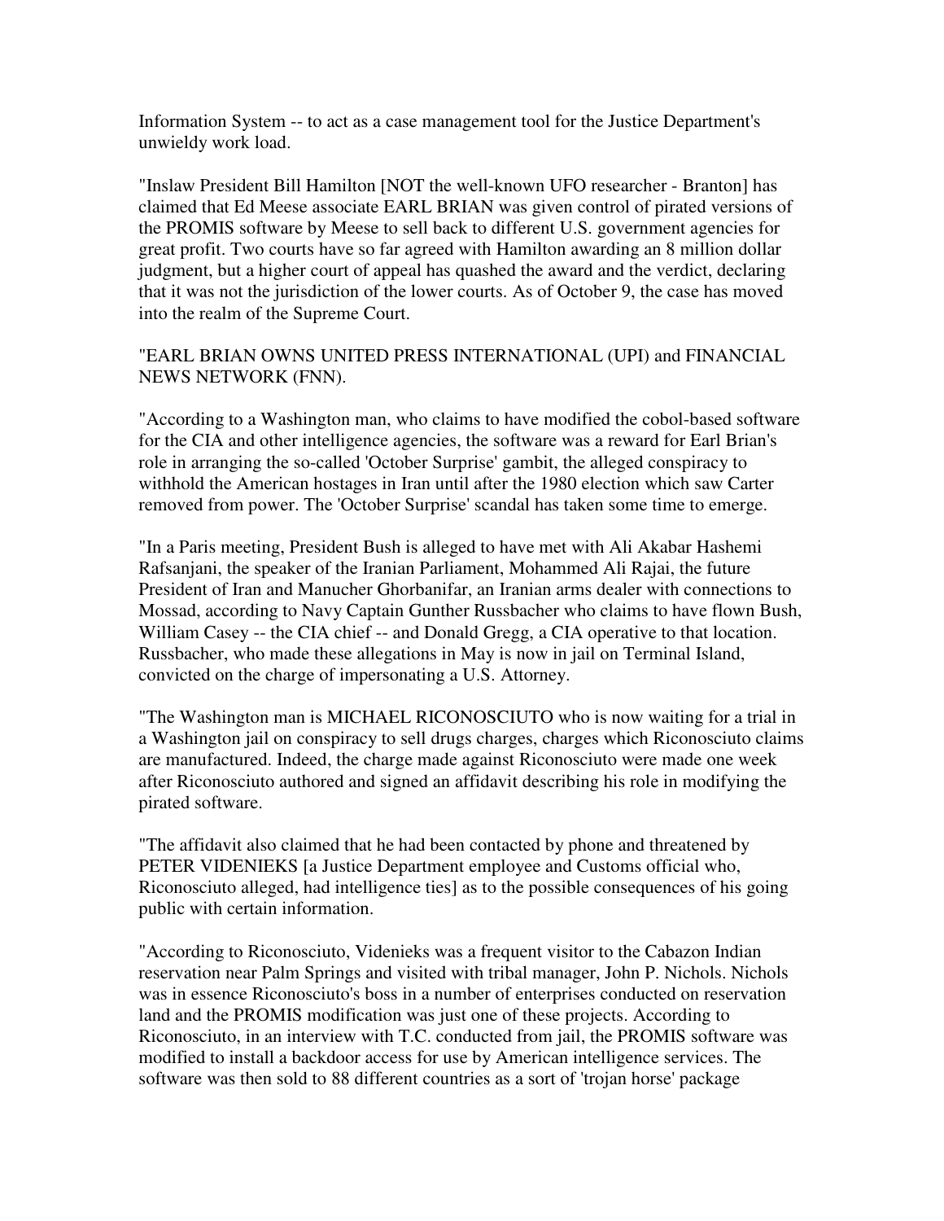Information System -- to act as a case management tool for the Justice Department's unwieldy work load.

"Inslaw President Bill Hamilton [NOT the well-known UFO researcher - Branton] has claimed that Ed Meese associate EARL BRIAN was given control of pirated versions of the PROMIS software by Meese to sell back to different U.S. government agencies for great profit. Two courts have so far agreed with Hamilton awarding an 8 million dollar judgment, but a higher court of appeal has quashed the award and the verdict, declaring that it was not the jurisdiction of the lower courts. As of October 9, the case has moved into the realm of the Supreme Court.

"EARL BRIAN OWNS UNITED PRESS INTERNATIONAL (UPI) and FINANCIAL NEWS NETWORK (FNN).

"According to a Washington man, who claims to have modified the cobol-based software for the CIA and other intelligence agencies, the software was a reward for Earl Brian's role in arranging the so-called 'October Surprise' gambit, the alleged conspiracy to withhold the American hostages in Iran until after the 1980 election which saw Carter removed from power. The 'October Surprise' scandal has taken some time to emerge.

"In a Paris meeting, President Bush is alleged to have met with Ali Akabar Hashemi Rafsanjani, the speaker of the Iranian Parliament, Mohammed Ali Rajai, the future President of Iran and Manucher Ghorbanifar, an Iranian arms dealer with connections to Mossad, according to Navy Captain Gunther Russbacher who claims to have flown Bush, William Casey -- the CIA chief -- and Donald Gregg, a CIA operative to that location. Russbacher, who made these allegations in May is now in jail on Terminal Island, convicted on the charge of impersonating a U.S. Attorney.

"The Washington man is MICHAEL RICONOSCIUTO who is now waiting for a trial in a Washington jail on conspiracy to sell drugs charges, charges which Riconosciuto claims are manufactured. Indeed, the charge made against Riconosciuto were made one week after Riconosciuto authored and signed an affidavit describing his role in modifying the pirated software.

"The affidavit also claimed that he had been contacted by phone and threatened by PETER VIDENIEKS [a Justice Department employee and Customs official who, Riconosciuto alleged, had intelligence ties] as to the possible consequences of his going public with certain information.

"According to Riconosciuto, Videnieks was a frequent visitor to the Cabazon Indian reservation near Palm Springs and visited with tribal manager, John P. Nichols. Nichols was in essence Riconosciuto's boss in a number of enterprises conducted on reservation land and the PROMIS modification was just one of these projects. According to Riconosciuto, in an interview with T.C. conducted from jail, the PROMIS software was modified to install a backdoor access for use by American intelligence services. The software was then sold to 88 different countries as a sort of 'trojan horse' package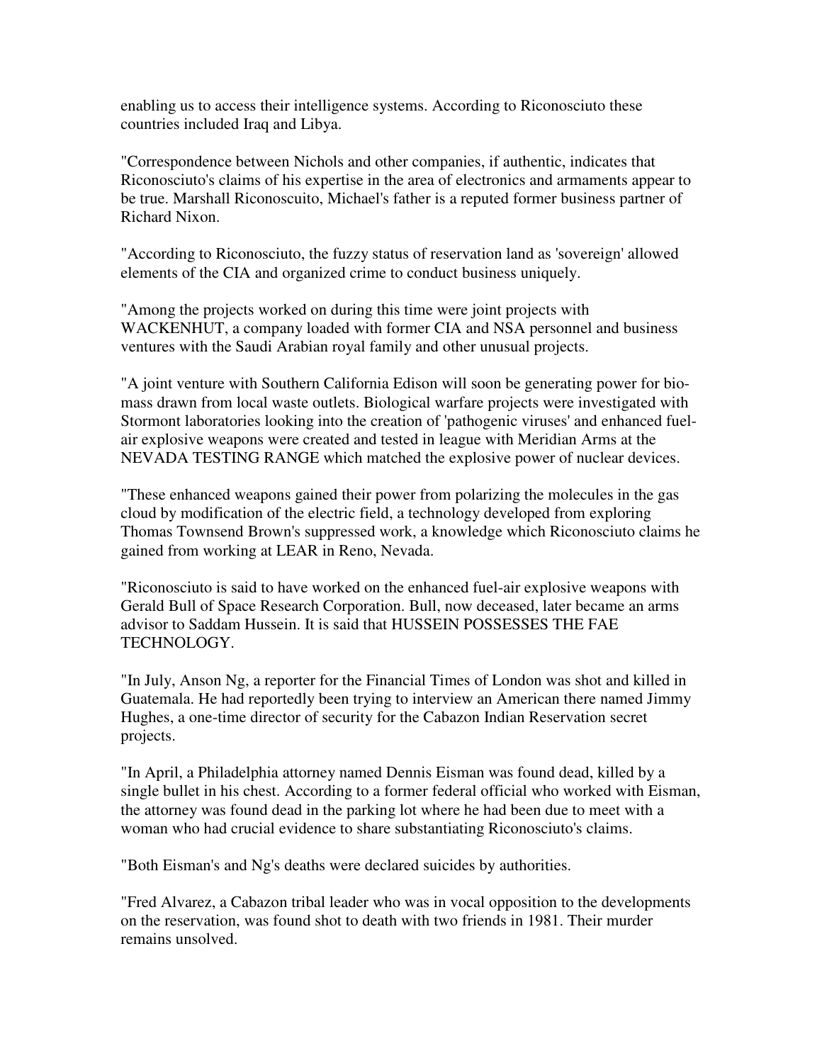enabling us to access their intelligence systems. According to Riconosciuto these countries included Iraq and Libya.

"Correspondence between Nichols and other companies, if authentic, indicates that Riconosciuto's claims of his expertise in the area of electronics and armaments appear to be true. Marshall Riconoscuito, Michael's father is a reputed former business partner of Richard Nixon.

"According to Riconosciuto, the fuzzy status of reservation land as 'sovereign' allowed elements of the CIA and organized crime to conduct business uniquely.

"Among the projects worked on during this time were joint projects with WACKENHUT, a company loaded with former CIA and NSA personnel and business ventures with the Saudi Arabian royal family and other unusual projects.

"A joint venture with Southern California Edison will soon be generating power for bio-mass drawn from local waste outlets. Biological warfare projects were investigated with Stormont laboratories looking into the creation of 'pathogenic viruses' and enhanced fuel-air explosive weapons were created and tested in league with Meridian Arms at the NEVADA TESTING RANGE which matched the explosive power of nuclear devices.

"These enhanced weapons gained their power from polarizing the molecules in the gas cloud by modification of the electric field, a technology developed from exploring Thomas Townsend Brown's suppressed work, a knowledge which Riconosciuto claims he gained from working at LEAR in Reno, Nevada.

"Riconosciuto is said to have worked on the enhanced fuel-air explosive weapons with Gerald Bull of Space Research Corporation. Bull, now deceased, later became an arms advisor to Saddam Hussein. It is said that HUSSEIN POSSESSES THE FAE TECHNOLOGY.

"In July, Anson Ng, a reporter for the Financial Times of London was shot and killed in Guatemala. He had reportedly been trying to interview an American there named Jimmy Hughes, a one-time director of security for the Cabazon Indian Reservation secret projects.

"In April, a Philadelphia attorney named Dennis Eisman was found dead, killed by a single bullet in his chest. According to a former federal official who worked with Eisman, the attorney was found dead in the parking lot where he had been due to meet with a woman who had crucial evidence to share substantiating Riconosciuto's claims.

"Both Eisman's and Ng's deaths were declared suicides by authorities.

"Fred Alvarez, a Cabazon tribal leader who was in vocal opposition to the developments on the reservation, was found shot to death with two friends in 1981. Their murder remains unsolved.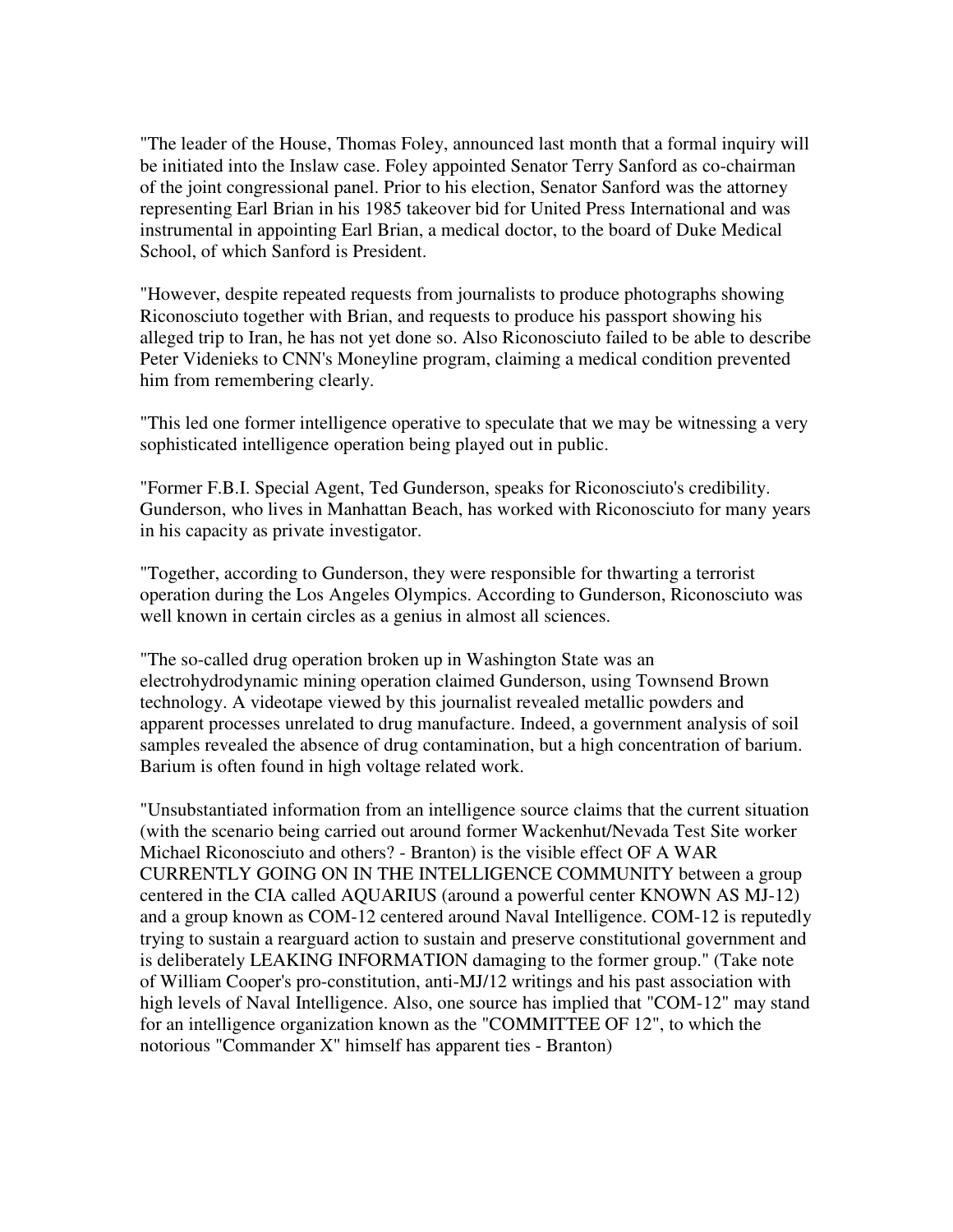"The leader of the House, Thomas Foley, announced last month that a formal inquiry will be initiated into the Inslaw case. Foley appointed Senator Terry Sanford as co-chairman of the joint congressional panel. Prior to his election, Senator Sanford was the attorney representing Earl Brian in his 1985 takeover bid for United Press International and was instrumental in appointing Earl Brian, a medical doctor, to the board of Duke Medical School, of which Sanford is President.

"However, despite repeated requests from journalists to produce photographs showing Riconosciuto together with Brian, and requests to produce his passport showing his alleged trip to Iran, he has not yet done so. Also Riconosciuto failed to be able to describe Peter Videnieks to CNN's Moneyline program, claiming a medical condition prevented him from remembering clearly.

"This led one former intelligence operative to speculate that we may be witnessing a very sophisticated intelligence operation being played out in public.

"Former F.B.I. Special Agent, Ted Gunderson, speaks for Riconosciuto's credibility. Gunderson, who lives in Manhattan Beach, has worked with Riconosciuto for many years in his capacity as private investigator.

"Together, according to Gunderson, they were responsible for thwarting a terrorist operation during the Los Angeles Olympics. According to Gunderson, Riconosciuto was well known in certain circles as a genius in almost all sciences.

"The so-called drug operation broken up in Washington State was an electrohydrodynamic mining operation claimed Gunderson, using Townsend Brown technology. A videotape viewed by this journalist revealed metallic powders and apparent processes unrelated to drug manufacture. Indeed, a government analysis of soil samples revealed the absence of drug contamination, but a high concentration of barium. Barium is often found in high voltage related work.

"Unsubstantiated information from an intelligence source claims that the current situation (with the scenario being carried out around former Wackenhut/Nevada Test Site worker Michael Riconosciuto and others? - Branton) is the visible effect OF A WAR CURRENTLY GOING ON IN THE INTELLIGENCE COMMUNITY between a group centered in the CIA called AQUARIUS (around a powerful center KNOWN AS MJ-12) and a group known as COM-12 centered around Naval Intelligence. COM-12 is reputedly trying to sustain a rearguard action to sustain and preserve constitutional government and is deliberately LEAKING INFORMATION damaging to the former group." (Take note of William Cooper's pro-constitution, anti-MJ/12 writings and his past association with high levels of Naval Intelligence. Also, one source has implied that "COM-12" may stand for an intelligence organization known as the "COMMITTEE OF 12", to which the notorious "Commander X" himself has apparent ties - Branton)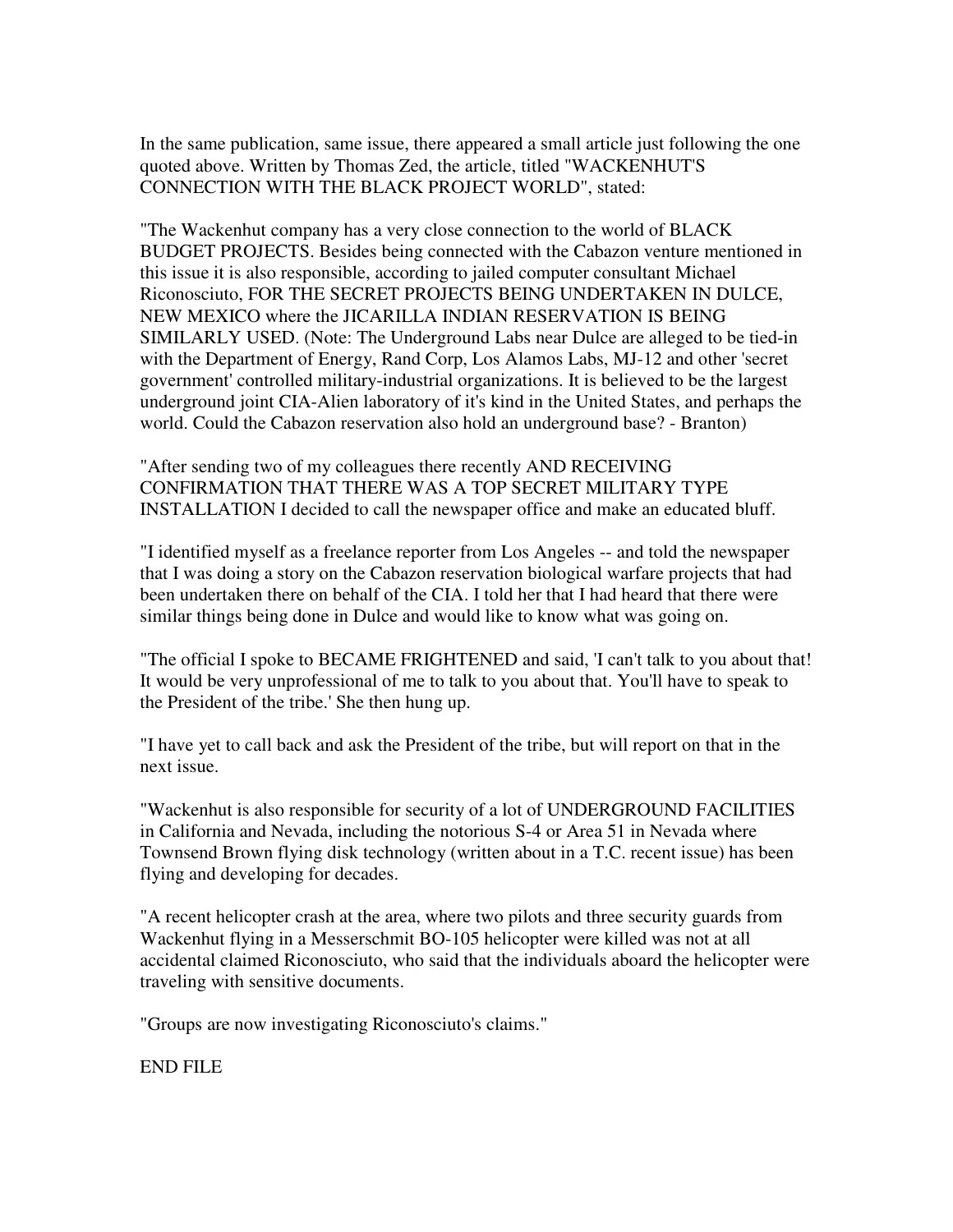In the same publication, same issue, there appeared a small article just following the one quoted above. Written by Thomas Zed, the article, titled "WACKENHUT'S CONNECTION WITH THE BLACK PROJECT WORLD", stated:

"The Wackenhut company has a very close connection to the world of BLACK BUDGET PROJECTS. Besides being connected with the Cabazon venture mentioned in this issue it is also responsible, according to jailed computer consultant Michael Riconosciuto, FOR THE SECRET PROJECTS BEING UNDERTAKEN IN DULCE, NEW MEXICO where the JICARILLA INDIAN RESERVATION IS BEING SIMILARLY USED. (Note: The Underground Labs near Dulce are alleged to be tied-in with the Department of Energy, Rand Corp, Los Alamos Labs, MJ-12 and other 'secret government' controlled military-industrial organizations. It is believed to be the largest underground joint CIA-Alien laboratory of it's kind in the United States, and perhaps the world. Could the Cabazon reservation also hold an underground base? - Branton)

"After sending two of my colleagues there recently AND RECEIVING CONFIRMATION THAT THERE WAS A TOP SECRET MILITARY TYPE INSTALLATION I decided to call the newspaper office and make an educated bluff.

"I identified myself as a freelance reporter from Los Angeles -- and told the newspaper that I was doing a story on the Cabazon reservation biological warfare projects that had been undertaken there on behalf of the CIA. I told her that I had heard that there were similar things being done in Dulce and would like to know what was going on.

"The official I spoke to BECAME FRIGHTENED and said, 'I can't talk to you about that! It would be very unprofessional of me to talk to you about that. You'll have to speak to the President of the tribe.' She then hung up.

"I have yet to call back and ask the President of the tribe, but will report on that in the next issue.

"Wackenhut is also responsible for security of a lot of UNDERGROUND FACILITIES in California and Nevada, including the notorious S-4 or Area 51 in Nevada where Townsend Brown flying disk technology (written about in a T.C. recent issue) has been flying and developing for decades.

"A recent helicopter crash at the area, where two pilots and three security guards from Wackenhut flying in a Messerschmit BO-105 helicopter were killed was not at all accidental claimed Riconosciuto, who said that the individuals aboard the helicopter were traveling with sensitive documents.

"Groups are now investigating Riconosciuto's claims."

END FILE